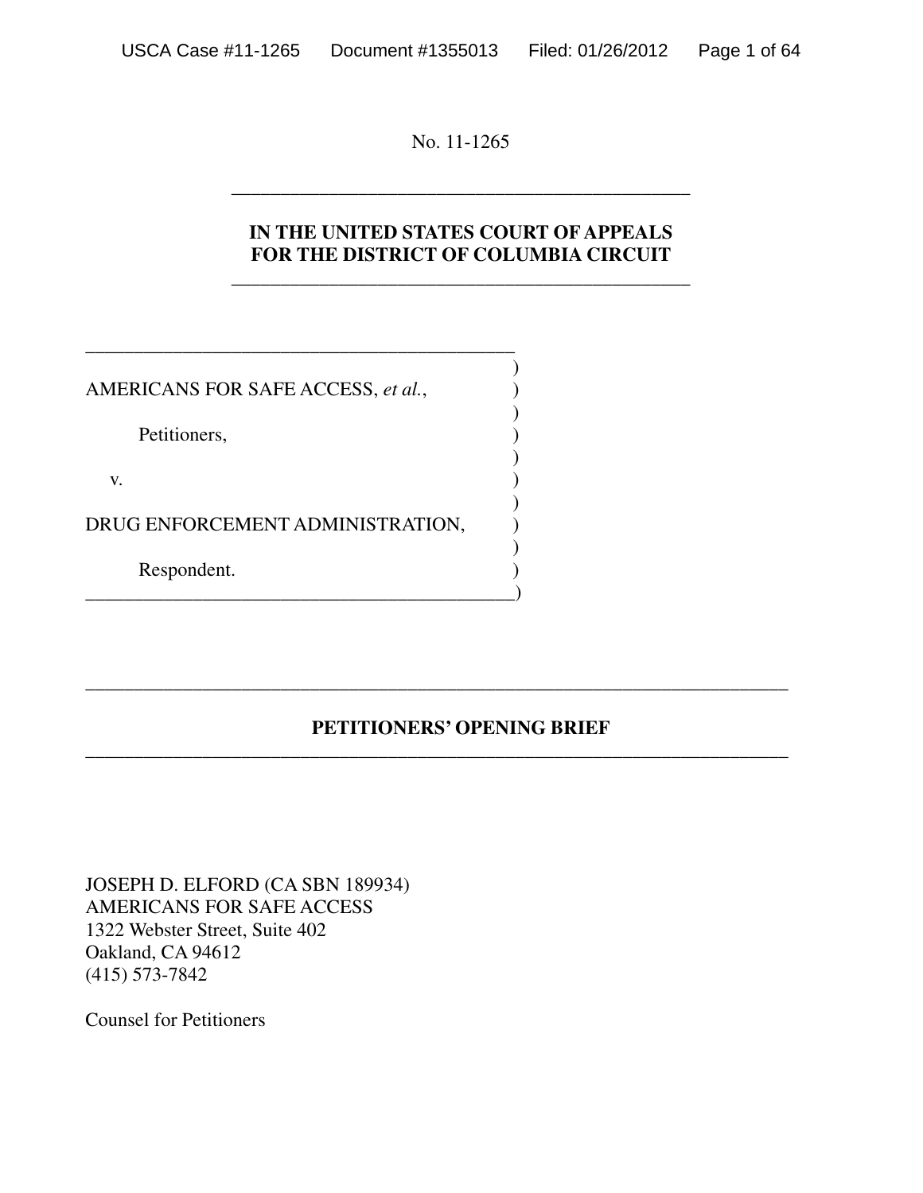No. 11-1265

---

**IN THE UNITED STATES COURT OF APPEALS FOR THE DISTRICT OF COLUMBIA CIRCUIT**

---

AMERICANS FOR SAFE ACCESS, *et al.*,

Petitioners,

v.

DRUG ENFORCEMENT ADMINISTRATION,

Respondent.

---

**PETITIONERS' OPENING BRIEF**

---

JOSEPH D. ELFORD (CA SBN 189934)
AMERICANS FOR SAFE ACCESS
1322 Webster Street, Suite 402
Oakland, CA 94612
(415) 573-7842

Counsel for Petitioners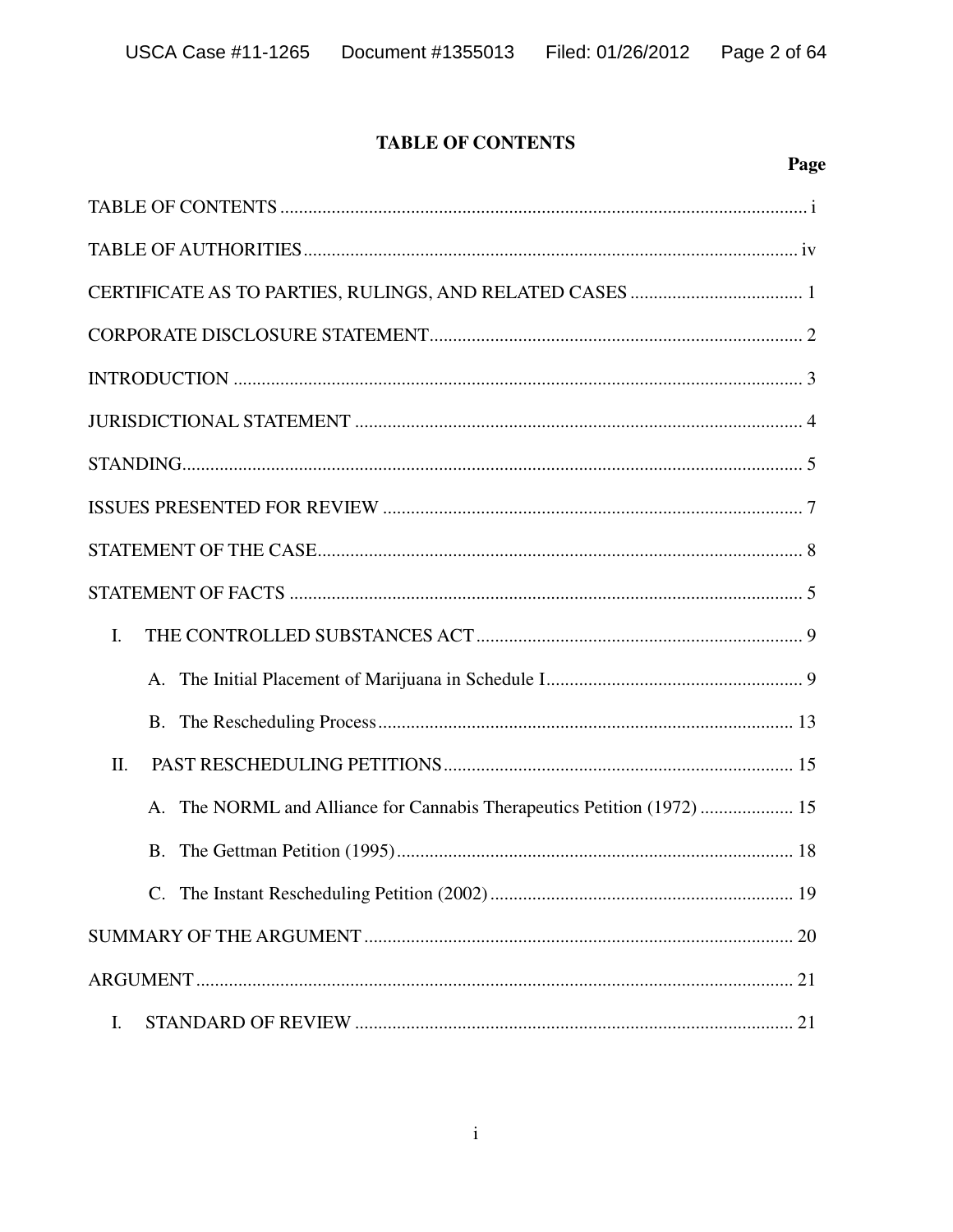## TABLE OF CONTENTS

| | Page |
|---|---|
| TABLE OF CONTENTS | i |
| TABLE OF AUTHORITIES | iv |
| CERTIFICATE AS TO PARTIES, RULINGS, AND RELATED CASES | 1 |
| CORPORATE DISCLOSURE STATEMENT | 2 |
| INTRODUCTION | 3 |
| JURISDICTIONAL STATEMENT | 4 |
| STANDING | 5 |
| ISSUES PRESENTED FOR REVIEW | 7 |
| STATEMENT OF THE CASE | 8 |
| STATEMENT OF FACTS | 5 |
| I. THE CONTROLLED SUBSTANCES ACT | 9 |
| A. The Initial Placement of Marijuana in Schedule I | 9 |
| B. The Rescheduling Process | 13 |
| II. PAST RESCHEDULING PETITIONS | 15 |
| A. The NORML and Alliance for Cannabis Therapeutics Petition (1972) | 15 |
| B. The Gettman Petition (1995) | 18 |
| C. The Instant Rescheduling Petition (2002) | 19 |
| SUMMARY OF THE ARGUMENT | 20 |
| ARGUMENT | 21 |
| I. STANDARD OF REVIEW | 21 |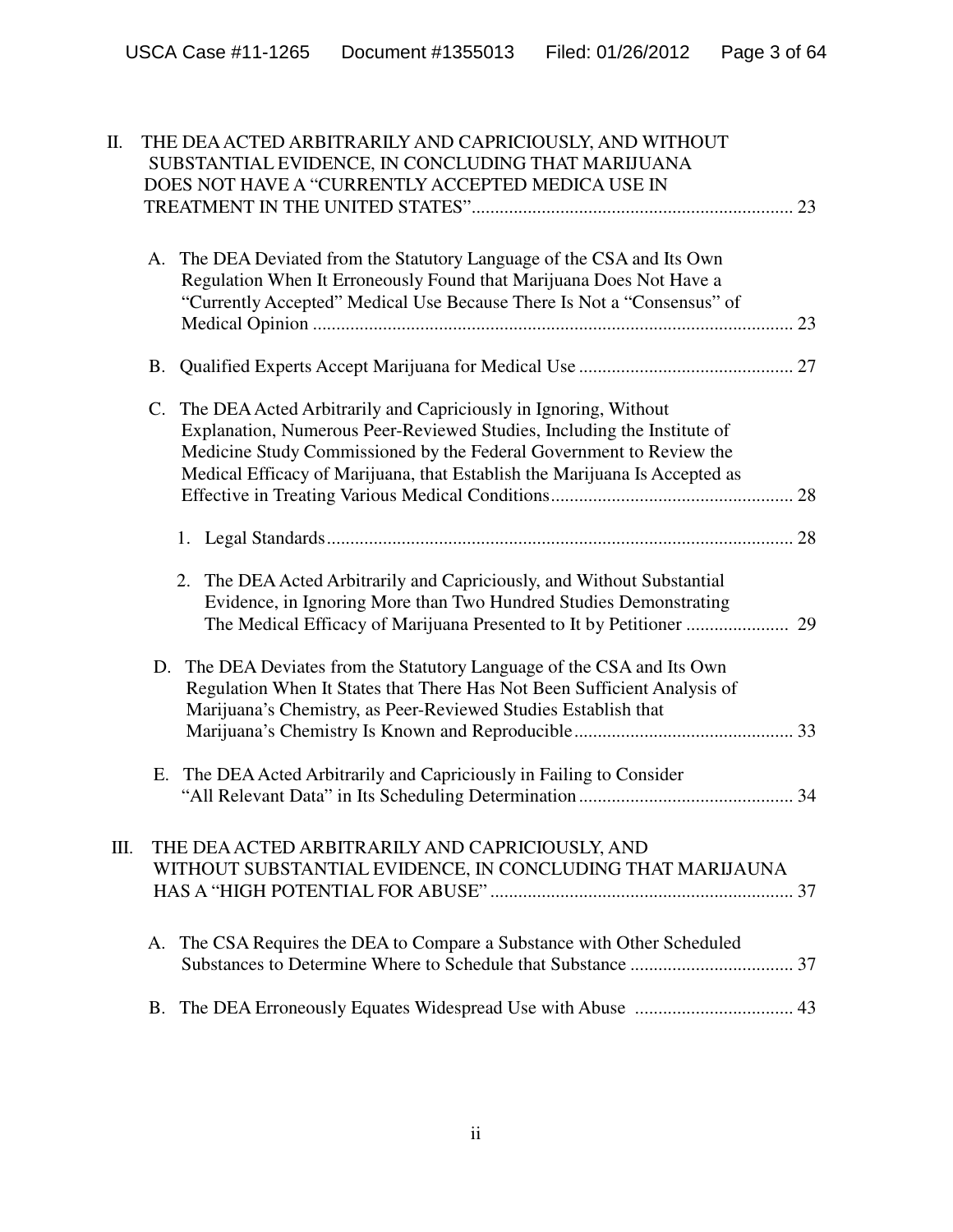II. THE DEA ACTED ARBITRARILY AND CAPRICIOUSLY, AND WITHOUT SUBSTANTIAL EVIDENCE, IN CONCLUDING THAT MARIJUANA DOES NOT HAVE A "CURRENTLY ACCEPTED MEDICA USE IN TREATMENT IN THE UNITED STATES" .................... 23

A. The DEA Deviated from the Statutory Language of the CSA and Its Own Regulation When It Erroneously Found that Marijuana Does Not Have a "Currently Accepted" Medical Use Because There Is Not a "Consensus" of Medical Opinion .................... 23

B. Qualified Experts Accept Marijuana for Medical Use .................... 27

C. The DEA Acted Arbitrarily and Capriciously in Ignoring, Without Explanation, Numerous Peer-Reviewed Studies, Including the Institute of Medicine Study Commissioned by the Federal Government to Review the Medical Efficacy of Marijuana, that Establish the Marijuana Is Accepted as Effective in Treating Various Medical Conditions .................... 28

1. Legal Standards .................... 28

2. The DEA Acted Arbitrarily and Capriciously, and Without Substantial Evidence, in Ignoring More than Two Hundred Studies Demonstrating The Medical Efficacy of Marijuana Presented to It by Petitioner .................... 29

D. The DEA Deviates from the Statutory Language of the CSA and Its Own Regulation When It States that There Has Not Been Sufficient Analysis of Marijuana's Chemistry, as Peer-Reviewed Studies Establish that Marijuana's Chemistry Is Known and Reproducible .................... 33

E. The DEA Acted Arbitrarily and Capriciously in Failing to Consider "All Relevant Data" in Its Scheduling Determination .................... 34

III. THE DEA ACTED ARBITRARILY AND CAPRICIOUSLY, AND WITHOUT SUBSTANTIAL EVIDENCE, IN CONCLUDING THAT MARIJAUNA HAS A "HIGH POTENTIAL FOR ABUSE" .................... 37

A. The CSA Requires the DEA to Compare a Substance with Other Scheduled Substances to Determine Where to Schedule that Substance .................... 37

B. The DEA Erroneously Equates Widespread Use with Abuse .................... 43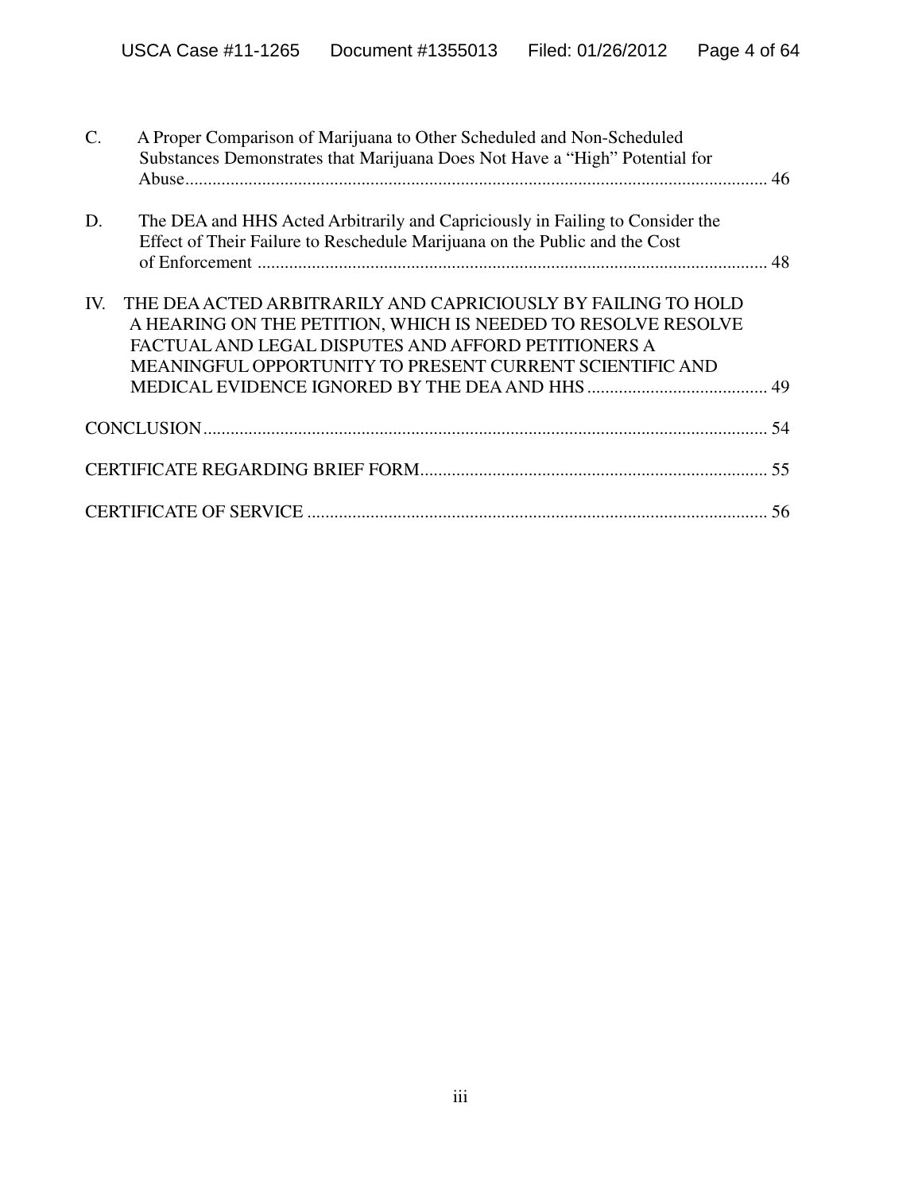C. A Proper Comparison of Marijuana to Other Scheduled and Non-Scheduled Substances Demonstrates that Marijuana Does Not Have a "High" Potential for Abuse .................................................................................................................. 46

D. The DEA and HHS Acted Arbitrarily and Capriciously in Failing to Consider the Effect of Their Failure to Reschedule Marijuana on the Public and the Cost of Enforcement .................................................................................................................. 48

IV. THE DEA ACTED ARBITRARILY AND CAPRICIOUSLY BY FAILING TO HOLD A HEARING ON THE PETITION, WHICH IS NEEDED TO RESOLVE RESOLVE FACTUAL AND LEGAL DISPUTES AND AFFORD PETITIONERS A MEANINGFUL OPPORTUNITY TO PRESENT CURRENT SCIENTIFIC AND MEDICAL EVIDENCE IGNORED BY THE DEA AND HHS ........................................ 49

CONCLUSION ............................................................................................................. 54

CERTIFICATE REGARDING BRIEF FORM ............................................................................. 55

CERTIFICATE OF SERVICE ...................................................................................................... 56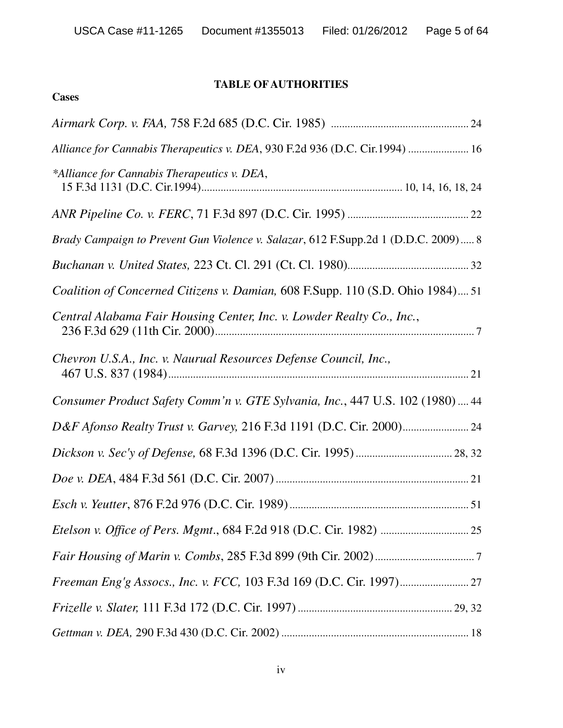## TABLE OF AUTHORITIES

**Cases**

*Airmark Corp. v. FAA,* 758 F.2d 685 (D.C. Cir. 1985) ..................................................... 24

*Alliance for Cannabis Therapeutics v. DEA*, 930 F.2d 936 (D.C. Cir.1994) ...................... 16

*\*Alliance for Cannabis Therapeutics v. DEA*, 15 F.3d 1131 (D.C. Cir.1994)......................................................................... 10, 14, 16, 18, 24

*ANR Pipeline Co. v. FERC*, 71 F.3d 897 (D.C. Cir. 1995) ............................................ 22

*Brady Campaign to Prevent Gun Violence v. Salazar*, 612 F.Supp.2d 1 (D.D.C. 2009)..... 8

*Buchanan v. United States,* 223 Ct. Cl. 291 (Ct. Cl. 1980)............................................ 32

*Coalition of Concerned Citizens v. Damian,* 608 F.Supp. 110 (S.D. Ohio 1984).... 51

*Central Alabama Fair Housing Center, Inc. v. Lowder Realty Co., Inc.*, 236 F.3d 629 (11th Cir. 2000).............................................................................................. 7

*Chevron U.S.A., Inc. v. Naurual Resources Defense Council, Inc.,* 467 U.S. 837 (1984)............................................................................................................ 21

*Consumer Product Safety Comm'n v. GTE Sylvania, Inc.*, 447 U.S. 102 (1980) .... 44

*D&F Afonso Realty Trust v. Garvey,* 216 F.3d 1191 (D.C. Cir. 2000)........................ 24

*Dickson v. Sec'y of Defense,* 68 F.3d 1396 (D.C. Cir. 1995) .................................. 28, 32

*Doe v. DEA*, 484 F.3d 561 (D.C. Cir. 2007) ..................................................................... 21

*Esch v. Yeutter*, 876 F.2d 976 (D.C. Cir. 1989)................................................................. 51

*Etelson v. Office of Pers. Mgmt*., 684 F.2d 918 (D.C. Cir. 1982) ................................ 25

*Fair Housing of Marin v. Combs*, 285 F.3d 899 (9th Cir. 2002)................................... 7

*Freeman Eng'g Assocs., Inc. v. FCC,* 103 F.3d 169 (D.C. Cir. 1997)......................... 27

*Frizelle v. Slater,* 111 F.3d 172 (D.C. Cir. 1997) ........................................................ 29, 32

*Gettman v. DEA,* 290 F.3d 430 (D.C. Cir. 2002) .................................................................. 18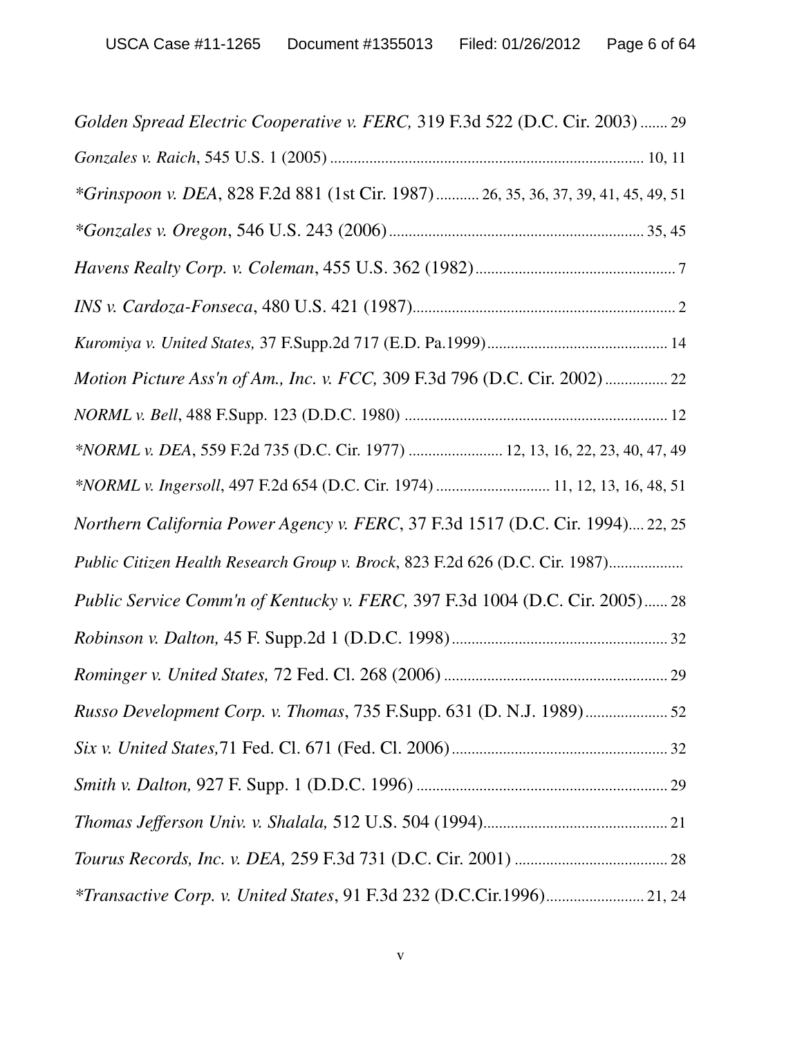*Golden Spread Electric Cooperative v. FERC,* 319 F.3d 522 (D.C. Cir. 2003) ....... 29

*Gonzales v. Raich*, 545 U.S. 1 (2005) ................................................................................ 10, 11

*\*Grinspoon v. DEA*, 828 F.2d 881 (1st Cir. 1987)........... 26, 35, 36, 37, 39, 41, 45, 49, 51

*\*Gonzales v. Oregon*, 546 U.S. 243 (2006)................................................................. 35, 45

*Havens Realty Corp. v. Coleman*, 455 U.S. 362 (1982).................................................. 7

*INS v. Cardoza-Fonseca*, 480 U.S. 421 (1987)................................................................... 2

*Kuromiya v. United States,* 37 F.Supp.2d 717 (E.D. Pa.1999).............................................. 14

*Motion Picture Ass'n of Am., Inc. v. FCC,* 309 F.3d 796 (D.C. Cir. 2002)................ 22

*NORML v. Bell*, 488 F.Supp. 123 (D.D.C. 1980) ................................................................... 12

*\*NORML v. DEA*, 559 F.2d 735 (D.C. Cir. 1977) ........................ 12, 13, 16, 22, 23, 40, 47, 49

*\*NORML v. Ingersoll*, 497 F.2d 654 (D.C. Cir. 1974) ............................. 11, 12, 13, 16, 48, 51

*Northern California Power Agency v. FERC*, 37 F.3d 1517 (D.C. Cir. 1994).... 22, 25

*Public Citizen Health Research Group v. Brock*, 823 F.2d 626 (D.C. Cir. 1987)...................

*Public Service Comm'n of Kentucky v. FERC,* 397 F.3d 1004 (D.C. Cir. 2005)...... 28

*Robinson v. Dalton,* 45 F. Supp.2d 1 (D.D.C. 1998)....................................................... 32

*Rominger v. United States,* 72 Fed. Cl. 268 (2006) ......................................................... 29

*Russo Development Corp. v. Thomas*, 735 F.Supp. 631 (D. N.J. 1989).................... 52

*Six v. United States,*71 Fed. Cl. 671 (Fed. Cl. 2006)....................................................... 32

*Smith v. Dalton,* 927 F. Supp. 1 (D.D.C. 1996) ................................................................ 29

*Thomas Jefferson Univ. v. Shalala,* 512 U.S. 504 (1994)............................................... 21

*Tourus Records, Inc. v. DEA,* 259 F.3d 731 (D.C. Cir. 2001) ....................................... 28

*\*Transactive Corp. v. United States*, 91 F.3d 232 (D.C.Cir.1996)......................... 21, 24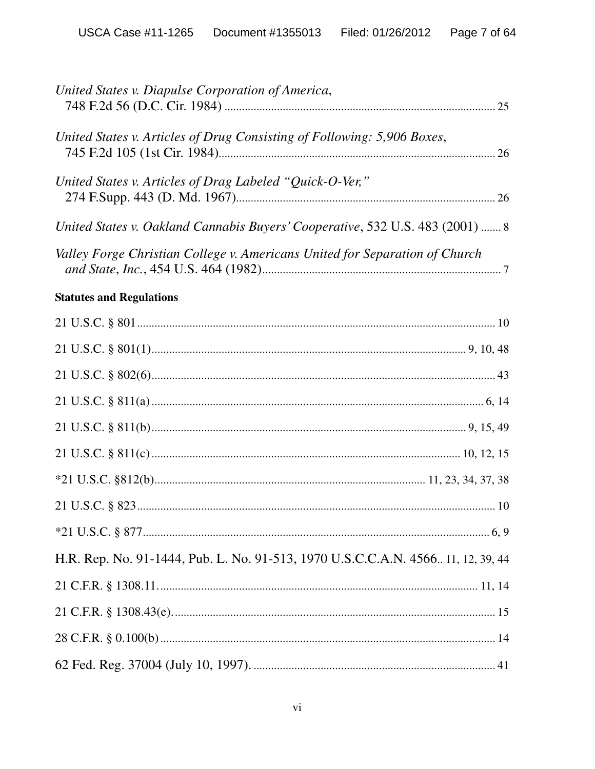*United States v. Diapulse Corporation of America*, 748 F.2d 56 (D.C. Cir. 1984) ............................................................................................ 25

*United States v. Articles of Drug Consisting of Following: 5,906 Boxes*, 745 F.2d 105 (1st Cir. 1984)............................................................................................ 26

*United States v. Articles of Drag Labeled "Quick-O-Ver,"* 274 F.Supp. 443 (D. Md. 1967)............................................................................................ 26

*United States v. Oakland Cannabis Buyers' Cooperative*, 532 U.S. 483 (2001) ....... 8

*Valley Forge Christian College v. Americans United for Separation of Church and State, Inc.*, 454 U.S. 464 (1982).................................................................................. 7

**Statutes and Regulations**

21 U.S.C. § 801............................................................................................................ 10

21 U.S.C. § 801(1)............................................................................................ 9, 10, 48

21 U.S.C. § 802(6)...................................................................................................... 43

21 U.S.C. § 811(a) ................................................................................................. 6, 14

21 U.S.C. § 811(b)............................................................................................ 9, 15, 49

21 U.S.C. § 811(c) ......................................................................................... 10, 12, 15

*21 U.S.C. §812(b)............................................................................ 11, 23, 34, 37, 38

21 U.S.C. § 823............................................................................................................ 10

*21 U.S.C. § 877........................................................................................................ 6, 9

H.R. Rep. No. 91-1444, Pub. L. No. 91-513, 1970 U.S.C.C.A.N. 4566.. 11, 12, 39, 44

21 C.F.R. § 1308.11............................................................................................... 11, 14

21 C.F.R. § 1308.43(e).................................................................................................. 15

28 C.F.R. § 0.100(b) ..................................................................................................... 14

62 Fed. Reg. 37004 (July 10, 1997). ............................................................................ 41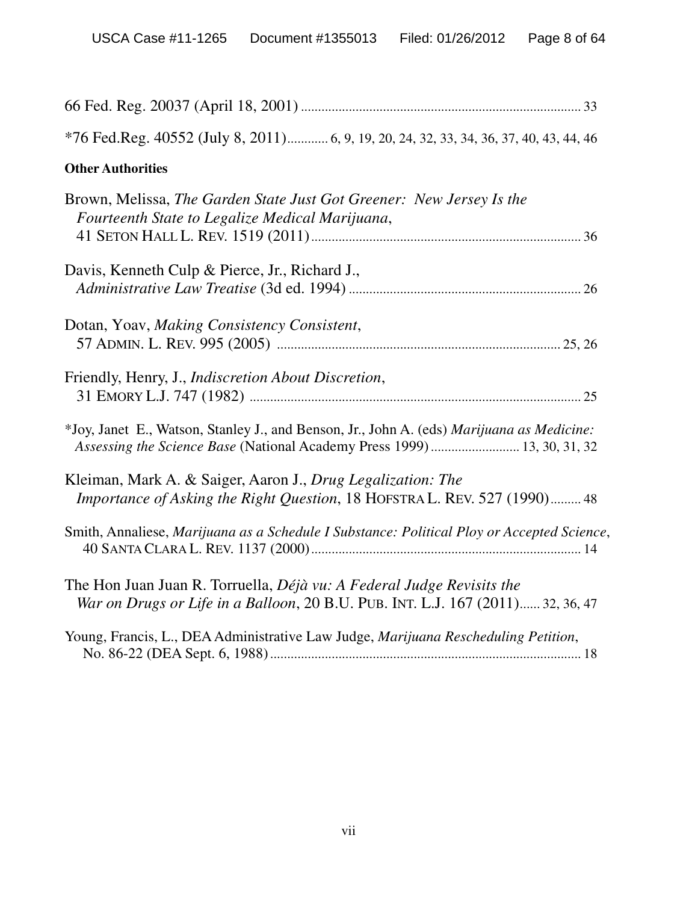66 Fed. Reg. 20037 (April 18, 2001) .......................................................................................... 33

*76 Fed.Reg. 40552 (July 8, 2011)............ 6, 9, 19, 20, 24, 32, 33, 34, 36, 37, 40, 43, 44, 46

**Other Authorities**

Brown, Melissa, *The Garden State Just Got Greener: New Jersey Is the Fourteenth State to Legalize Medical Marijuana*, 41 SETON HALL L. REV. 1519 (2011)................................................................................ 36

Davis, Kenneth Culp & Pierce, Jr., Richard J., *Administrative Law Treatise* (3d ed. 1994) .................................................................... 26

Dotan, Yoav, *Making Consistency Consistent*, 57 ADMIN. L. REV. 995 (2005) ................................................................................... 25, 26

Friendly, Henry, J., *Indiscretion About Discretion*, 31 EMORY L.J. 747 (1982) ................................................................................................ 25

*Joy, Janet E., Watson, Stanley J., and Benson, Jr., John A. (eds) *Marijuana as Medicine: Assessing the Science Base* (National Academy Press 1999) .......................... 13, 30, 31, 32

Kleiman, Mark A. & Saiger, Aaron J., *Drug Legalization: The Importance of Asking the Right Question*, 18 HOFSTRA L. REV. 527 (1990)......... 48

Smith, Annaliese, *Marijuana as a Schedule I Substance: Political Ploy or Accepted Science*, 40 SANTA CLARA L. REV. 1137 (2000)................................................................................ 14

The Hon Juan Juan R. Torruella, *Déjà vu: A Federal Judge Revisits the War on Drugs or Life in a Balloon*, 20 B.U. PUB. INT. L.J. 167 (2011)...... 32, 36, 47

Young, Francis, L., DEA Administrative Law Judge, *Marijuana Rescheduling Petition*, No. 86-22 (DEA Sept. 6, 1988)............................................................................................ 18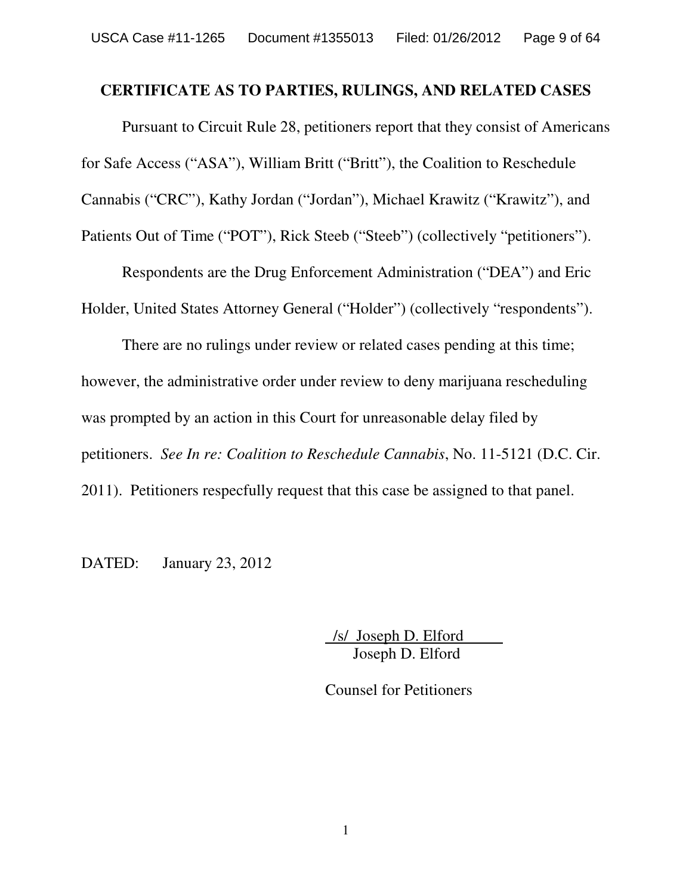## CERTIFICATE AS TO PARTIES, RULINGS, AND RELATED CASES

Pursuant to Circuit Rule 28, petitioners report that they consist of Americans for Safe Access ("ASA"), William Britt ("Britt"), the Coalition to Reschedule Cannabis ("CRC"), Kathy Jordan ("Jordan"), Michael Krawitz ("Krawitz"), and Patients Out of Time ("POT"), Rick Steeb ("Steeb") (collectively "petitioners").

Respondents are the Drug Enforcement Administration ("DEA") and Eric Holder, United States Attorney General ("Holder") (collectively "respondents").

There are no rulings under review or related cases pending at this time; however, the administrative order under review to deny marijuana rescheduling was prompted by an action in this Court for unreasonable delay filed by petitioners. *See In re: Coalition to Reschedule Cannabis*, No. 11-5121 (D.C. Cir. 2011). Petitioners respecfully request that this case be assigned to that panel.

DATED: January 23, 2012

/s/ Joseph D. Elford
Joseph D. Elford

Counsel for Petitioners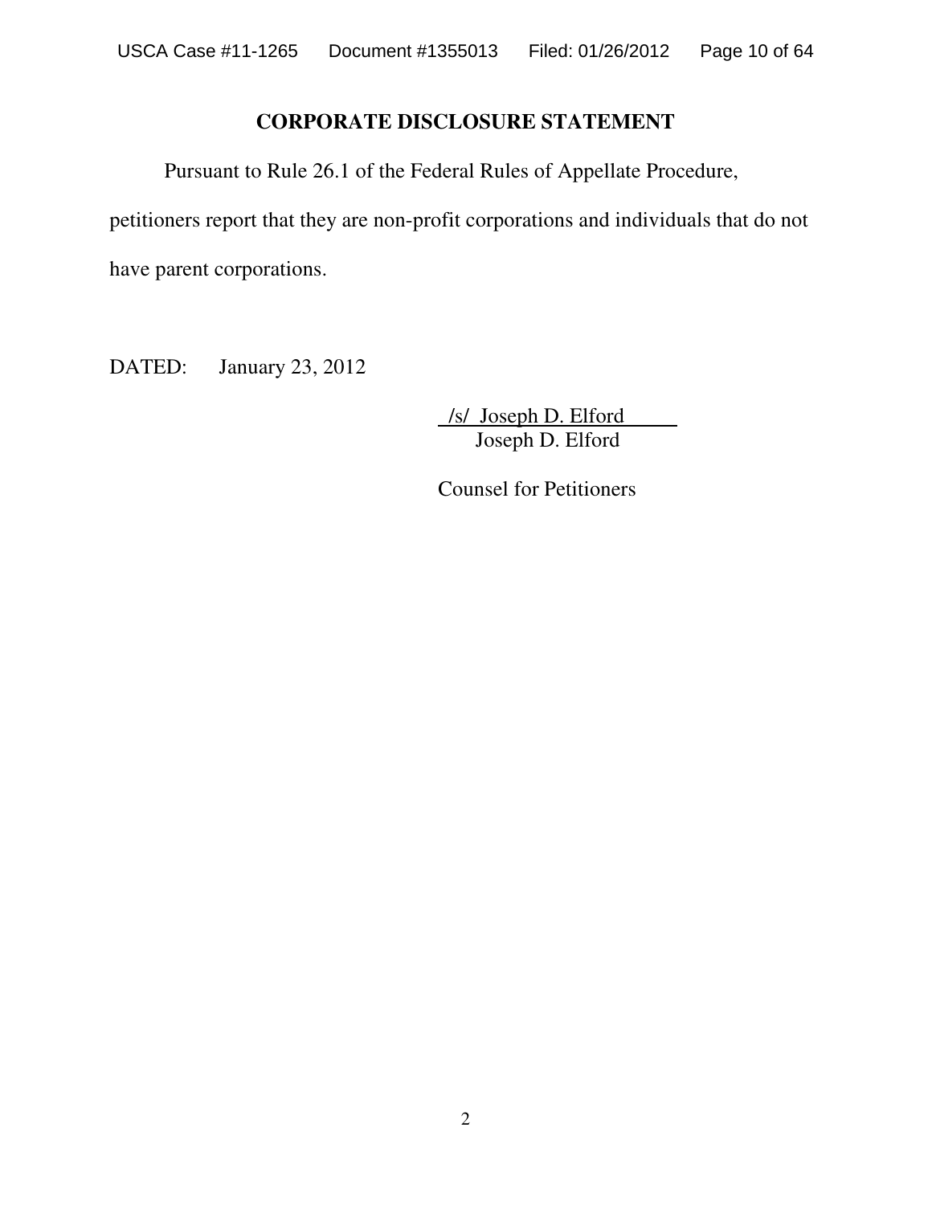## CORPORATE DISCLOSURE STATEMENT

Pursuant to Rule 26.1 of the Federal Rules of Appellate Procedure, petitioners report that they are non-profit corporations and individuals that do not have parent corporations.

DATED: January 23, 2012

/s/ Joseph D. Elford
Joseph D. Elford

Counsel for Petitioners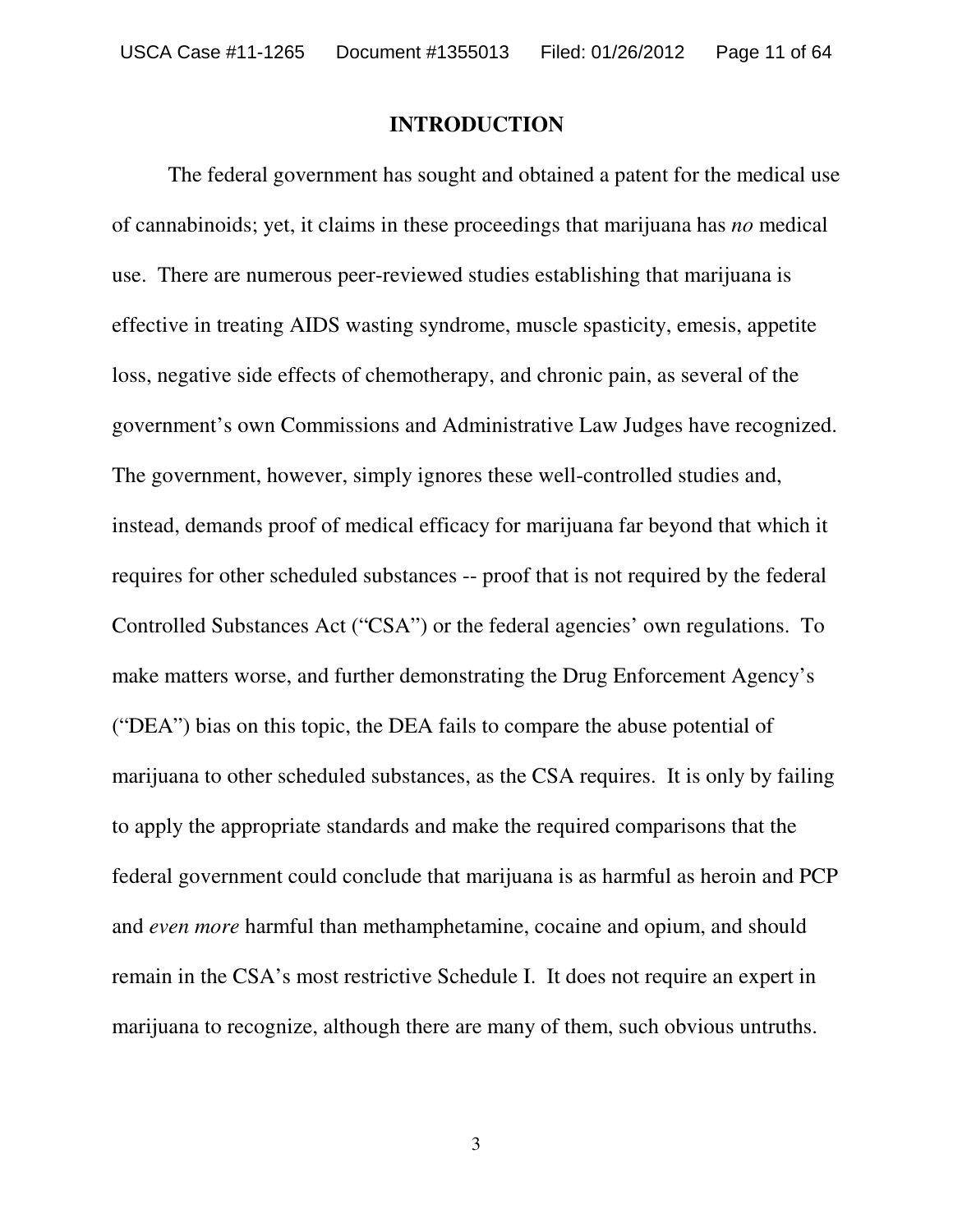## INTRODUCTION

The federal government has sought and obtained a patent for the medical use of cannabinoids; yet, it claims in these proceedings that marijuana has *no* medical use. There are numerous peer-reviewed studies establishing that marijuana is effective in treating AIDS wasting syndrome, muscle spasticity, emesis, appetite loss, negative side effects of chemotherapy, and chronic pain, as several of the government's own Commissions and Administrative Law Judges have recognized. The government, however, simply ignores these well-controlled studies and, instead, demands proof of medical efficacy for marijuana far beyond that which it requires for other scheduled substances -- proof that is not required by the federal Controlled Substances Act ("CSA") or the federal agencies' own regulations. To make matters worse, and further demonstrating the Drug Enforcement Agency's ("DEA") bias on this topic, the DEA fails to compare the abuse potential of marijuana to other scheduled substances, as the CSA requires. It is only by failing to apply the appropriate standards and make the required comparisons that the federal government could conclude that marijuana is as harmful as heroin and PCP and *even more* harmful than methamphetamine, cocaine and opium, and should remain in the CSA's most restrictive Schedule I. It does not require an expert in marijuana to recognize, although there are many of them, such obvious untruths.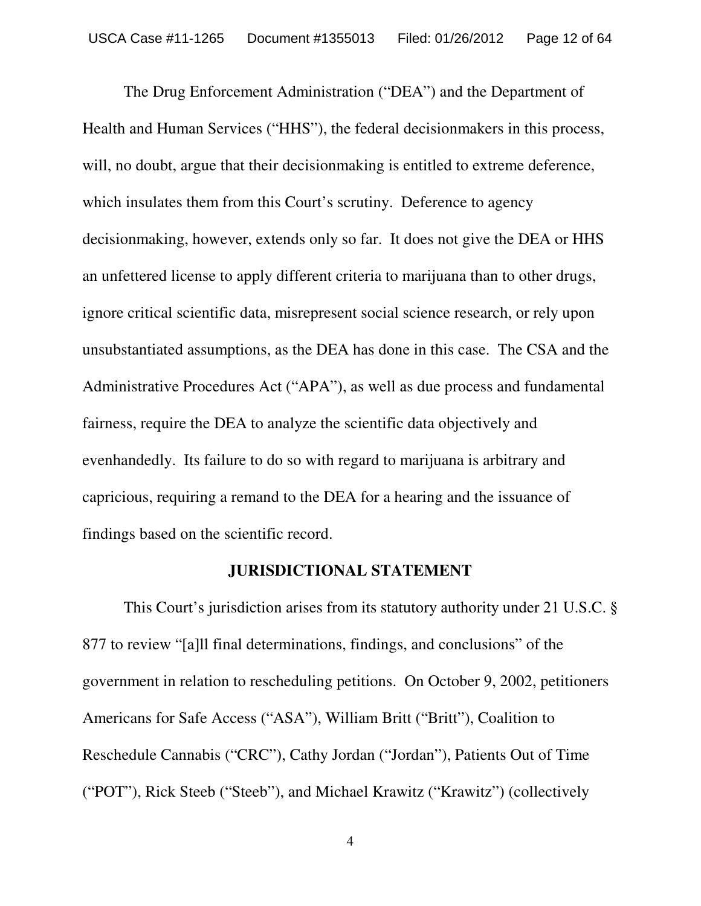The Drug Enforcement Administration ("DEA") and the Department of Health and Human Services ("HHS"), the federal decisionmakers in this process, will, no doubt, argue that their decisionmaking is entitled to extreme deference, which insulates them from this Court's scrutiny. Deference to agency decisionmaking, however, extends only so far. It does not give the DEA or HHS an unfettered license to apply different criteria to marijuana than to other drugs, ignore critical scientific data, misrepresent social science research, or rely upon unsubstantiated assumptions, as the DEA has done in this case. The CSA and the Administrative Procedures Act ("APA"), as well as due process and fundamental fairness, require the DEA to analyze the scientific data objectively and evenhandedly. Its failure to do so with regard to marijuana is arbitrary and capricious, requiring a remand to the DEA for a hearing and the issuance of findings based on the scientific record.

## JURISDICTIONAL STATEMENT

This Court's jurisdiction arises from its statutory authority under 21 U.S.C. § 877 to review "[a]ll final determinations, findings, and conclusions" of the government in relation to rescheduling petitions. On October 9, 2002, petitioners Americans for Safe Access ("ASA"), William Britt ("Britt"), Coalition to Reschedule Cannabis ("CRC"), Cathy Jordan ("Jordan"), Patients Out of Time ("POT"), Rick Steeb ("Steeb"), and Michael Krawitz ("Krawitz") (collectively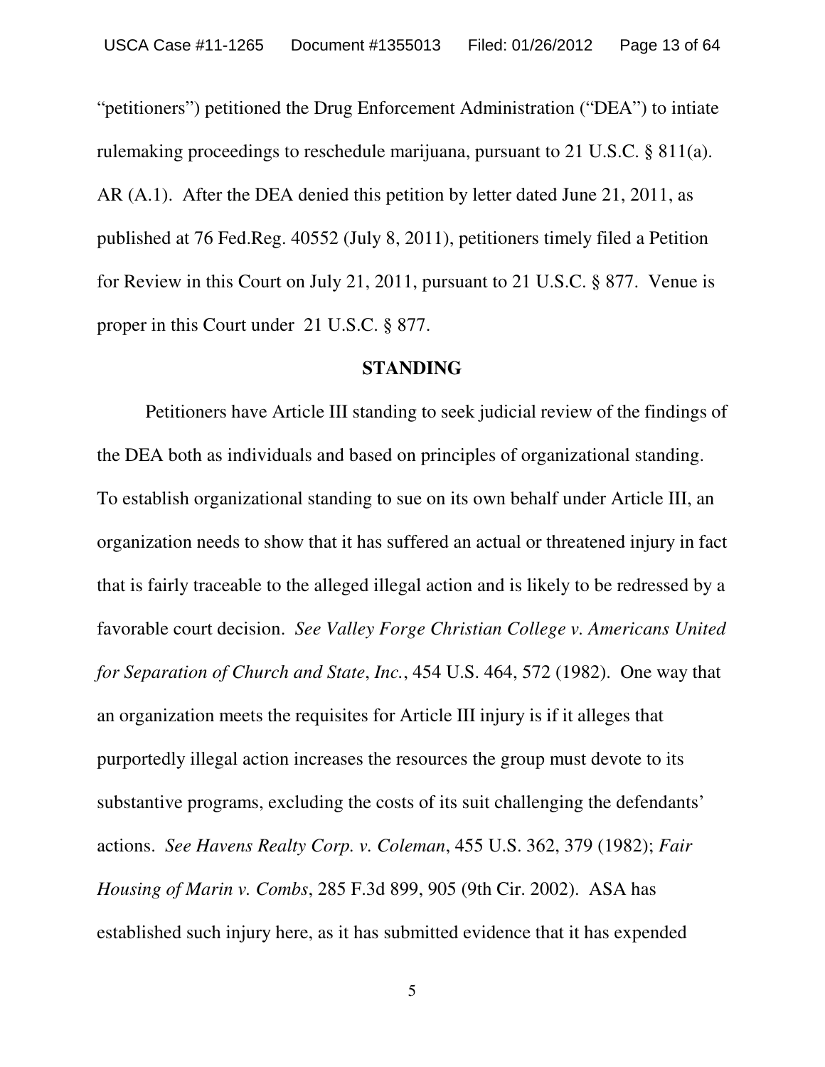"petitioners") petitioned the Drug Enforcement Administration ("DEA") to intiate rulemaking proceedings to reschedule marijuana, pursuant to 21 U.S.C. § 811(a). AR (A.1). After the DEA denied this petition by letter dated June 21, 2011, as published at 76 Fed.Reg. 40552 (July 8, 2011), petitioners timely filed a Petition for Review in this Court on July 21, 2011, pursuant to 21 U.S.C. § 877. Venue is proper in this Court under 21 U.S.C. § 877.

## STANDING

Petitioners have Article III standing to seek judicial review of the findings of the DEA both as individuals and based on principles of organizational standing. To establish organizational standing to sue on its own behalf under Article III, an organization needs to show that it has suffered an actual or threatened injury in fact that is fairly traceable to the alleged illegal action and is likely to be redressed by a favorable court decision. *See Valley Forge Christian College v. Americans United for Separation of Church and State*, *Inc.*, 454 U.S. 464, 572 (1982). One way that an organization meets the requisites for Article III injury is if it alleges that purportedly illegal action increases the resources the group must devote to its substantive programs, excluding the costs of its suit challenging the defendants' actions. *See Havens Realty Corp. v. Coleman*, 455 U.S. 362, 379 (1982); *Fair Housing of Marin v. Combs*, 285 F.3d 899, 905 (9th Cir. 2002). ASA has established such injury here, as it has submitted evidence that it has expended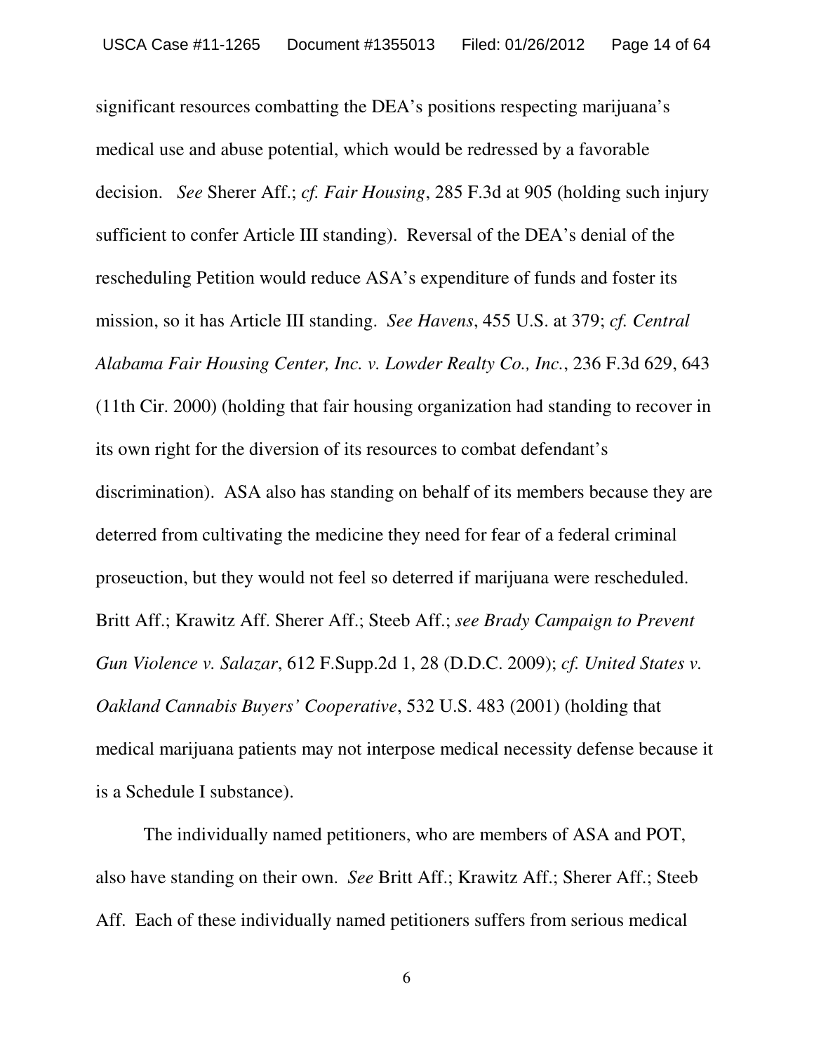significant resources combatting the DEA's positions respecting marijuana's medical use and abuse potential, which would be redressed by a favorable decision. *See* Sherer Aff.; *cf. Fair Housing*, 285 F.3d at 905 (holding such injury sufficient to confer Article III standing). Reversal of the DEA's denial of the rescheduling Petition would reduce ASA's expenditure of funds and foster its mission, so it has Article III standing. *See Havens*, 455 U.S. at 379; *cf. Central Alabama Fair Housing Center, Inc. v. Lowder Realty Co., Inc.*, 236 F.3d 629, 643 (11th Cir. 2000) (holding that fair housing organization had standing to recover in its own right for the diversion of its resources to combat defendant's discrimination). ASA also has standing on behalf of its members because they are deterred from cultivating the medicine they need for fear of a federal criminal proseuction, but they would not feel so deterred if marijuana were rescheduled. Britt Aff.; Krawitz Aff. Sherer Aff.; Steeb Aff.; *see Brady Campaign to Prevent Gun Violence v. Salazar*, 612 F.Supp.2d 1, 28 (D.D.C. 2009); *cf. United States v. Oakland Cannabis Buyers' Cooperative*, 532 U.S. 483 (2001) (holding that medical marijuana patients may not interpose medical necessity defense because it is a Schedule I substance).

The individually named petitioners, who are members of ASA and POT, also have standing on their own. *See* Britt Aff.; Krawitz Aff.; Sherer Aff.; Steeb Aff. Each of these individually named petitioners suffers from serious medical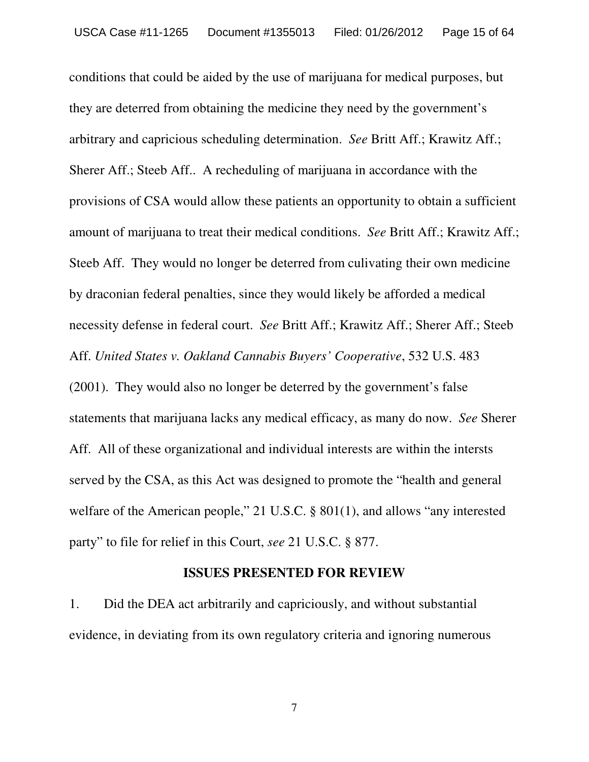conditions that could be aided by the use of marijuana for medical purposes, but they are deterred from obtaining the medicine they need by the government's arbitrary and capricious scheduling determination. *See* Britt Aff.; Krawitz Aff.; Sherer Aff.; Steeb Aff.. A recheduling of marijuana in accordance with the provisions of CSA would allow these patients an opportunity to obtain a sufficient amount of marijuana to treat their medical conditions. *See* Britt Aff.; Krawitz Aff.; Steeb Aff. They would no longer be deterred from culivating their own medicine by draconian federal penalties, since they would likely be afforded a medical necessity defense in federal court. *See* Britt Aff.; Krawitz Aff.; Sherer Aff.; Steeb Aff. *United States v. Oakland Cannabis Buyers' Cooperative*, 532 U.S. 483 (2001). They would also no longer be deterred by the government's false statements that marijuana lacks any medical efficacy, as many do now. *See* Sherer Aff. All of these organizational and individual interests are within the intersts served by the CSA, as this Act was designed to promote the "health and general welfare of the American people," 21 U.S.C. § 801(1), and allows "any interested party" to file for relief in this Court, *see* 21 U.S.C. § 877.

## ISSUES PRESENTED FOR REVIEW

1. Did the DEA act arbitrarily and capriciously, and without substantial evidence, in deviating from its own regulatory criteria and ignoring numerous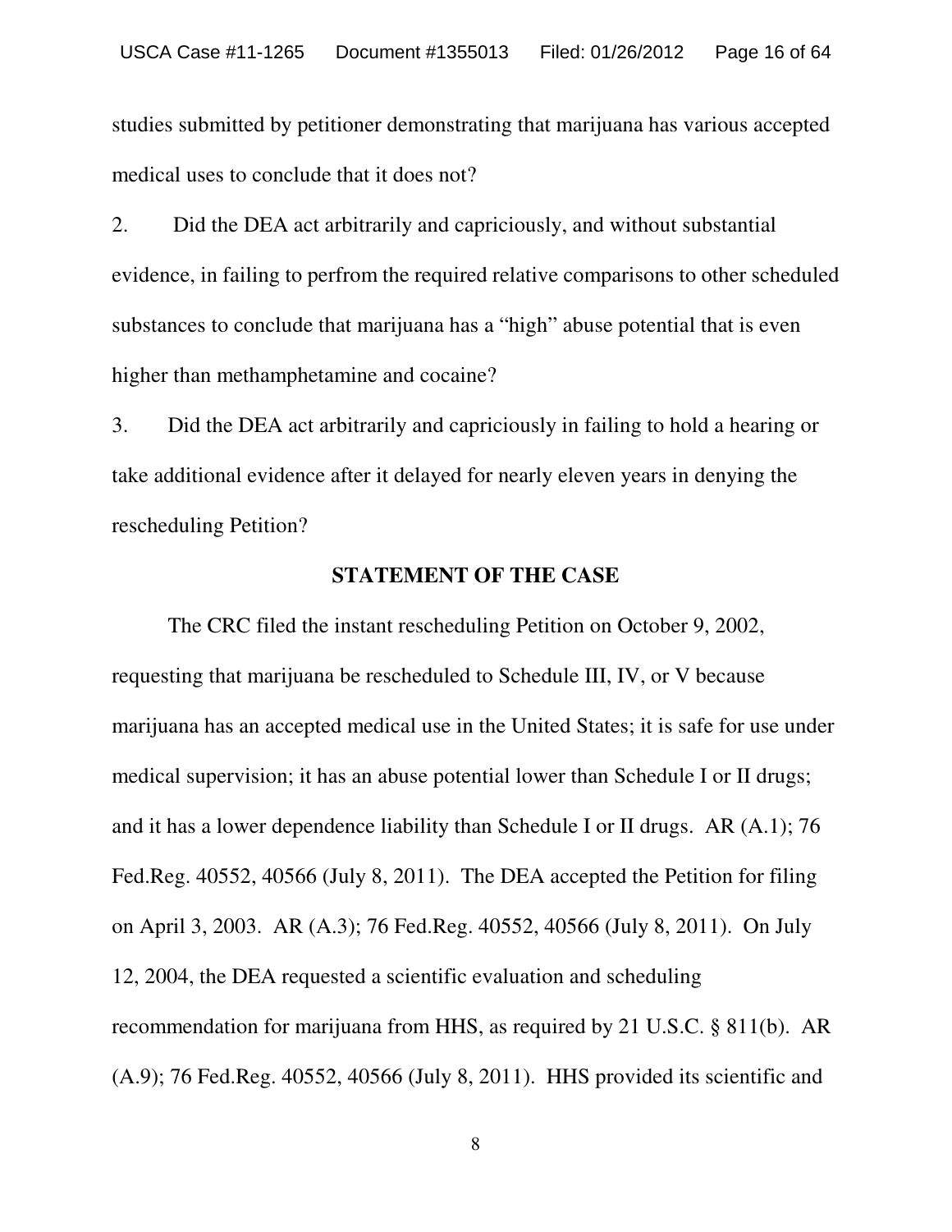studies submitted by petitioner demonstrating that marijuana has various accepted medical uses to conclude that it does not?

2. Did the DEA act arbitrarily and capriciously, and without substantial evidence, in failing to perfrom the required relative comparisons to other scheduled substances to conclude that marijuana has a "high" abuse potential that is even higher than methamphetamine and cocaine?

3. Did the DEA act arbitrarily and capriciously in failing to hold a hearing or take additional evidence after it delayed for nearly eleven years in denying the rescheduling Petition?

## STATEMENT OF THE CASE

The CRC filed the instant rescheduling Petition on October 9, 2002, requesting that marijuana be rescheduled to Schedule III, IV, or V because marijuana has an accepted medical use in the United States; it is safe for use under medical supervision; it has an abuse potential lower than Schedule I or II drugs; and it has a lower dependence liability than Schedule I or II drugs. AR (A.1); 76 Fed.Reg. 40552, 40566 (July 8, 2011). The DEA accepted the Petition for filing on April 3, 2003. AR (A.3); 76 Fed.Reg. 40552, 40566 (July 8, 2011). On July 12, 2004, the DEA requested a scientific evaluation and scheduling recommendation for marijuana from HHS, as required by 21 U.S.C. § 811(b). AR (A.9); 76 Fed.Reg. 40552, 40566 (July 8, 2011). HHS provided its scientific and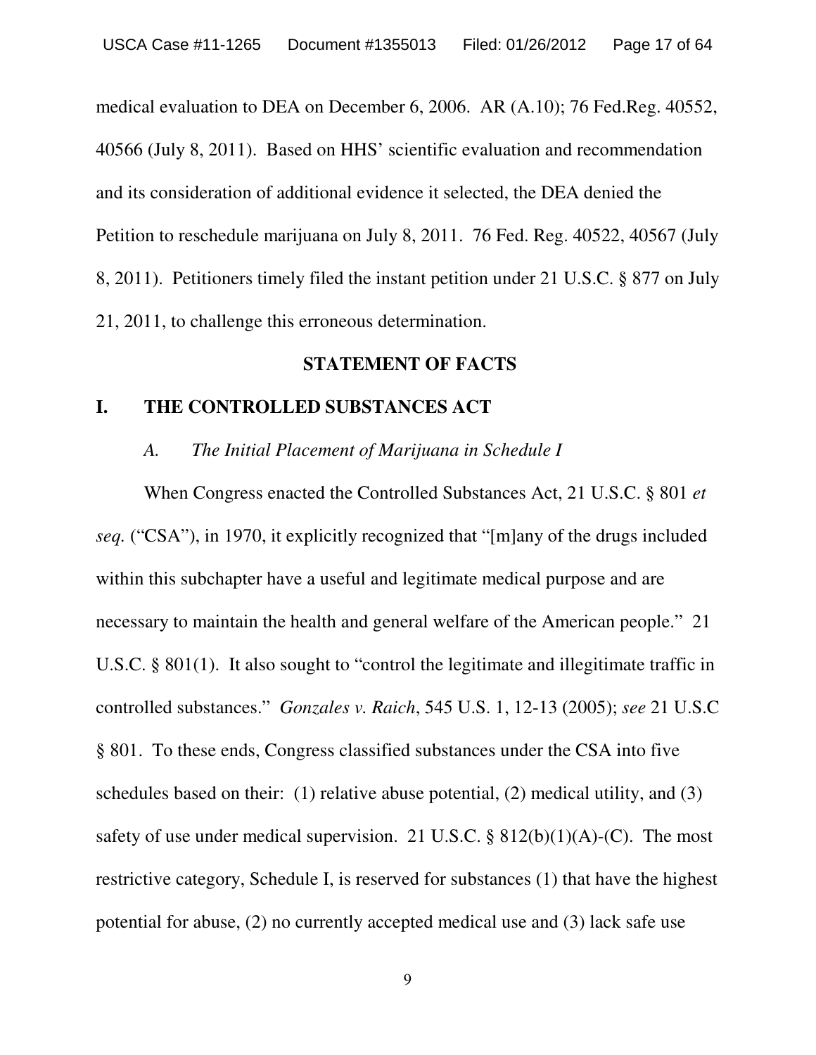medical evaluation to DEA on December 6, 2006. AR (A.10); 76 Fed.Reg. 40552, 40566 (July 8, 2011). Based on HHS' scientific evaluation and recommendation and its consideration of additional evidence it selected, the DEA denied the Petition to reschedule marijuana on July 8, 2011. 76 Fed. Reg. 40522, 40567 (July 8, 2011). Petitioners timely filed the instant petition under 21 U.S.C. § 877 on July 21, 2011, to challenge this erroneous determination.

## STATEMENT OF FACTS

## I. THE CONTROLLED SUBSTANCES ACT

### *A. The Initial Placement of Marijuana in Schedule I*

When Congress enacted the Controlled Substances Act, 21 U.S.C. § 801 *et seq.* ("CSA"), in 1970, it explicitly recognized that "[m]any of the drugs included within this subchapter have a useful and legitimate medical purpose and are necessary to maintain the health and general welfare of the American people." 21 U.S.C. § 801(1). It also sought to "control the legitimate and illegitimate traffic in controlled substances." *Gonzales v. Raich*, 545 U.S. 1, 12-13 (2005); *see* 21 U.S.C § 801. To these ends, Congress classified substances under the CSA into five schedules based on their: (1) relative abuse potential, (2) medical utility, and (3) safety of use under medical supervision. 21 U.S.C. § 812(b)(1)(A)-(C). The most restrictive category, Schedule I, is reserved for substances (1) that have the highest potential for abuse, (2) no currently accepted medical use and (3) lack safe use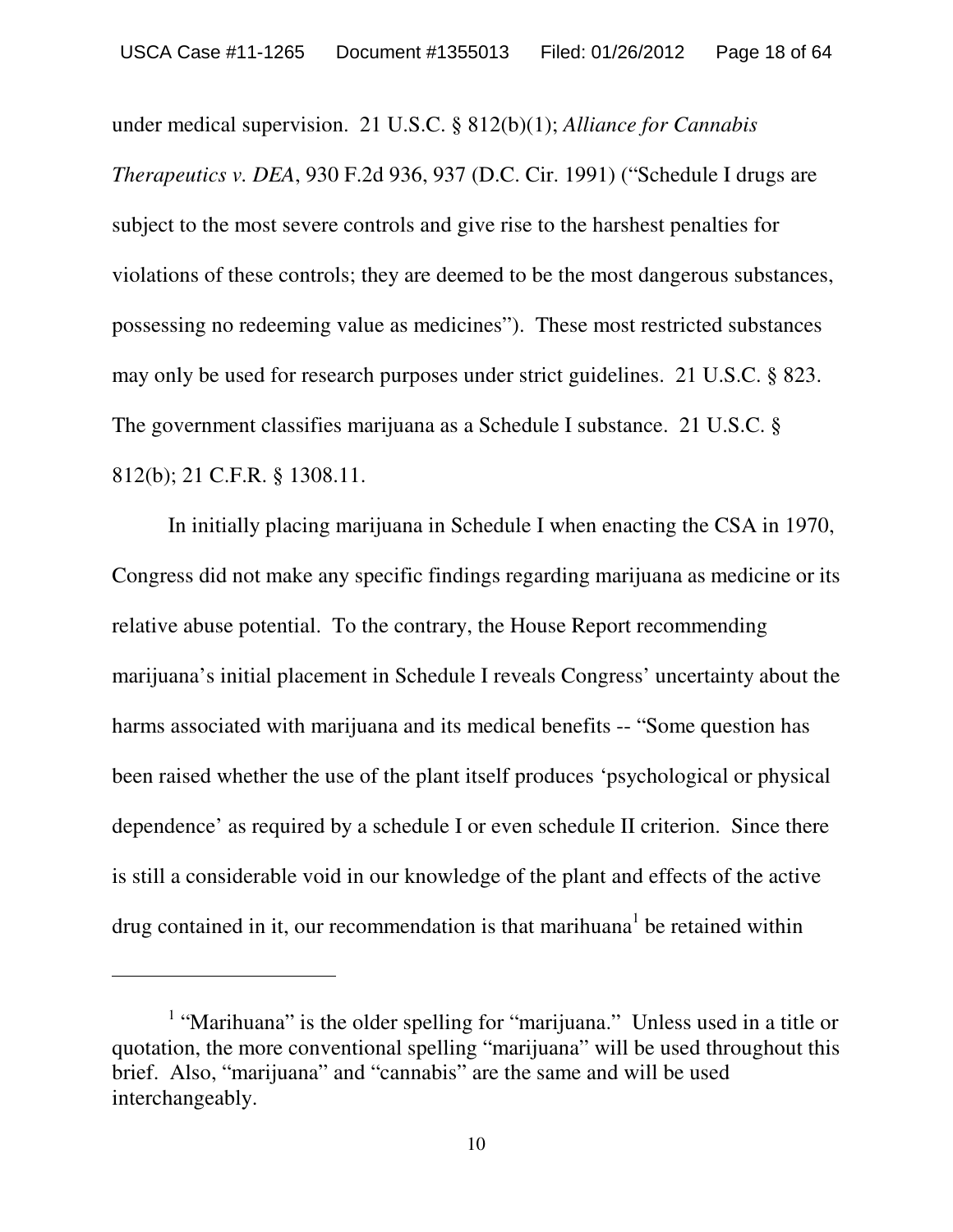under medical supervision. 21 U.S.C. § 812(b)(1); *Alliance for Cannabis Therapeutics v. DEA*, 930 F.2d 936, 937 (D.C. Cir. 1991) ("Schedule I drugs are subject to the most severe controls and give rise to the harshest penalties for violations of these controls; they are deemed to be the most dangerous substances, possessing no redeeming value as medicines"). These most restricted substances may only be used for research purposes under strict guidelines. 21 U.S.C. § 823. The government classifies marijuana as a Schedule I substance. 21 U.S.C. § 812(b); 21 C.F.R. § 1308.11.

In initially placing marijuana in Schedule I when enacting the CSA in 1970, Congress did not make any specific findings regarding marijuana as medicine or its relative abuse potential. To the contrary, the House Report recommending marijuana's initial placement in Schedule I reveals Congress' uncertainty about the harms associated with marijuana and its medical benefits -- "Some question has been raised whether the use of the plant itself produces 'psychological or physical dependence' as required by a schedule I or even schedule II criterion. Since there is still a considerable void in our knowledge of the plant and effects of the active drug contained in it, our recommendation is that marihuana[1] be retained within

---

[1] "Marihuana" is the older spelling for "marijuana." Unless used in a title or quotation, the more conventional spelling "marijuana" will be used throughout this brief. Also, "marijuana" and "cannabis" are the same and will be used interchangeably.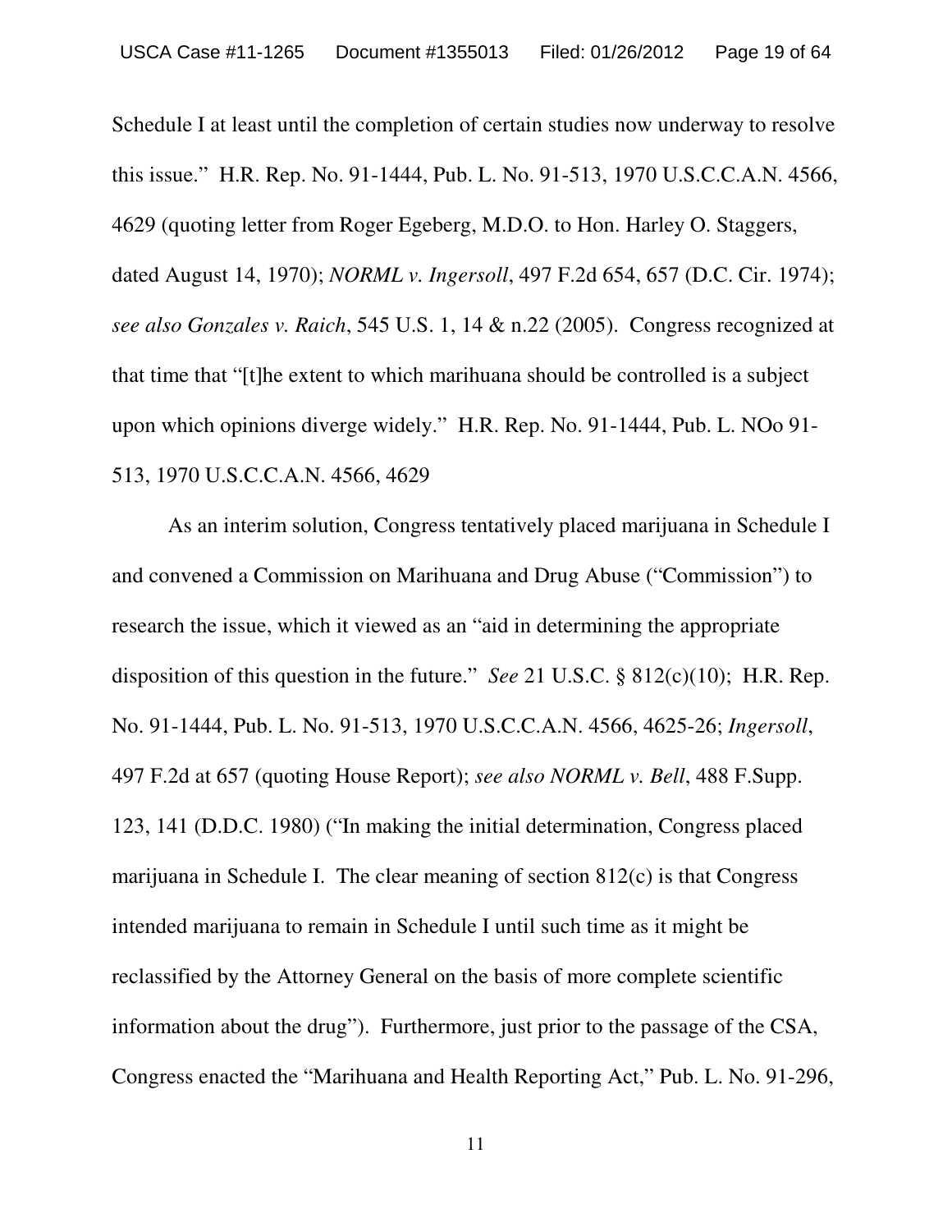Schedule I at least until the completion of certain studies now underway to resolve this issue." H.R. Rep. No. 91-1444, Pub. L. No. 91-513, 1970 U.S.C.C.A.N. 4566, 4629 (quoting letter from Roger Egeberg, M.D.O. to Hon. Harley O. Staggers, dated August 14, 1970); *NORML v. Ingersoll*, 497 F.2d 654, 657 (D.C. Cir. 1974); *see also Gonzales v. Raich*, 545 U.S. 1, 14 & n.22 (2005). Congress recognized at that time that "[t]he extent to which marihuana should be controlled is a subject upon which opinions diverge widely." H.R. Rep. No. 91-1444, Pub. L. NOo 91-513, 1970 U.S.C.C.A.N. 4566, 4629

As an interim solution, Congress tentatively placed marijuana in Schedule I and convened a Commission on Marihuana and Drug Abuse ("Commission") to research the issue, which it viewed as an "aid in determining the appropriate disposition of this question in the future." *See* 21 U.S.C. § 812(c)(10); H.R. Rep. No. 91-1444, Pub. L. No. 91-513, 1970 U.S.C.C.A.N. 4566, 4625-26; *Ingersoll*, 497 F.2d at 657 (quoting House Report); *see also NORML v. Bell*, 488 F.Supp. 123, 141 (D.D.C. 1980) ("In making the initial determination, Congress placed marijuana in Schedule I. The clear meaning of section 812(c) is that Congress intended marijuana to remain in Schedule I until such time as it might be reclassified by the Attorney General on the basis of more complete scientific information about the drug"). Furthermore, just prior to the passage of the CSA, Congress enacted the "Marihuana and Health Reporting Act," Pub. L. No. 91-296,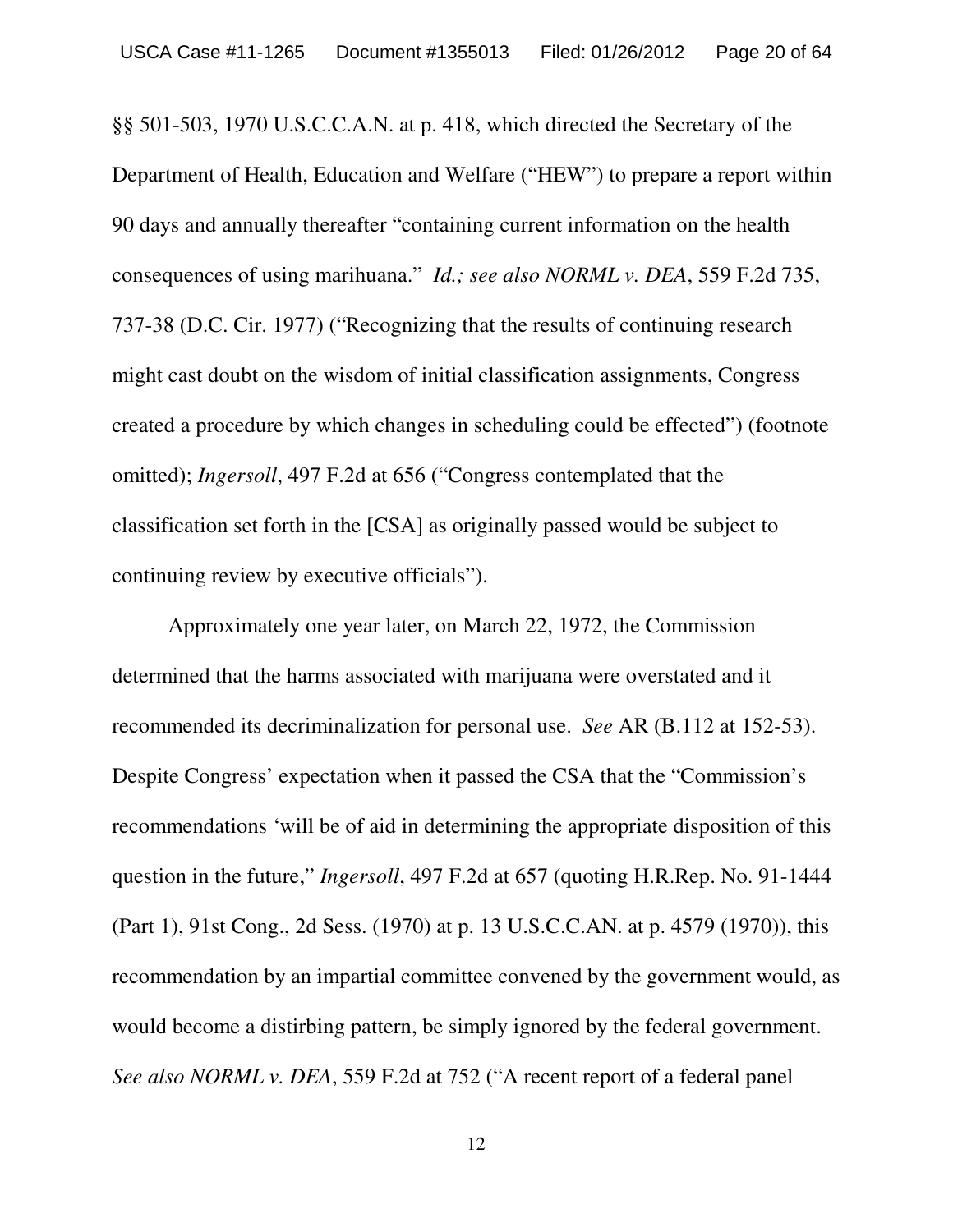§§ 501-503, 1970 U.S.C.C.A.N. at p. 418, which directed the Secretary of the Department of Health, Education and Welfare ("HEW") to prepare a report within 90 days and annually thereafter "containing current information on the health consequences of using marihuana." *Id.; see also NORML v. DEA*, 559 F.2d 735, 737-38 (D.C. Cir. 1977) ("Recognizing that the results of continuing research might cast doubt on the wisdom of initial classification assignments, Congress created a procedure by which changes in scheduling could be effected") (footnote omitted); *Ingersoll*, 497 F.2d at 656 ("Congress contemplated that the classification set forth in the [CSA] as originally passed would be subject to continuing review by executive officials").

Approximately one year later, on March 22, 1972, the Commission determined that the harms associated with marijuana were overstated and it recommended its decriminalization for personal use. *See* AR (B.112 at 152-53). Despite Congress' expectation when it passed the CSA that the "Commission's recommendations 'will be of aid in determining the appropriate disposition of this question in the future," *Ingersoll*, 497 F.2d at 657 (quoting H.R.Rep. No. 91-1444 (Part 1), 91st Cong., 2d Sess. (1970) at p. 13 U.S.C.C.AN. at p. 4579 (1970)), this recommendation by an impartial committee convened by the government would, as would become a distirbing pattern, be simply ignored by the federal government. *See also NORML v. DEA*, 559 F.2d at 752 ("A recent report of a federal panel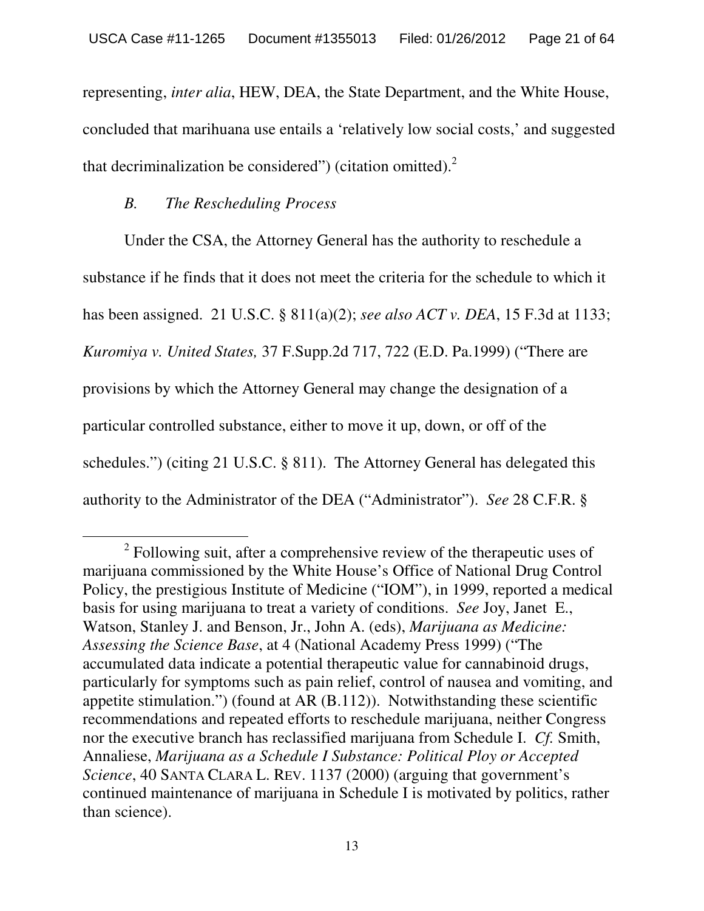representing, *inter alia*, HEW, DEA, the State Department, and the White House, concluded that marihuana use entails a 'relatively low social costs,' and suggested that decriminalization be considered") (citation omitted).[2]

### *B. The Rescheduling Process*

Under the CSA, the Attorney General has the authority to reschedule a substance if he finds that it does not meet the criteria for the schedule to which it has been assigned. 21 U.S.C. § 811(a)(2); *see also ACT v. DEA*, 15 F.3d at 1133; *Kuromiya v. United States,* 37 F.Supp.2d 717, 722 (E.D. Pa.1999) ("There are provisions by which the Attorney General may change the designation of a particular controlled substance, either to move it up, down, or off of the schedules.") (citing 21 U.S.C. § 811). The Attorney General has delegated this authority to the Administrator of the DEA ("Administrator"). *See* 28 C.F.R. §

---

[2] Following suit, after a comprehensive review of the therapeutic uses of marijuana commissioned by the White House's Office of National Drug Control Policy, the prestigious Institute of Medicine ("IOM"), in 1999, reported a medical basis for using marijuana to treat a variety of conditions. *See* Joy, Janet E., Watson, Stanley J. and Benson, Jr., John A. (eds), *Marijuana as Medicine: Assessing the Science Base*, at 4 (National Academy Press 1999) ("The accumulated data indicate a potential therapeutic value for cannabinoid drugs, particularly for symptoms such as pain relief, control of nausea and vomiting, and appetite stimulation.") (found at AR (B.112)). Notwithstanding these scientific recommendations and repeated efforts to reschedule marijuana, neither Congress nor the executive branch has reclassified marijuana from Schedule I. *Cf.* Smith, Annaliese, *Marijuana as a Schedule I Substance: Political Ploy or Accepted Science*, 40 SANTA CLARA L. REV. 1137 (2000) (arguing that government's continued maintenance of marijuana in Schedule I is motivated by politics, rather than science).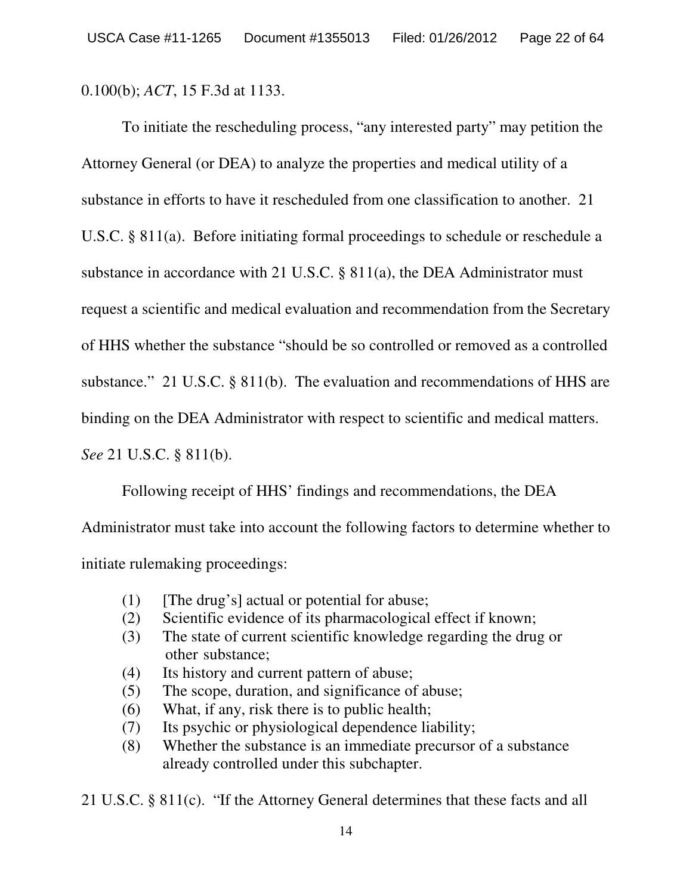0.100(b); *ACT*, 15 F.3d at 1133.

To initiate the rescheduling process, "any interested party" may petition the Attorney General (or DEA) to analyze the properties and medical utility of a substance in efforts to have it rescheduled from one classification to another. 21 U.S.C. § 811(a). Before initiating formal proceedings to schedule or reschedule a substance in accordance with 21 U.S.C. § 811(a), the DEA Administrator must request a scientific and medical evaluation and recommendation from the Secretary of HHS whether the substance "should be so controlled or removed as a controlled substance." 21 U.S.C. § 811(b). The evaluation and recommendations of HHS are binding on the DEA Administrator with respect to scientific and medical matters. *See* 21 U.S.C. § 811(b).

Following receipt of HHS' findings and recommendations, the DEA Administrator must take into account the following factors to determine whether to initiate rulemaking proceedings:

> (1) [The drug's] actual or potential for abuse;
> (2) Scientific evidence of its pharmacological effect if known;
> (3) The state of current scientific knowledge regarding the drug or other substance;
> (4) Its history and current pattern of abuse;
> (5) The scope, duration, and significance of abuse;
> (6) What, if any, risk there is to public health;
> (7) Its psychic or physiological dependence liability;
> (8) Whether the substance is an immediate precursor of a substance already controlled under this subchapter.

21 U.S.C. § 811(c). "If the Attorney General determines that these facts and all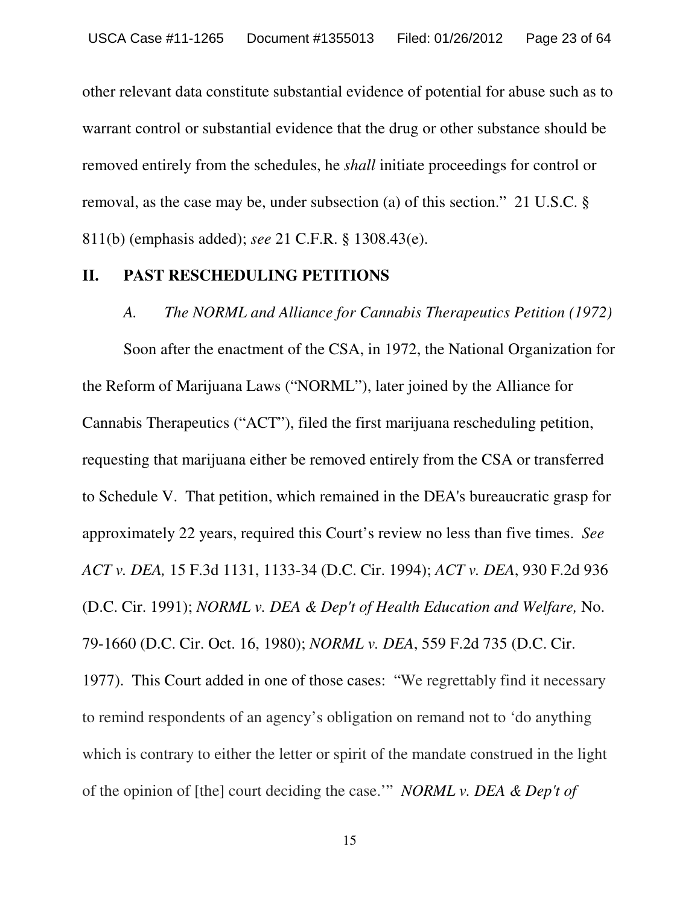other relevant data constitute substantial evidence of potential for abuse such as to warrant control or substantial evidence that the drug or other substance should be removed entirely from the schedules, he *shall* initiate proceedings for control or removal, as the case may be, under subsection (a) of this section." 21 U.S.C. § 811(b) (emphasis added); *see* 21 C.F.R. § 1308.43(e).

## II. PAST RESCHEDULING PETITIONS

### *A. The NORML and Alliance for Cannabis Therapeutics Petition (1972)*

Soon after the enactment of the CSA, in 1972, the National Organization for the Reform of Marijuana Laws ("NORML"), later joined by the Alliance for Cannabis Therapeutics ("ACT"), filed the first marijuana rescheduling petition, requesting that marijuana either be removed entirely from the CSA or transferred to Schedule V. That petition, which remained in the DEA's bureaucratic grasp for approximately 22 years, required this Court's review no less than five times. *See ACT v. DEA,* 15 F.3d 1131, 1133-34 (D.C. Cir. 1994); *ACT v. DEA*, 930 F.2d 936 (D.C. Cir. 1991); *NORML v. DEA & Dep't of Health Education and Welfare,* No. 79-1660 (D.C. Cir. Oct. 16, 1980); *NORML v. DEA*, 559 F.2d 735 (D.C. Cir. 1977). This Court added in one of those cases: "We regrettably find it necessary to remind respondents of an agency's obligation on remand not to 'do anything which is contrary to either the letter or spirit of the mandate construed in the light of the opinion of [the] court deciding the case.'" *NORML v. DEA & Dep't of*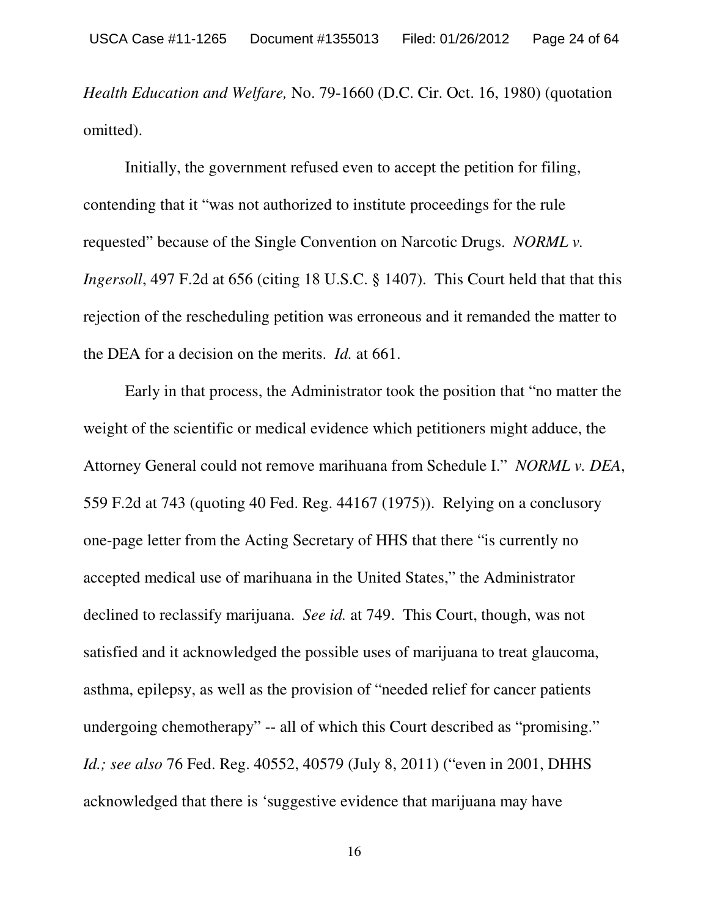*Health Education and Welfare,* No. 79-1660 (D.C. Cir. Oct. 16, 1980) (quotation omitted).

Initially, the government refused even to accept the petition for filing, contending that it "was not authorized to institute proceedings for the rule requested" because of the Single Convention on Narcotic Drugs. *NORML v. Ingersoll*, 497 F.2d at 656 (citing 18 U.S.C. § 1407). This Court held that that this rejection of the rescheduling petition was erroneous and it remanded the matter to the DEA for a decision on the merits. *Id.* at 661.

Early in that process, the Administrator took the position that "no matter the weight of the scientific or medical evidence which petitioners might adduce, the Attorney General could not remove marihuana from Schedule I." *NORML v. DEA*, 559 F.2d at 743 (quoting 40 Fed. Reg. 44167 (1975)). Relying on a conclusory one-page letter from the Acting Secretary of HHS that there "is currently no accepted medical use of marihuana in the United States," the Administrator declined to reclassify marijuana. *See id.* at 749. This Court, though, was not satisfied and it acknowledged the possible uses of marijuana to treat glaucoma, asthma, epilepsy, as well as the provision of "needed relief for cancer patients undergoing chemotherapy" -- all of which this Court described as "promising." *Id.; see also* 76 Fed. Reg. 40552, 40579 (July 8, 2011) ("even in 2001, DHHS acknowledged that there is 'suggestive evidence that marijuana may have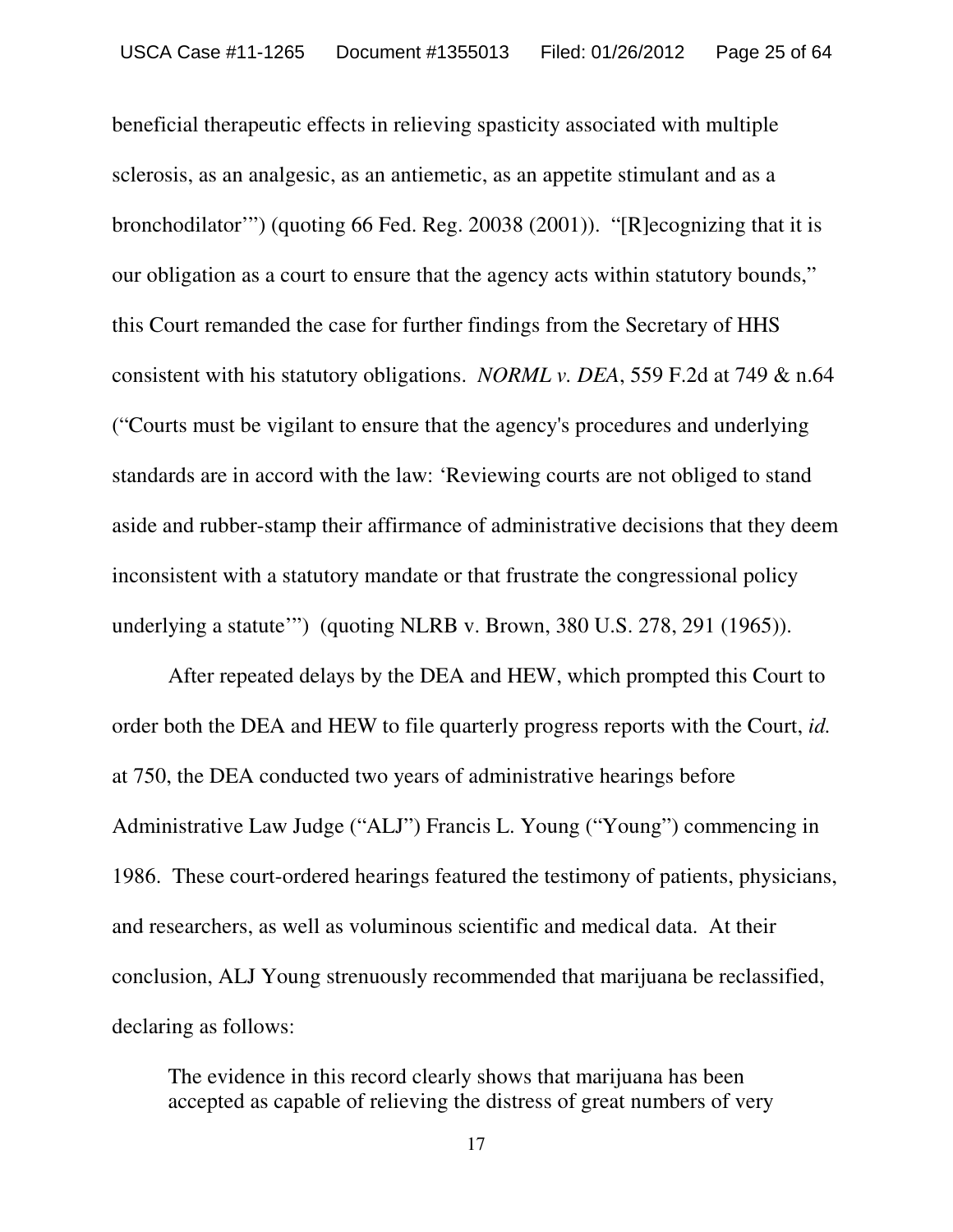beneficial therapeutic effects in relieving spasticity associated with multiple sclerosis, as an analgesic, as an antiemetic, as an appetite stimulant and as a bronchodilator'") (quoting 66 Fed. Reg. 20038 (2001)). "[R]ecognizing that it is our obligation as a court to ensure that the agency acts within statutory bounds," this Court remanded the case for further findings from the Secretary of HHS consistent with his statutory obligations. *NORML v. DEA*, 559 F.2d at 749 & n.64 ("Courts must be vigilant to ensure that the agency's procedures and underlying standards are in accord with the law: 'Reviewing courts are not obliged to stand aside and rubber-stamp their affirmance of administrative decisions that they deem inconsistent with a statutory mandate or that frustrate the congressional policy underlying a statute'") (quoting NLRB v. Brown, 380 U.S. 278, 291 (1965)).

After repeated delays by the DEA and HEW, which prompted this Court to order both the DEA and HEW to file quarterly progress reports with the Court, *id.* at 750, the DEA conducted two years of administrative hearings before Administrative Law Judge ("ALJ") Francis L. Young ("Young") commencing in 1986. These court-ordered hearings featured the testimony of patients, physicians, and researchers, as well as voluminous scientific and medical data. At their conclusion, ALJ Young strenuously recommended that marijuana be reclassified, declaring as follows:

> The evidence in this record clearly shows that marijuana has been accepted as capable of relieving the distress of great numbers of very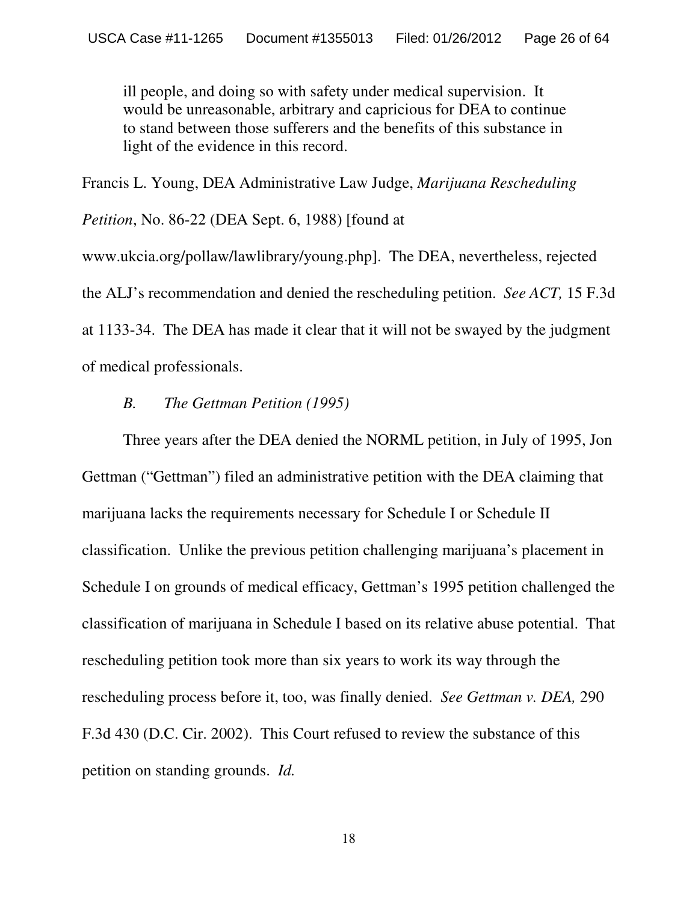> ill people, and doing so with safety under medical supervision. It would be unreasonable, arbitrary and capricious for DEA to continue to stand between those sufferers and the benefits of this substance in light of the evidence in this record.

Francis L. Young, DEA Administrative Law Judge, *Marijuana Rescheduling Petition*, No. 86-22 (DEA Sept. 6, 1988) [found at www.ukcia.org/pollaw/lawlibrary/young.php]. The DEA, nevertheless, rejected the ALJ's recommendation and denied the rescheduling petition. *See ACT,* 15 F.3d at 1133-34. The DEA has made it clear that it will not be swayed by the judgment of medical professionals.

*B. The Gettman Petition (1995)*

Three years after the DEA denied the NORML petition, in July of 1995, Jon Gettman ("Gettman") filed an administrative petition with the DEA claiming that marijuana lacks the requirements necessary for Schedule I or Schedule II classification. Unlike the previous petition challenging marijuana's placement in Schedule I on grounds of medical efficacy, Gettman's 1995 petition challenged the classification of marijuana in Schedule I based on its relative abuse potential. That rescheduling petition took more than six years to work its way through the rescheduling process before it, too, was finally denied. *See Gettman v. DEA,* 290 F.3d 430 (D.C. Cir. 2002). This Court refused to review the substance of this petition on standing grounds. *Id.*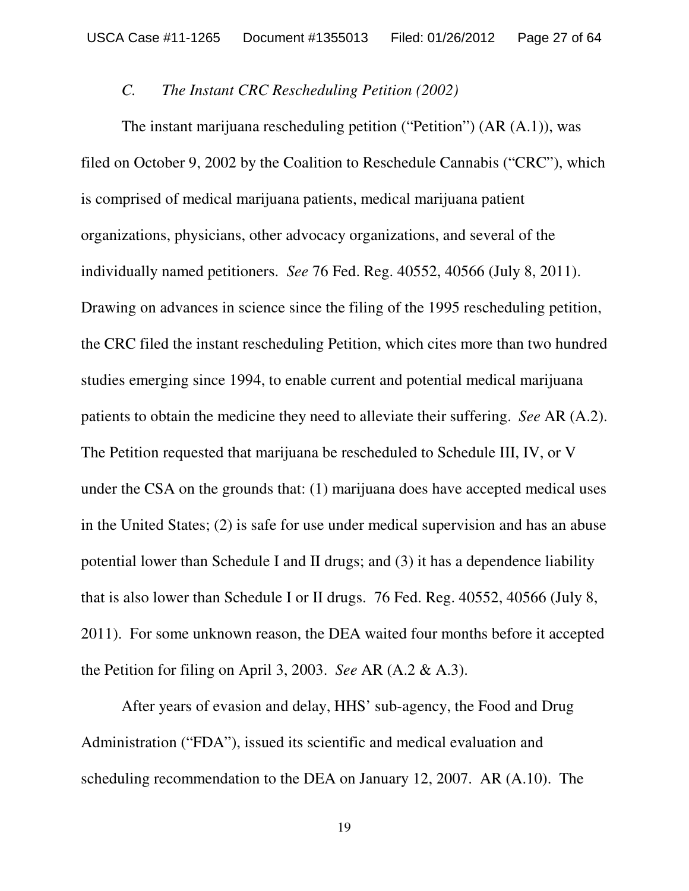### *C. The Instant CRC Rescheduling Petition (2002)*

The instant marijuana rescheduling petition ("Petition") (AR (A.1)), was filed on October 9, 2002 by the Coalition to Reschedule Cannabis ("CRC"), which is comprised of medical marijuana patients, medical marijuana patient organizations, physicians, other advocacy organizations, and several of the individually named petitioners. *See* 76 Fed. Reg. 40552, 40566 (July 8, 2011). Drawing on advances in science since the filing of the 1995 rescheduling petition, the CRC filed the instant rescheduling Petition, which cites more than two hundred studies emerging since 1994, to enable current and potential medical marijuana patients to obtain the medicine they need to alleviate their suffering. *See* AR (A.2). The Petition requested that marijuana be rescheduled to Schedule III, IV, or V under the CSA on the grounds that: (1) marijuana does have accepted medical uses in the United States; (2) is safe for use under medical supervision and has an abuse potential lower than Schedule I and II drugs; and (3) it has a dependence liability that is also lower than Schedule I or II drugs. 76 Fed. Reg. 40552, 40566 (July 8, 2011). For some unknown reason, the DEA waited four months before it accepted the Petition for filing on April 3, 2003. *See* AR (A.2 & A.3).

After years of evasion and delay, HHS' sub-agency, the Food and Drug Administration ("FDA"), issued its scientific and medical evaluation and scheduling recommendation to the DEA on January 12, 2007. AR (A.10). The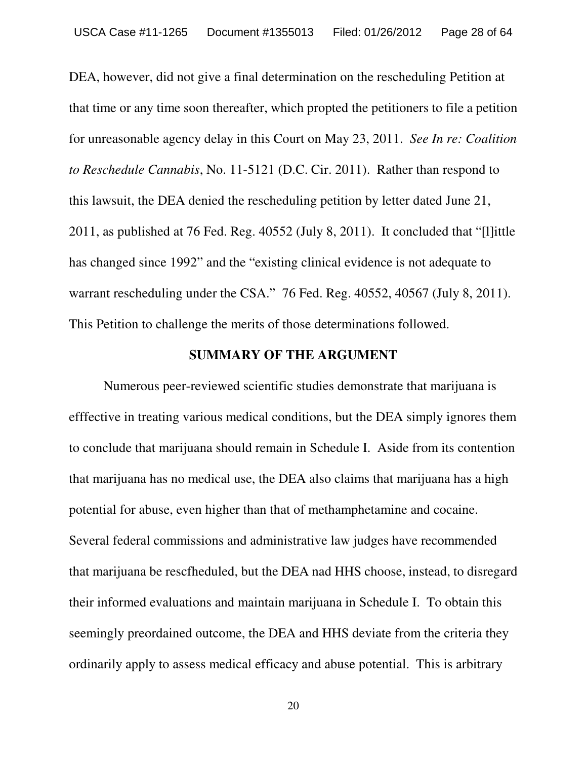DEA, however, did not give a final determination on the rescheduling Petition at that time or any time soon thereafter, which propted the petitioners to file a petition for unreasonable agency delay in this Court on May 23, 2011. *See In re: Coalition to Reschedule Cannabis*, No. 11-5121 (D.C. Cir. 2011). Rather than respond to this lawsuit, the DEA denied the rescheduling petition by letter dated June 21, 2011, as published at 76 Fed. Reg. 40552 (July 8, 2011). It concluded that "[l]ittle has changed since 1992" and the "existing clinical evidence is not adequate to warrant rescheduling under the CSA." 76 Fed. Reg. 40552, 40567 (July 8, 2011). This Petition to challenge the merits of those determinations followed.

## SUMMARY OF THE ARGUMENT

Numerous peer-reviewed scientific studies demonstrate that marijuana is efffective in treating various medical conditions, but the DEA simply ignores them to conclude that marijuana should remain in Schedule I. Aside from its contention that marijuana has no medical use, the DEA also claims that marijuana has a high potential for abuse, even higher than that of methamphetamine and cocaine. Several federal commissions and administrative law judges have recommended that marijuana be rescfheduled, but the DEA nad HHS choose, instead, to disregard their informed evaluations and maintain marijuana in Schedule I. To obtain this seemingly preordained outcome, the DEA and HHS deviate from the criteria they ordinarily apply to assess medical efficacy and abuse potential. This is arbitrary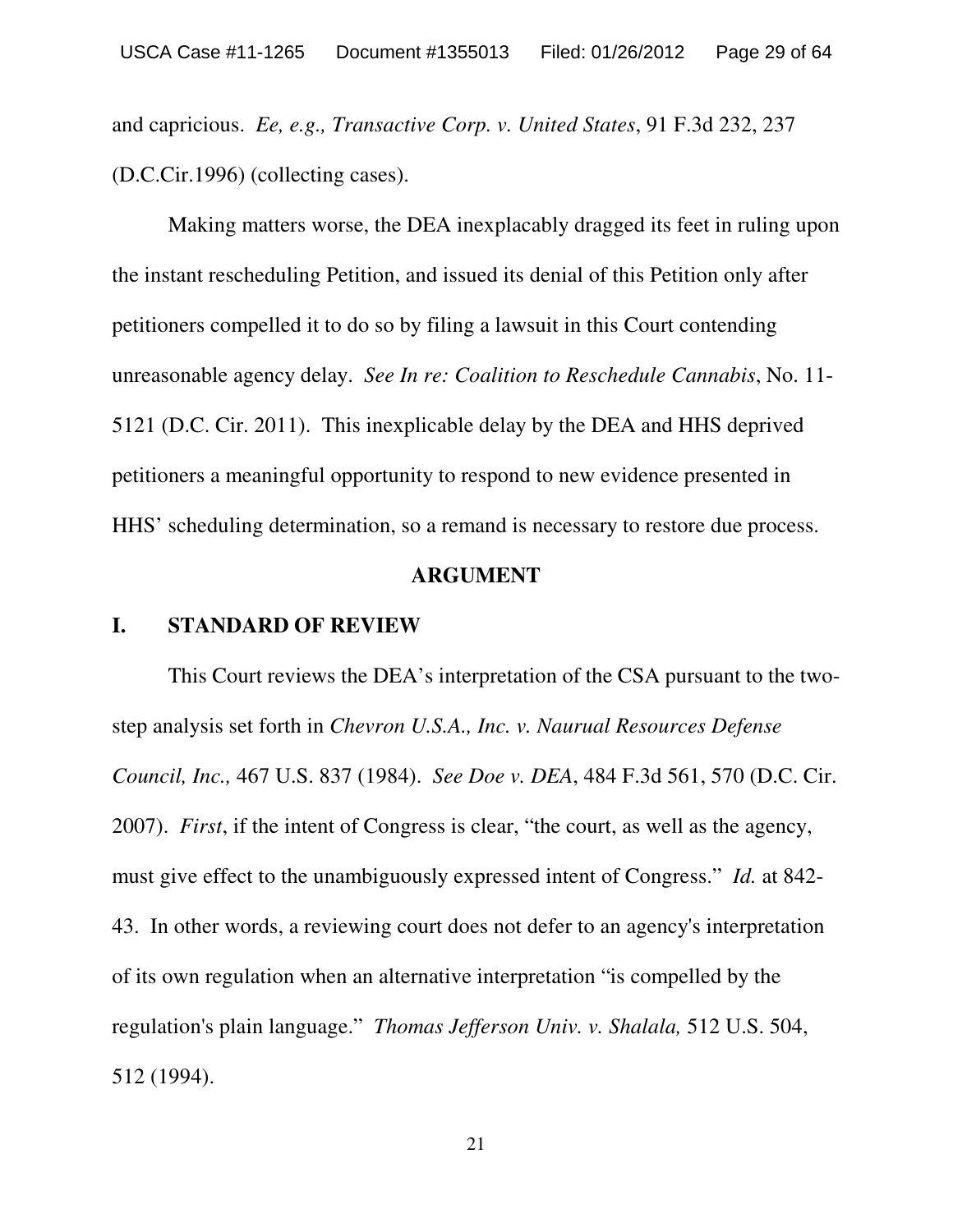and capricious. *Ee, e.g., Transactive Corp. v. United States*, 91 F.3d 232, 237 (D.C.Cir.1996) (collecting cases).

Making matters worse, the DEA inexplacably dragged its feet in ruling upon the instant rescheduling Petition, and issued its denial of this Petition only after petitioners compelled it to do so by filing a lawsuit in this Court contending unreasonable agency delay. *See In re: Coalition to Reschedule Cannabis*, No. 11-5121 (D.C. Cir. 2011). This inexplicable delay by the DEA and HHS deprived petitioners a meaningful opportunity to respond to new evidence presented in HHS' scheduling determination, so a remand is necessary to restore due process.

## ARGUMENT

### I. STANDARD OF REVIEW

This Court reviews the DEA's interpretation of the CSA pursuant to the two-step analysis set forth in *Chevron U.S.A., Inc. v. Naurual Resources Defense Council, Inc.,* 467 U.S. 837 (1984). *See Doe v. DEA*, 484 F.3d 561, 570 (D.C. Cir. 2007). *First*, if the intent of Congress is clear, "the court, as well as the agency, must give effect to the unambiguously expressed intent of Congress." *Id.* at 842-43. In other words, a reviewing court does not defer to an agency's interpretation of its own regulation when an alternative interpretation "is compelled by the regulation's plain language." *Thomas Jefferson Univ. v. Shalala,* 512 U.S. 504, 512 (1994).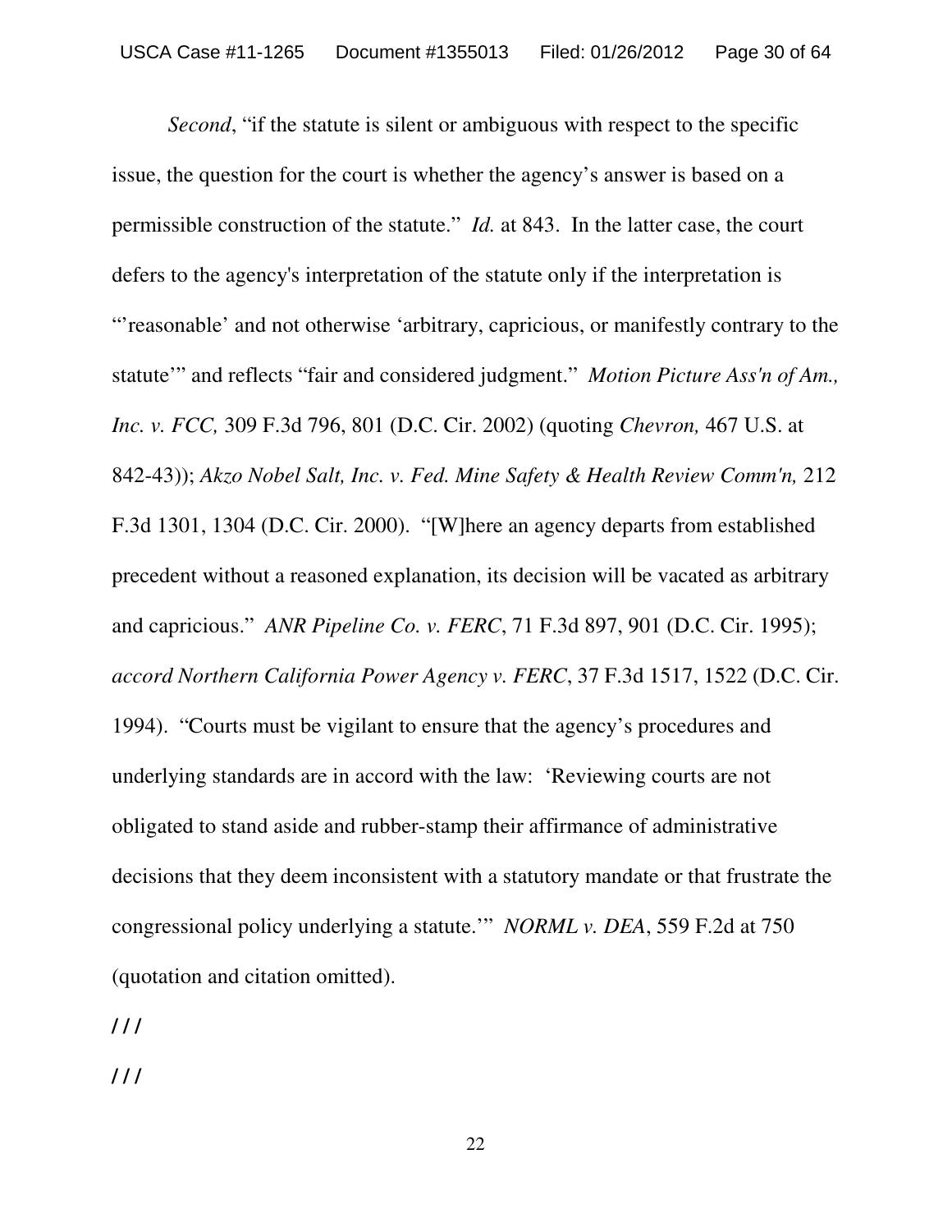*Second*, "if the statute is silent or ambiguous with respect to the specific issue, the question for the court is whether the agency's answer is based on a permissible construction of the statute." *Id.* at 843. In the latter case, the court defers to the agency's interpretation of the statute only if the interpretation is "'reasonable' and not otherwise 'arbitrary, capricious, or manifestly contrary to the statute'" and reflects "fair and considered judgment." *Motion Picture Ass'n of Am., Inc. v. FCC,* 309 F.3d 796, 801 (D.C. Cir. 2002) (quoting *Chevron,* 467 U.S. at 842-43)); *Akzo Nobel Salt, Inc. v. Fed. Mine Safety & Health Review Comm'n,* 212 F.3d 1301, 1304 (D.C. Cir. 2000). "[W]here an agency departs from established precedent without a reasoned explanation, its decision will be vacated as arbitrary and capricious." *ANR Pipeline Co. v. FERC*, 71 F.3d 897, 901 (D.C. Cir. 1995); *accord Northern California Power Agency v. FERC*, 37 F.3d 1517, 1522 (D.C. Cir. 1994). "Courts must be vigilant to ensure that the agency's procedures and underlying standards are in accord with the law: 'Reviewing courts are not obligated to stand aside and rubber-stamp their affirmance of administrative decisions that they deem inconsistent with a statutory mandate or that frustrate the congressional policy underlying a statute.'" *NORML v. DEA*, 559 F.2d at 750 (quotation and citation omitted).

/ / /

/ / /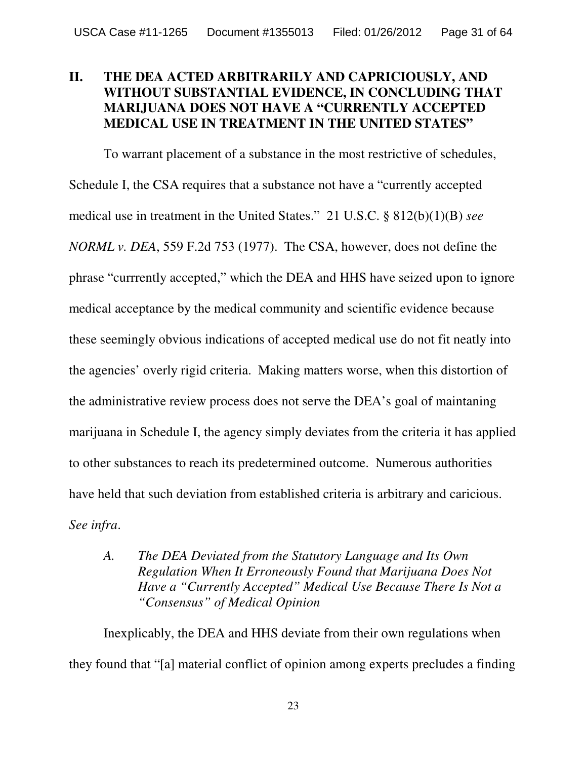## II. THE DEA ACTED ARBITRARILY AND CAPRICIOUSLY, AND WITHOUT SUBSTANTIAL EVIDENCE, IN CONCLUDING THAT MARIJUANA DOES NOT HAVE A "CURRENTLY ACCEPTED MEDICAL USE IN TREATMENT IN THE UNITED STATES"

To warrant placement of a substance in the most restrictive of schedules, Schedule I, the CSA requires that a substance not have a "currently accepted medical use in treatment in the United States." 21 U.S.C. § 812(b)(1)(B) *see NORML v. DEA*, 559 F.2d 753 (1977). The CSA, however, does not define the phrase "currrently accepted," which the DEA and HHS have seized upon to ignore medical acceptance by the medical community and scientific evidence because these seemingly obvious indications of accepted medical use do not fit neatly into the agencies' overly rigid criteria. Making matters worse, when this distortion of the administrative review process does not serve the DEA's goal of maintaning marijuana in Schedule I, the agency simply deviates from the criteria it has applied to other substances to reach its predetermined outcome. Numerous authorities have held that such deviation from established criteria is arbitrary and caricious. *See infra*.

### *A. The DEA Deviated from the Statutory Language and Its Own Regulation When It Erroneously Found that Marijuana Does Not Have a "Currently Accepted" Medical Use Because There Is Not a "Consensus" of Medical Opinion*

Inexplicably, the DEA and HHS deviate from their own regulations when they found that "[a] material conflict of opinion among experts precludes a finding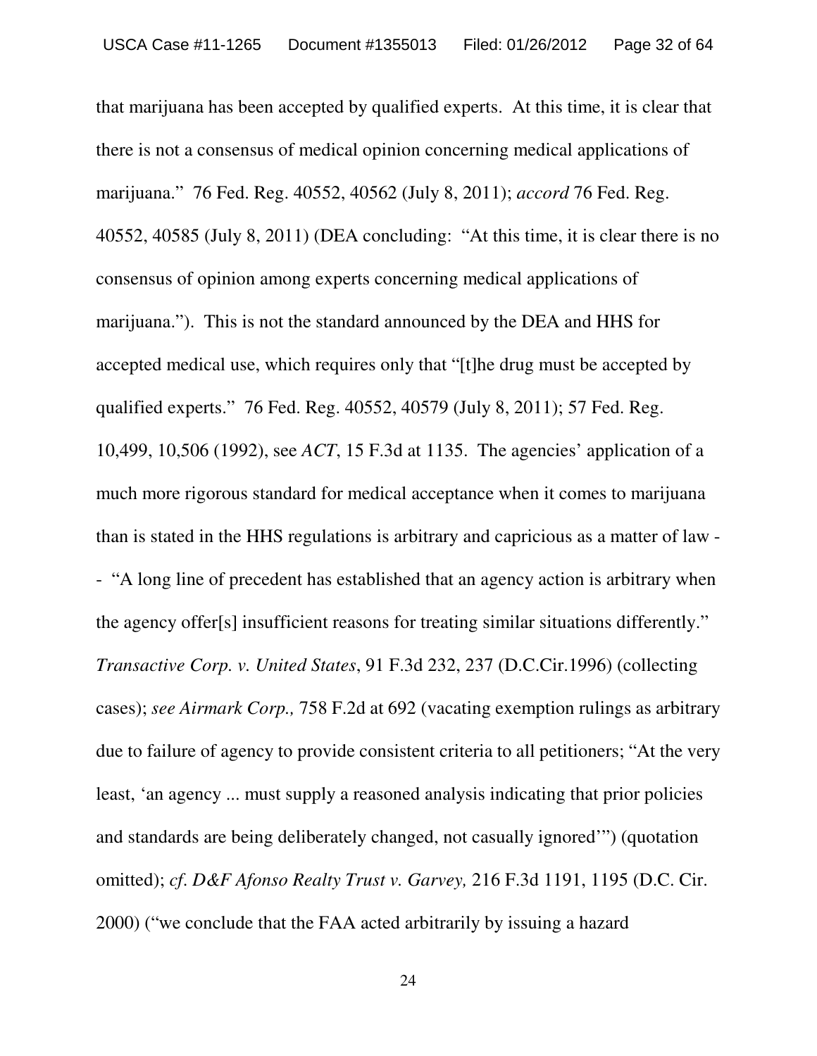that marijuana has been accepted by qualified experts. At this time, it is clear that there is not a consensus of medical opinion concerning medical applications of marijuana." 76 Fed. Reg. 40552, 40562 (July 8, 2011); *accord* 76 Fed. Reg. 40552, 40585 (July 8, 2011) (DEA concluding: "At this time, it is clear there is no consensus of opinion among experts concerning medical applications of marijuana."). This is not the standard announced by the DEA and HHS for accepted medical use, which requires only that "[t]he drug must be accepted by qualified experts." 76 Fed. Reg. 40552, 40579 (July 8, 2011); 57 Fed. Reg. 10,499, 10,506 (1992), see *ACT*, 15 F.3d at 1135. The agencies' application of a much more rigorous standard for medical acceptance when it comes to marijuana than is stated in the HHS regulations is arbitrary and capricious as a matter of law -- "A long line of precedent has established that an agency action is arbitrary when the agency offer[s] insufficient reasons for treating similar situations differently." *Transactive Corp. v. United States*, 91 F.3d 232, 237 (D.C.Cir.1996) (collecting cases); *see Airmark Corp.,* 758 F.2d at 692 (vacating exemption rulings as arbitrary due to failure of agency to provide consistent criteria to all petitioners; "At the very least, 'an agency ... must supply a reasoned analysis indicating that prior policies and standards are being deliberately changed, not casually ignored'") (quotation omitted); *cf. D&F Afonso Realty Trust v. Garvey,* 216 F.3d 1191, 1195 (D.C. Cir. 2000) ("we conclude that the FAA acted arbitrarily by issuing a hazard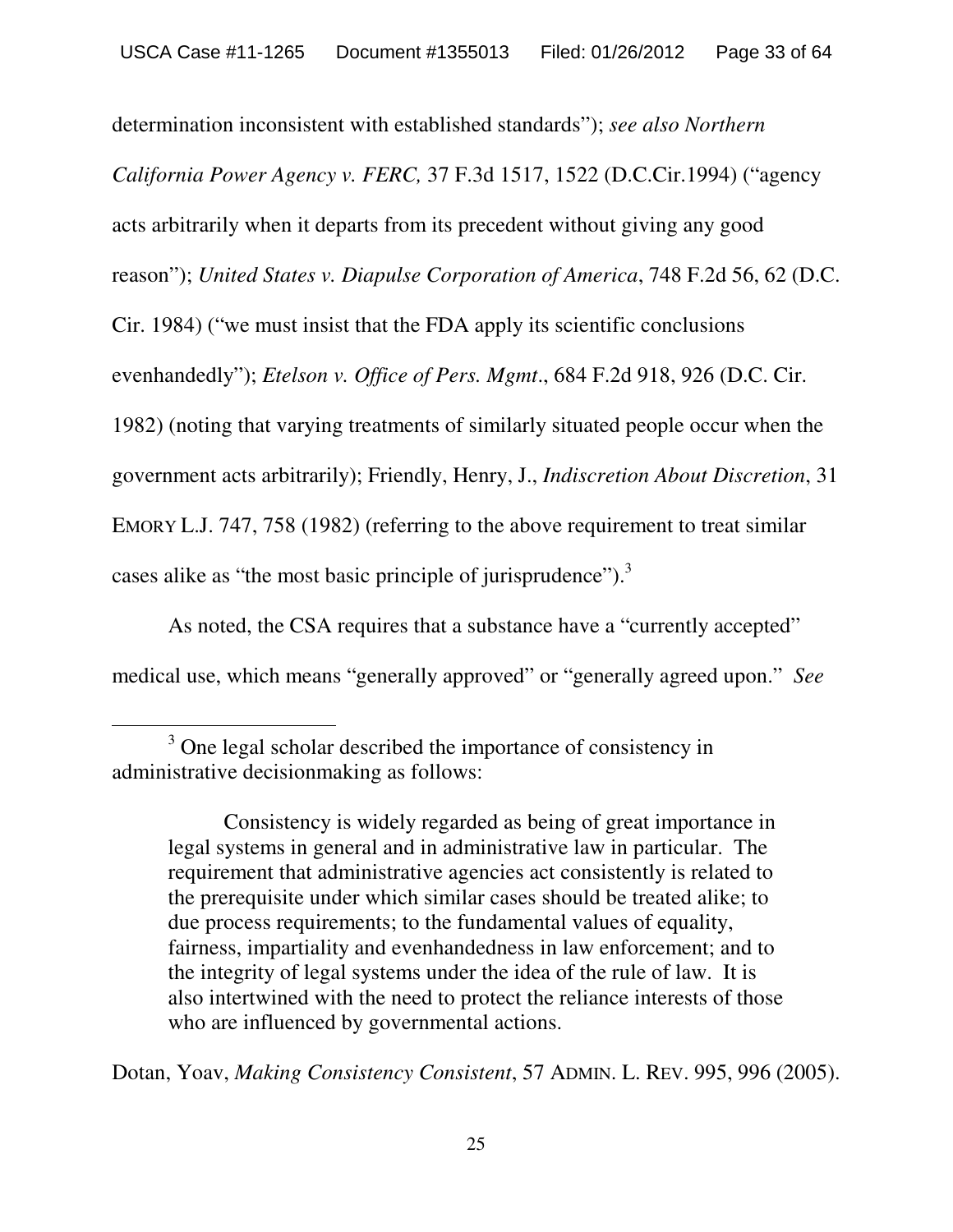determination inconsistent with established standards"); *see also Northern California Power Agency v. FERC,* 37 F.3d 1517, 1522 (D.C.Cir.1994) ("agency acts arbitrarily when it departs from its precedent without giving any good reason"); *United States v. Diapulse Corporation of America*, 748 F.2d 56, 62 (D.C. Cir. 1984) ("we must insist that the FDA apply its scientific conclusions evenhandedly"); *Etelson v. Office of Pers. Mgmt*., 684 F.2d 918, 926 (D.C. Cir. 1982) (noting that varying treatments of similarly situated people occur when the government acts arbitrarily); Friendly, Henry, J., *Indiscretion About Discretion*, 31 EMORY L.J. 747, 758 (1982) (referring to the above requirement to treat similar cases alike as "the most basic principle of jurisprudence").[3]

As noted, the CSA requires that a substance have a "currently accepted" medical use, which means "generally approved" or "generally agreed upon." *See*

---

[3] One legal scholar described the importance of consistency in administrative decisionmaking as follows:

> Consistency is widely regarded as being of great importance in legal systems in general and in administrative law in particular. The requirement that administrative agencies act consistently is related to the prerequisite under which similar cases should be treated alike; to due process requirements; to the fundamental values of equality, fairness, impartiality and evenhandedness in law enforcement; and to the integrity of legal systems under the idea of the rule of law. It is also intertwined with the need to protect the reliance interests of those who are influenced by governmental actions.

Dotan, Yoav, *Making Consistency Consistent*, 57 ADMIN. L. REV. 995, 996 (2005).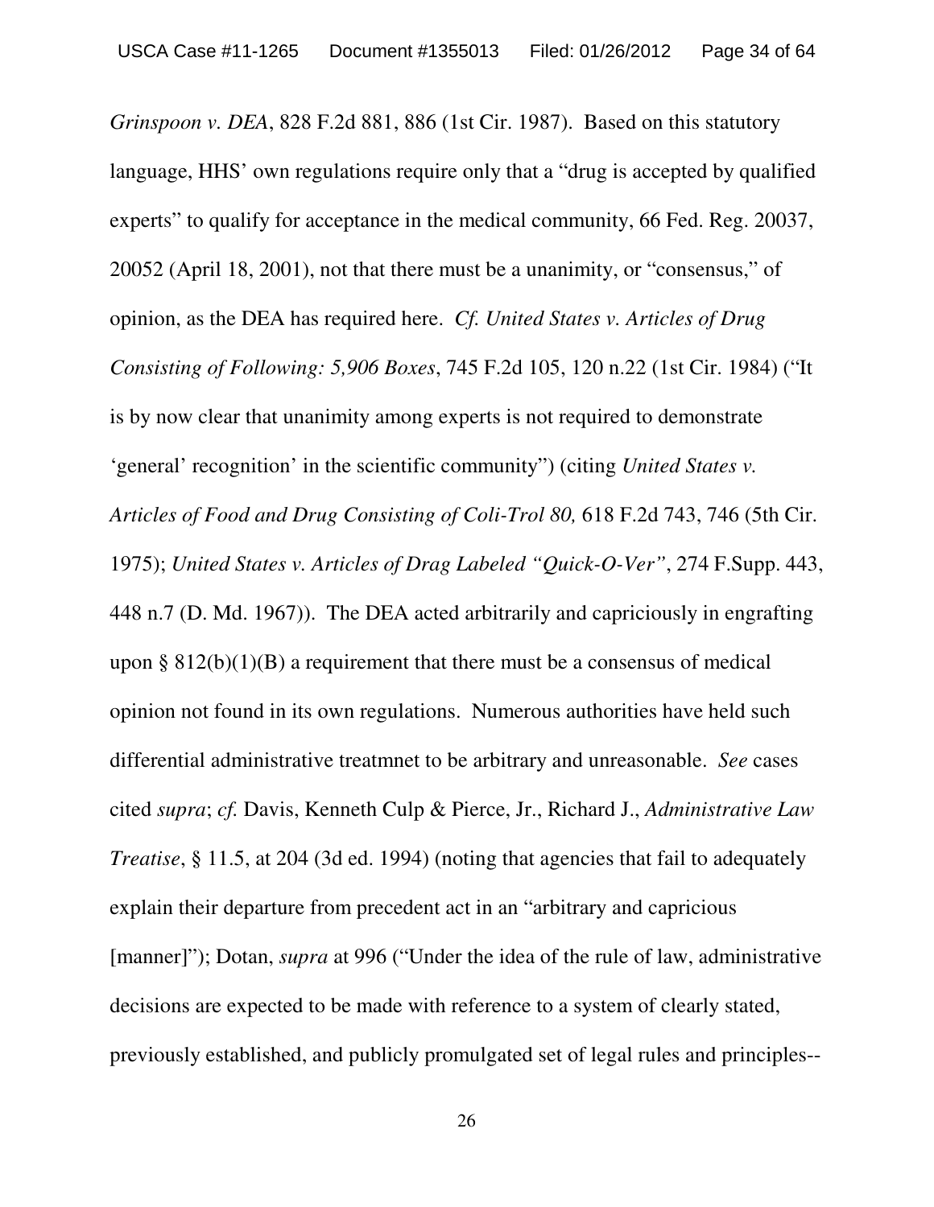*Grinspoon v. DEA*, 828 F.2d 881, 886 (1st Cir. 1987). Based on this statutory language, HHS' own regulations require only that a "drug is accepted by qualified experts" to qualify for acceptance in the medical community, 66 Fed. Reg. 20037, 20052 (April 18, 2001), not that there must be a unanimity, or "consensus," of opinion, as the DEA has required here. *Cf. United States v. Articles of Drug Consisting of Following: 5,906 Boxes*, 745 F.2d 105, 120 n.22 (1st Cir. 1984) ("It is by now clear that unanimity among experts is not required to demonstrate 'general' recognition' in the scientific community") (citing *United States v. Articles of Food and Drug Consisting of Coli-Trol 80,* 618 F.2d 743, 746 (5th Cir. 1975); *United States v. Articles of Drag Labeled "Quick-O-Ver"*, 274 F.Supp. 443, 448 n.7 (D. Md. 1967)). The DEA acted arbitrarily and capriciously in engrafting upon § 812(b)(1)(B) a requirement that there must be a consensus of medical opinion not found in its own regulations. Numerous authorities have held such differential administrative treatmnet to be arbitrary and unreasonable. *See* cases cited *supra*; *cf.* Davis, Kenneth Culp & Pierce, Jr., Richard J., *Administrative Law Treatise*, § 11.5, at 204 (3d ed. 1994) (noting that agencies that fail to adequately explain their departure from precedent act in an "arbitrary and capricious [manner]"); Dotan, *supra* at 996 ("Under the idea of the rule of law, administrative decisions are expected to be made with reference to a system of clearly stated, previously established, and publicly promulgated set of legal rules and principles--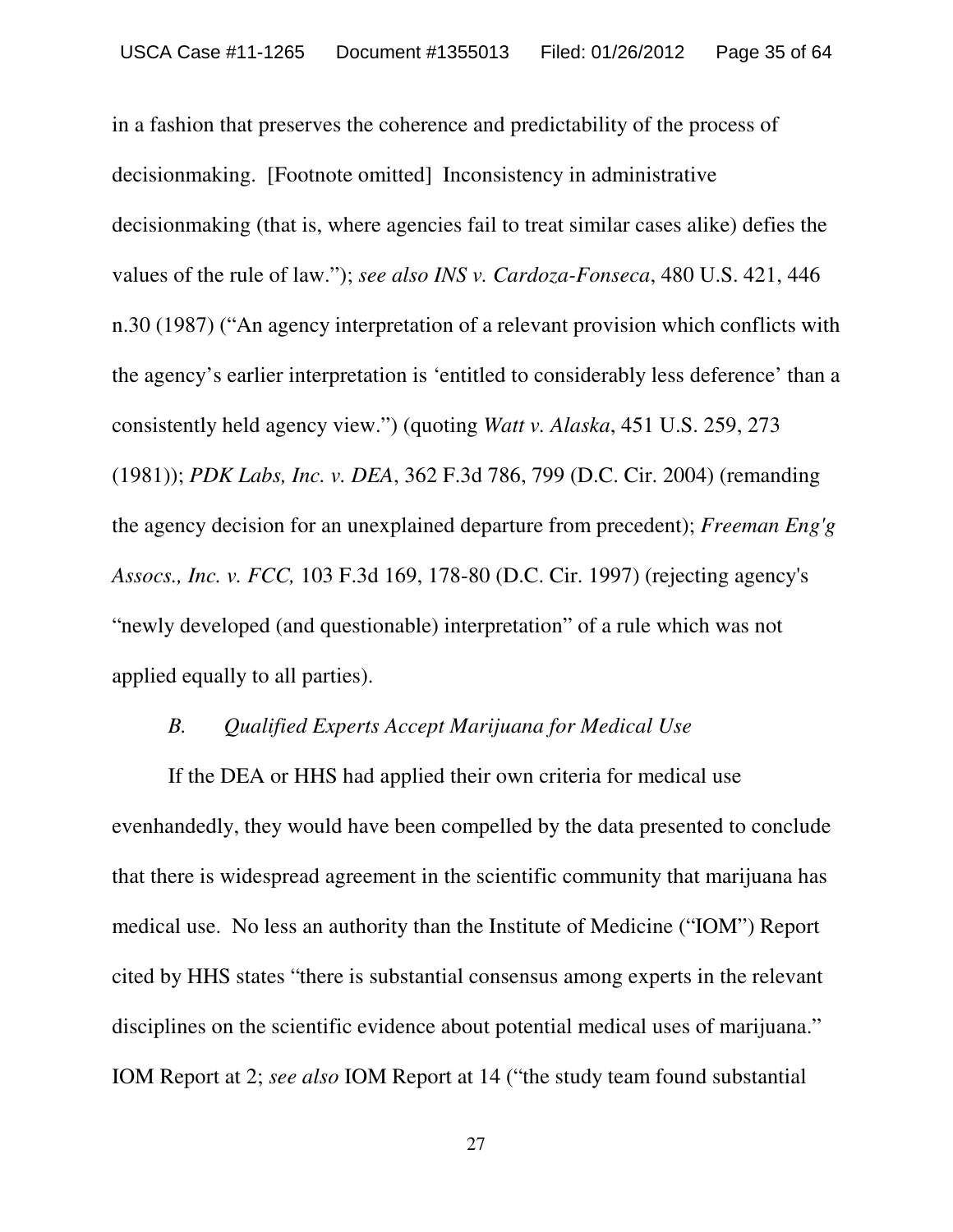in a fashion that preserves the coherence and predictability of the process of decisionmaking. [Footnote omitted] Inconsistency in administrative decisionmaking (that is, where agencies fail to treat similar cases alike) defies the values of the rule of law."); *see also INS v. Cardoza-Fonseca*, 480 U.S. 421, 446 n.30 (1987) ("An agency interpretation of a relevant provision which conflicts with the agency's earlier interpretation is 'entitled to considerably less deference' than a consistently held agency view.") (quoting *Watt v. Alaska*, 451 U.S. 259, 273 (1981)); *PDK Labs, Inc. v. DEA*, 362 F.3d 786, 799 (D.C. Cir. 2004) (remanding the agency decision for an unexplained departure from precedent); *Freeman Eng'g Assocs., Inc. v. FCC,* 103 F.3d 169, 178-80 (D.C. Cir. 1997) (rejecting agency's "newly developed (and questionable) interpretation" of a rule which was not applied equally to all parties).

### *B. Qualified Experts Accept Marijuana for Medical Use*

If the DEA or HHS had applied their own criteria for medical use evenhandedly, they would have been compelled by the data presented to conclude that there is widespread agreement in the scientific community that marijuana has medical use. No less an authority than the Institute of Medicine ("IOM") Report cited by HHS states "there is substantial consensus among experts in the relevant disciplines on the scientific evidence about potential medical uses of marijuana." IOM Report at 2; *see also* IOM Report at 14 ("the study team found substantial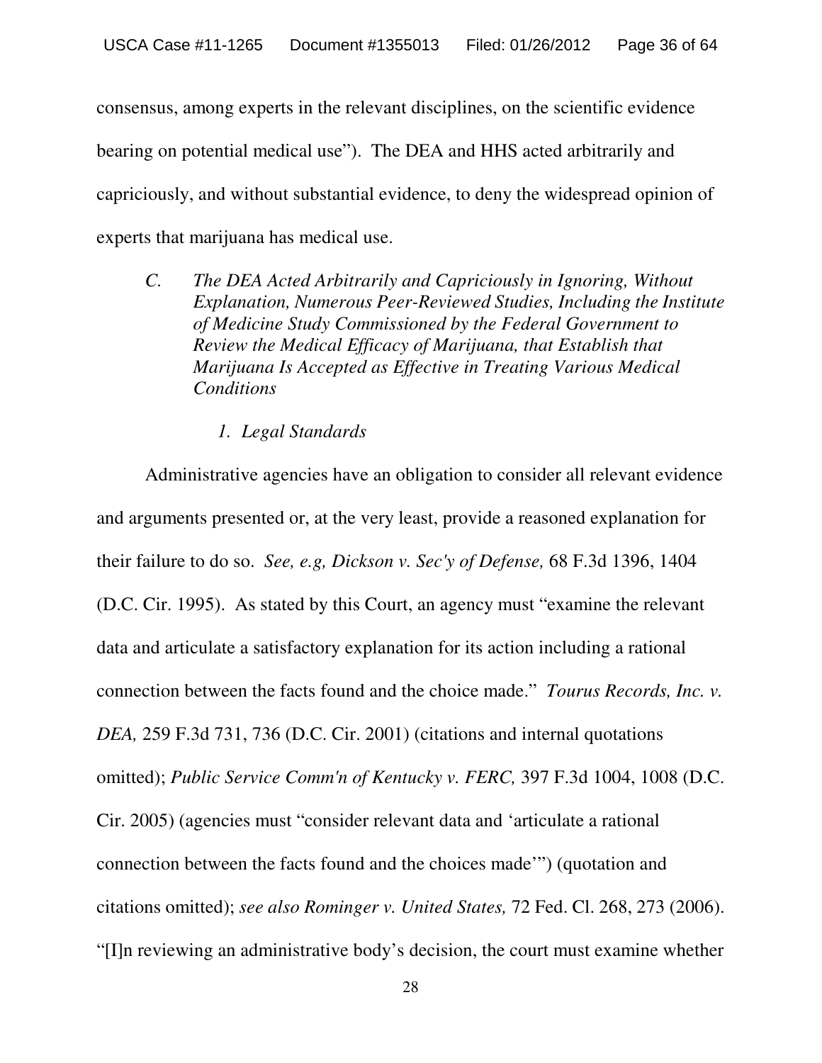consensus, among experts in the relevant disciplines, on the scientific evidence bearing on potential medical use"). The DEA and HHS acted arbitrarily and capriciously, and without substantial evidence, to deny the widespread opinion of experts that marijuana has medical use.

### *C. The DEA Acted Arbitrarily and Capriciously in Ignoring, Without Explanation, Numerous Peer-Reviewed Studies, Including the Institute of Medicine Study Commissioned by the Federal Government to Review the Medical Efficacy of Marijuana, that Establish that Marijuana Is Accepted as Effective in Treating Various Medical Conditions*

#### *1. Legal Standards*

Administrative agencies have an obligation to consider all relevant evidence and arguments presented or, at the very least, provide a reasoned explanation for their failure to do so. *See, e.g, Dickson v. Sec'y of Defense,* 68 F.3d 1396, 1404 (D.C. Cir. 1995). As stated by this Court, an agency must "examine the relevant data and articulate a satisfactory explanation for its action including a rational connection between the facts found and the choice made." *Tourus Records, Inc. v. DEA,* 259 F.3d 731, 736 (D.C. Cir. 2001) (citations and internal quotations omitted); *Public Service Comm'n of Kentucky v. FERC,* 397 F.3d 1004, 1008 (D.C. Cir. 2005) (agencies must "consider relevant data and 'articulate a rational connection between the facts found and the choices made'") (quotation and citations omitted); *see also Rominger v. United States,* 72 Fed. Cl. 268, 273 (2006). "[I]n reviewing an administrative body's decision, the court must examine whether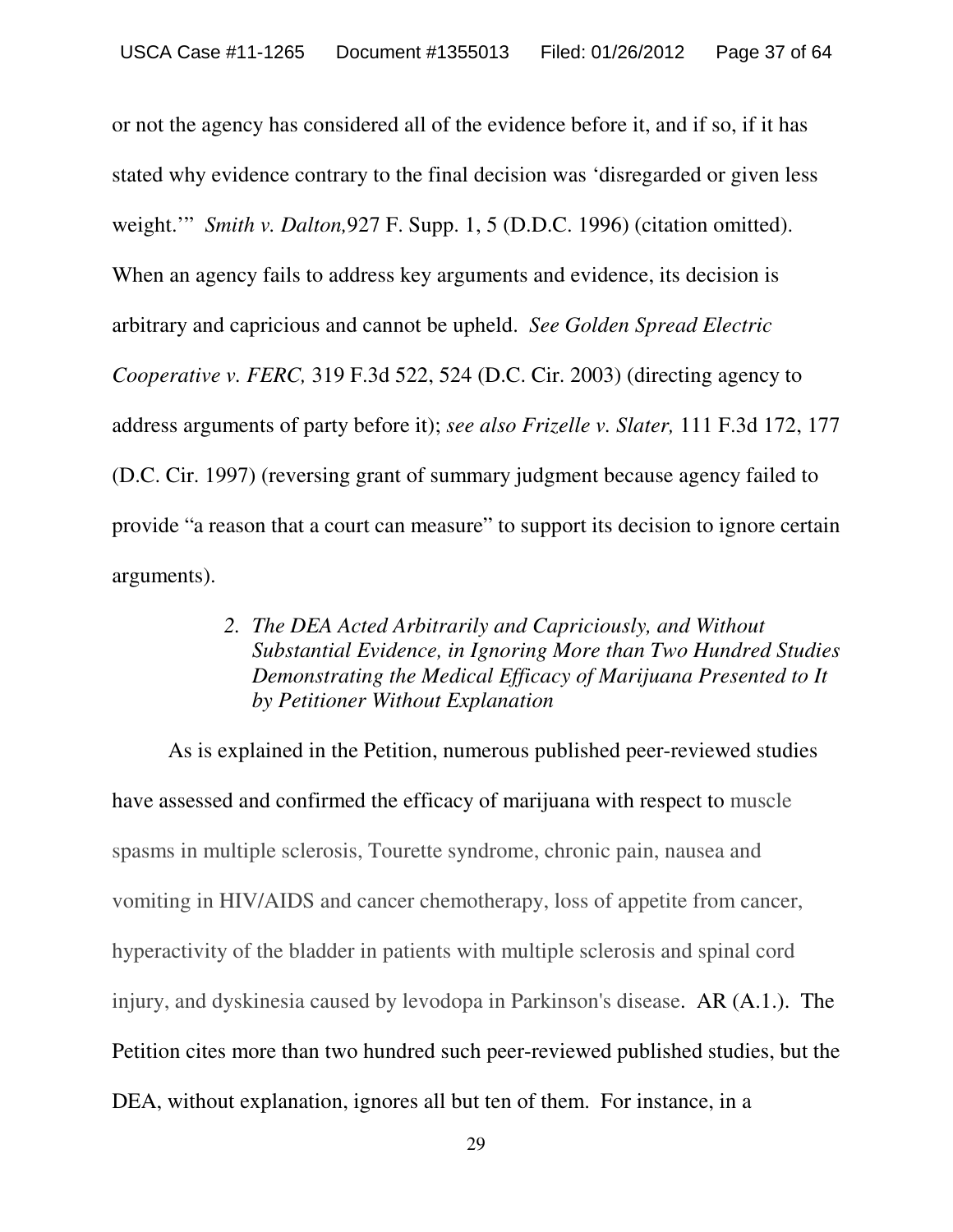or not the agency has considered all of the evidence before it, and if so, if it has stated why evidence contrary to the final decision was 'disregarded or given less weight.'" *Smith v. Dalton,*927 F. Supp. 1, 5 (D.D.C. 1996) (citation omitted). When an agency fails to address key arguments and evidence, its decision is arbitrary and capricious and cannot be upheld. *See Golden Spread Electric Cooperative v. FERC,* 319 F.3d 522, 524 (D.C. Cir. 2003) (directing agency to address arguments of party before it); *see also Frizelle v. Slater,* 111 F.3d 172, 177 (D.C. Cir. 1997) (reversing grant of summary judgment because agency failed to provide "a reason that a court can measure" to support its decision to ignore certain arguments).

*2. The DEA Acted Arbitrarily and Capriciously, and Without Substantial Evidence, in Ignoring More than Two Hundred Studies Demonstrating the Medical Efficacy of Marijuana Presented to It by Petitioner Without Explanation*

As is explained in the Petition, numerous published peer-reviewed studies have assessed and confirmed the efficacy of marijuana with respect to muscle spasms in multiple sclerosis, Tourette syndrome, chronic pain, nausea and vomiting in HIV/AIDS and cancer chemotherapy, loss of appetite from cancer, hyperactivity of the bladder in patients with multiple sclerosis and spinal cord injury, and dyskinesia caused by levodopa in Parkinson's disease. AR (A.1.). The Petition cites more than two hundred such peer-reviewed published studies, but the DEA, without explanation, ignores all but ten of them. For instance, in a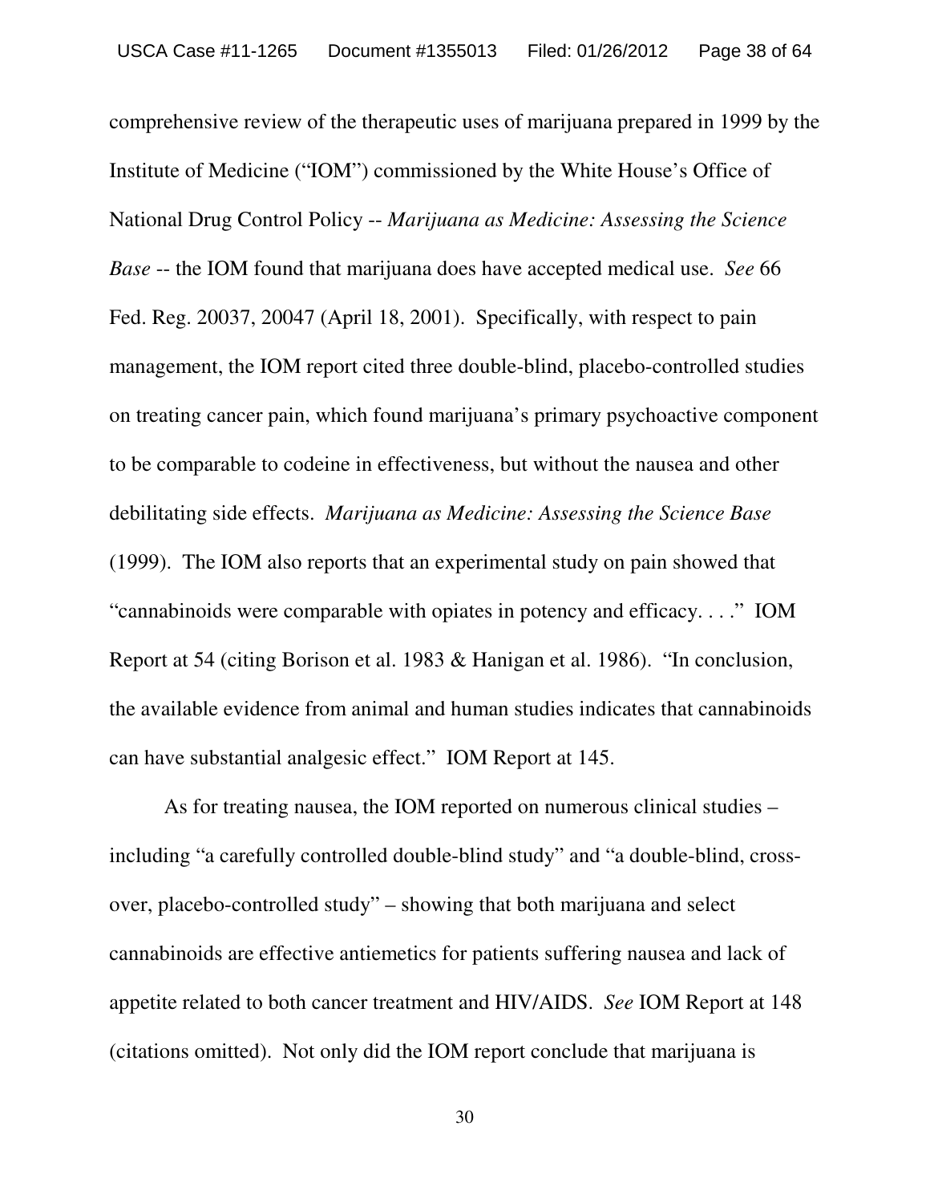comprehensive review of the therapeutic uses of marijuana prepared in 1999 by the Institute of Medicine ("IOM") commissioned by the White House's Office of National Drug Control Policy -- *Marijuana as Medicine: Assessing the Science Base* -- the IOM found that marijuana does have accepted medical use. *See* 66 Fed. Reg. 20037, 20047 (April 18, 2001). Specifically, with respect to pain management, the IOM report cited three double-blind, placebo-controlled studies on treating cancer pain, which found marijuana's primary psychoactive component to be comparable to codeine in effectiveness, but without the nausea and other debilitating side effects. *Marijuana as Medicine: Assessing the Science Base* (1999). The IOM also reports that an experimental study on pain showed that "cannabinoids were comparable with opiates in potency and efficacy. . . ." IOM Report at 54 (citing Borison et al. 1983 & Hanigan et al. 1986). "In conclusion, the available evidence from animal and human studies indicates that cannabinoids can have substantial analgesic effect." IOM Report at 145.

As for treating nausea, the IOM reported on numerous clinical studies – including "a carefully controlled double-blind study" and "a double-blind, cross-over, placebo-controlled study" – showing that both marijuana and select cannabinoids are effective antiemetics for patients suffering nausea and lack of appetite related to both cancer treatment and HIV/AIDS. *See* IOM Report at 148 (citations omitted). Not only did the IOM report conclude that marijuana is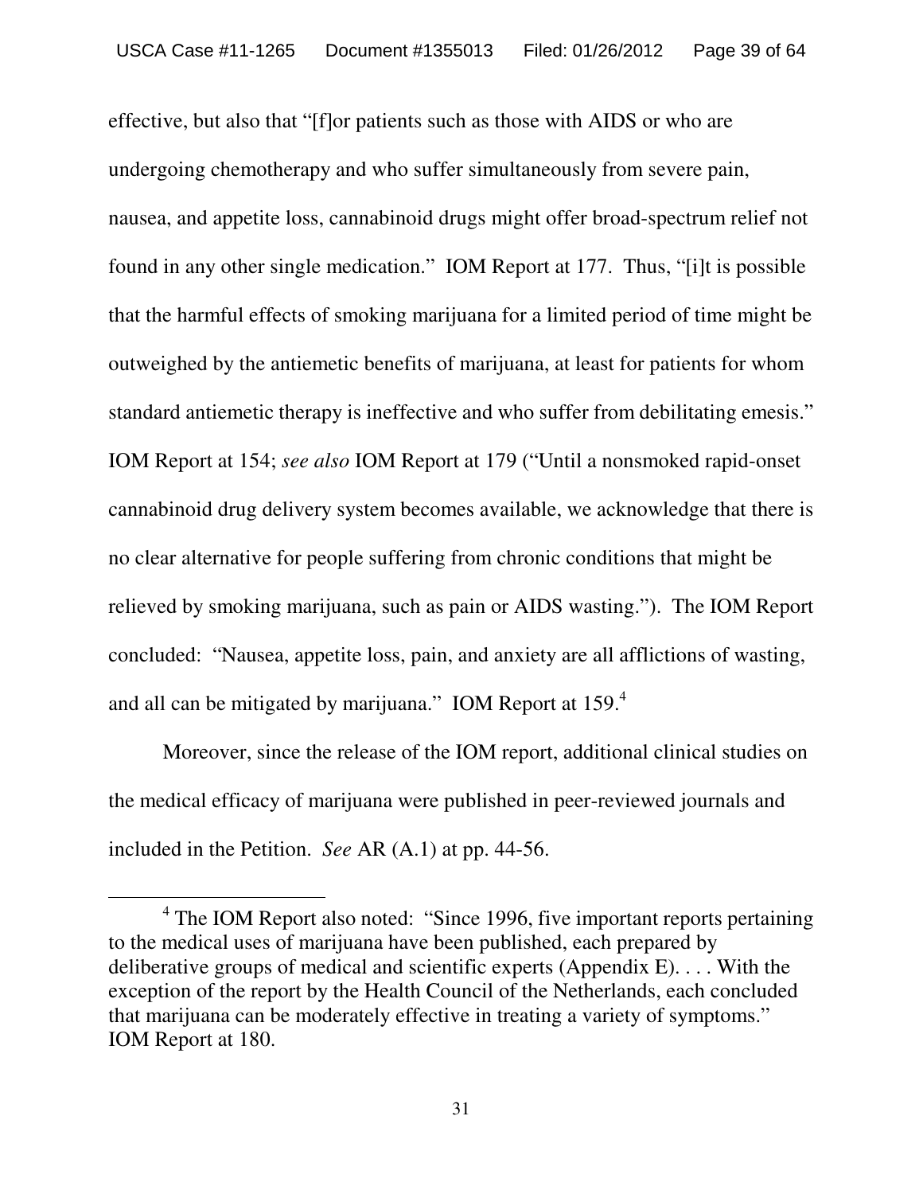effective, but also that "[f]or patients such as those with AIDS or who are undergoing chemotherapy and who suffer simultaneously from severe pain, nausea, and appetite loss, cannabinoid drugs might offer broad-spectrum relief not found in any other single medication." IOM Report at 177. Thus, "[i]t is possible that the harmful effects of smoking marijuana for a limited period of time might be outweighed by the antiemetic benefits of marijuana, at least for patients for whom standard antiemetic therapy is ineffective and who suffer from debilitating emesis." IOM Report at 154; *see also* IOM Report at 179 ("Until a nonsmoked rapid-onset cannabinoid drug delivery system becomes available, we acknowledge that there is no clear alternative for people suffering from chronic conditions that might be relieved by smoking marijuana, such as pain or AIDS wasting."). The IOM Report concluded: "Nausea, appetite loss, pain, and anxiety are all afflictions of wasting, and all can be mitigated by marijuana." IOM Report at 159.[4]

Moreover, since the release of the IOM report, additional clinical studies on the medical efficacy of marijuana were published in peer-reviewed journals and included in the Petition. *See* AR (A.1) at pp. 44-56.

---

[4] The IOM Report also noted: "Since 1996, five important reports pertaining to the medical uses of marijuana have been published, each prepared by deliberative groups of medical and scientific experts (Appendix E). . . . With the exception of the report by the Health Council of the Netherlands, each concluded that marijuana can be moderately effective in treating a variety of symptoms." IOM Report at 180.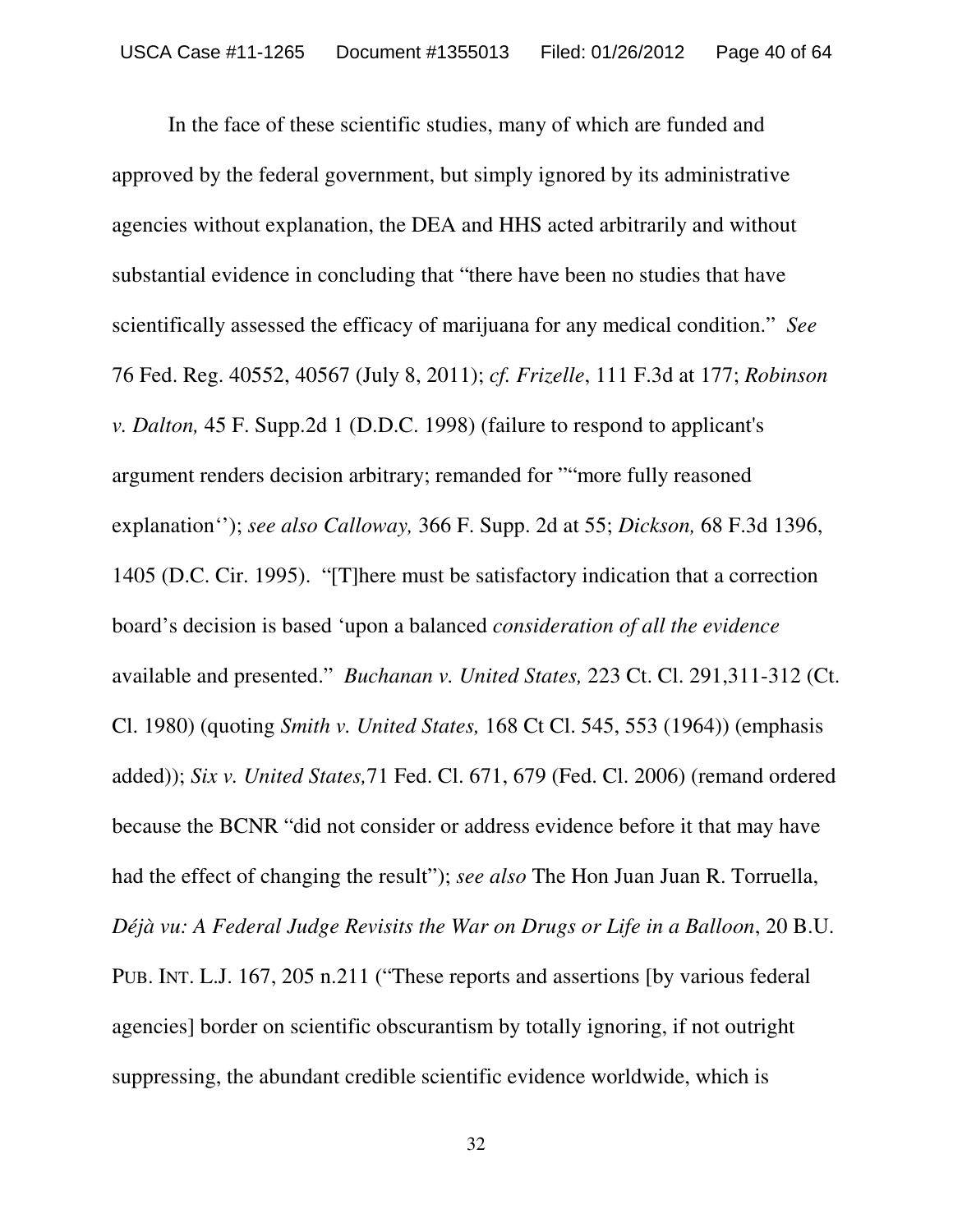In the face of these scientific studies, many of which are funded and approved by the federal government, but simply ignored by its administrative agencies without explanation, the DEA and HHS acted arbitrarily and without substantial evidence in concluding that "there have been no studies that have scientifically assessed the efficacy of marijuana for any medical condition." *See* 76 Fed. Reg. 40552, 40567 (July 8, 2011); *cf. Frizelle*, 111 F.3d at 177; *Robinson v. Dalton,* 45 F. Supp.2d 1 (D.D.C. 1998) (failure to respond to applicant's argument renders decision arbitrary; remanded for ""more fully reasoned explanation''); *see also Calloway,* 366 F. Supp. 2d at 55; *Dickson,* 68 F.3d 1396, 1405 (D.C. Cir. 1995). "[T]here must be satisfactory indication that a correction board's decision is based 'upon a balanced *consideration of all the evidence* available and presented." *Buchanan v. United States,* 223 Ct. Cl. 291,311-312 (Ct. Cl. 1980) (quoting *Smith v. United States,* 168 Ct Cl. 545, 553 (1964)) (emphasis added)); *Six v. United States,*71 Fed. Cl. 671, 679 (Fed. Cl. 2006) (remand ordered because the BCNR "did not consider or address evidence before it that may have had the effect of changing the result"); *see also* The Hon Juan Juan R. Torruella, *Déjà vu: A Federal Judge Revisits the War on Drugs or Life in a Balloon*, 20 B.U. PUB. INT. L.J. 167, 205 n.211 ("These reports and assertions [by various federal agencies] border on scientific obscurantism by totally ignoring, if not outright suppressing, the abundant credible scientific evidence worldwide, which is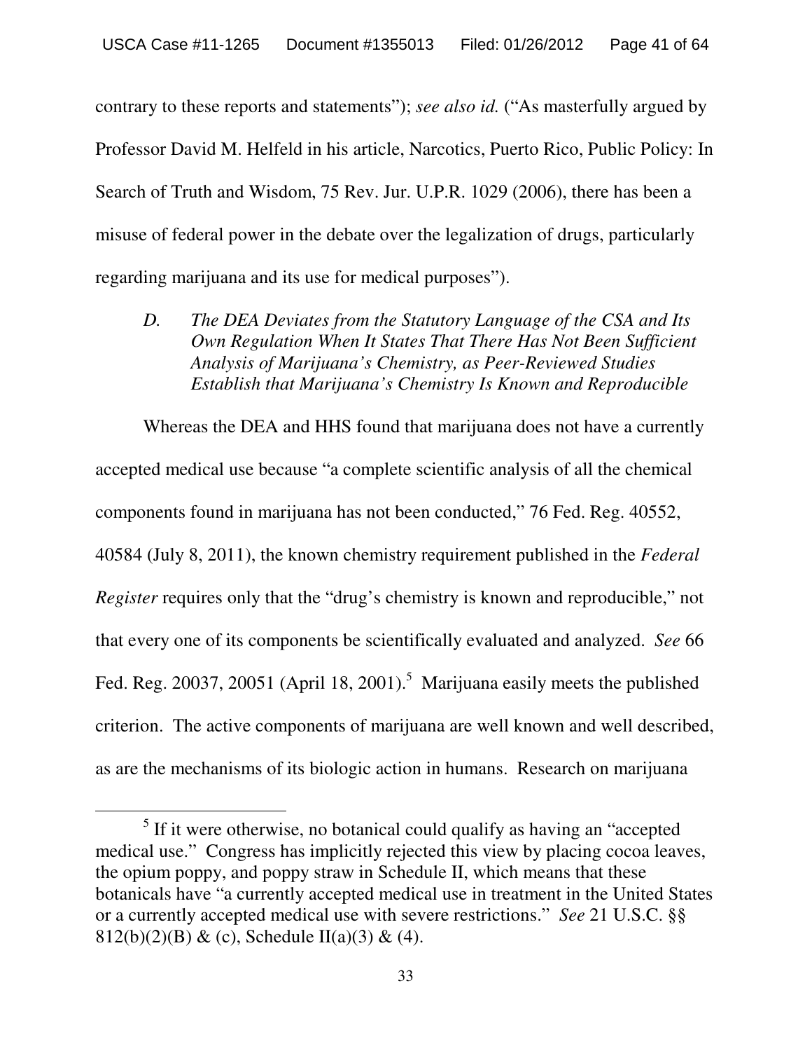contrary to these reports and statements"); *see also id.* ("As masterfully argued by Professor David M. Helfeld in his article, Narcotics, Puerto Rico, Public Policy: In Search of Truth and Wisdom, 75 Rev. Jur. U.P.R. 1029 (2006), there has been a misuse of federal power in the debate over the legalization of drugs, particularly regarding marijuana and its use for medical purposes").

### *D. The DEA Deviates from the Statutory Language of the CSA and Its Own Regulation When It States That There Has Not Been Sufficient Analysis of Marijuana's Chemistry, as Peer-Reviewed Studies Establish that Marijuana's Chemistry Is Known and Reproducible*

Whereas the DEA and HHS found that marijuana does not have a currently accepted medical use because "a complete scientific analysis of all the chemical components found in marijuana has not been conducted," 76 Fed. Reg. 40552, 40584 (July 8, 2011), the known chemistry requirement published in the *Federal Register* requires only that the "drug's chemistry is known and reproducible," not that every one of its components be scientifically evaluated and analyzed. *See* 66 Fed. Reg. 20037, 20051 (April 18, 2001).[5] Marijuana easily meets the published criterion. The active components of marijuana are well known and well described, as are the mechanisms of its biologic action in humans. Research on marijuana

---

[5] If it were otherwise, no botanical could qualify as having an "accepted medical use." Congress has implicitly rejected this view by placing cocoa leaves, the opium poppy, and poppy straw in Schedule II, which means that these botanicals have "a currently accepted medical use in treatment in the United States or a currently accepted medical use with severe restrictions." *See* 21 U.S.C. §§ 812(b)(2)(B) & (c), Schedule II(a)(3) & (4).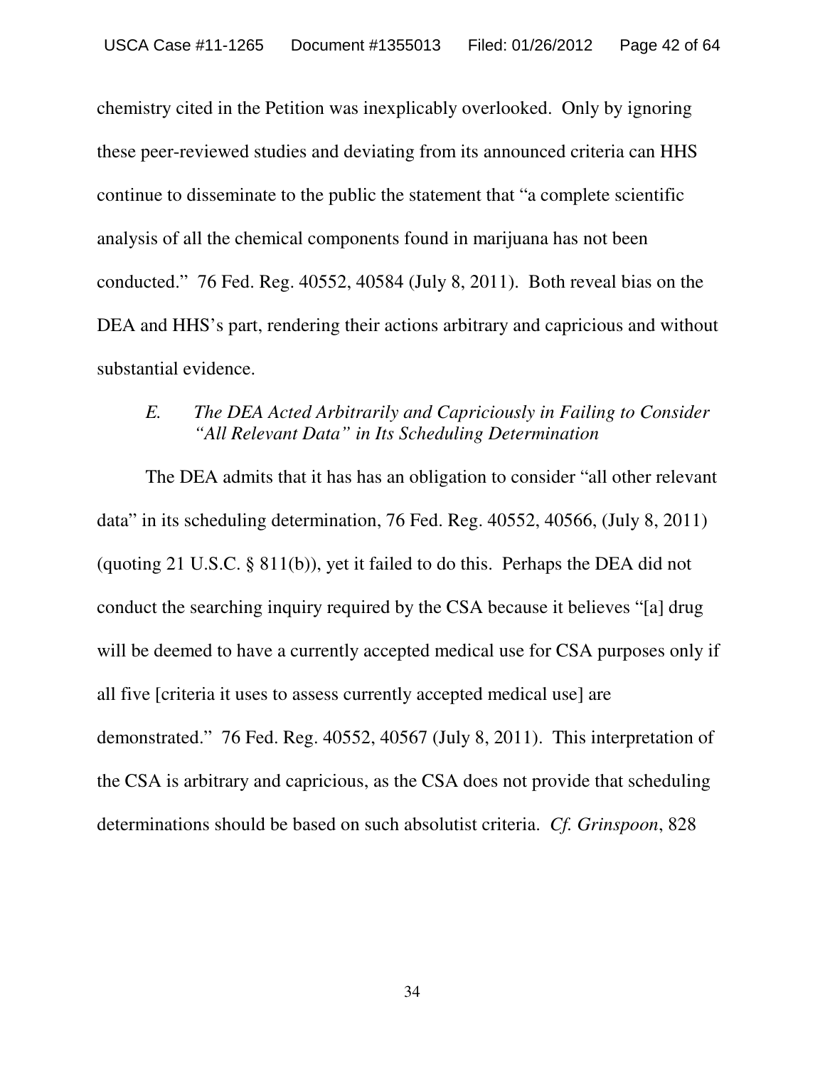chemistry cited in the Petition was inexplicably overlooked. Only by ignoring these peer-reviewed studies and deviating from its announced criteria can HHS continue to disseminate to the public the statement that "a complete scientific analysis of all the chemical components found in marijuana has not been conducted." 76 Fed. Reg. 40552, 40584 (July 8, 2011). Both reveal bias on the DEA and HHS's part, rendering their actions arbitrary and capricious and without substantial evidence.

### *E. The DEA Acted Arbitrarily and Capriciously in Failing to Consider "All Relevant Data" in Its Scheduling Determination*

The DEA admits that it has has an obligation to consider "all other relevant data" in its scheduling determination, 76 Fed. Reg. 40552, 40566, (July 8, 2011) (quoting 21 U.S.C. § 811(b)), yet it failed to do this. Perhaps the DEA did not conduct the searching inquiry required by the CSA because it believes "[a] drug will be deemed to have a currently accepted medical use for CSA purposes only if all five [criteria it uses to assess currently accepted medical use] are demonstrated." 76 Fed. Reg. 40552, 40567 (July 8, 2011). This interpretation of the CSA is arbitrary and capricious, as the CSA does not provide that scheduling determinations should be based on such absolutist criteria. *Cf. Grinspoon*, 828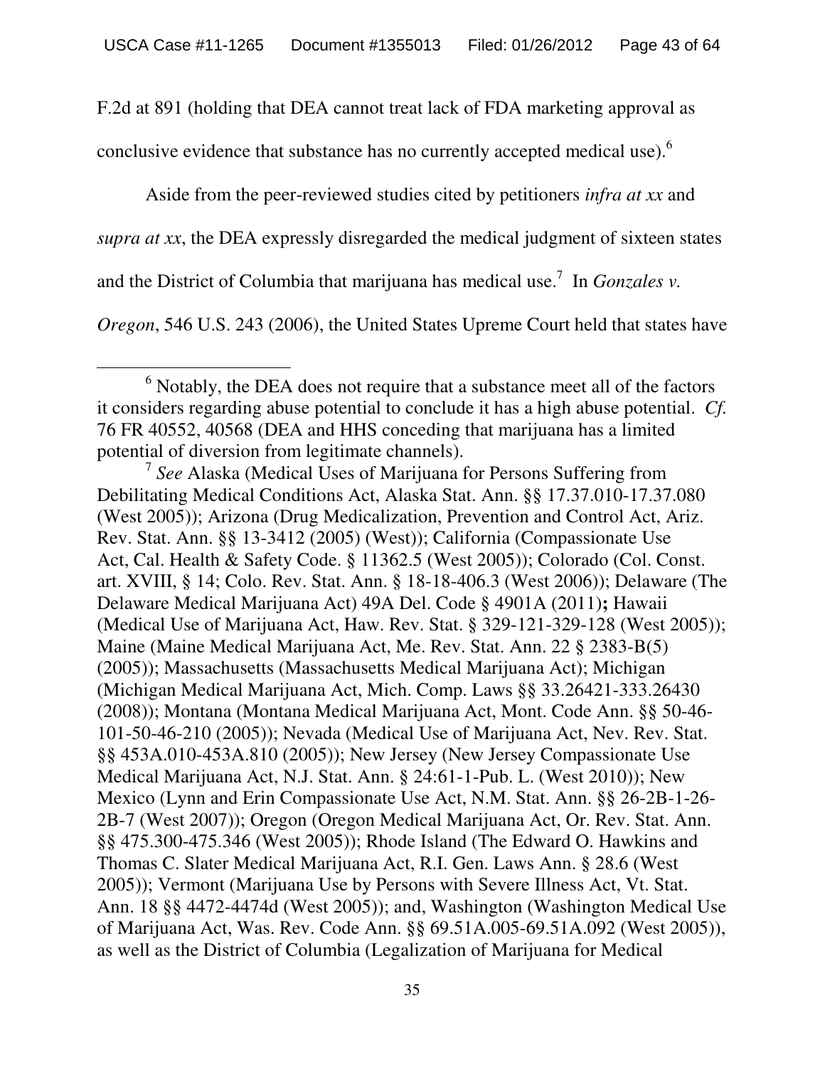F.2d at 891 (holding that DEA cannot treat lack of FDA marketing approval as conclusive evidence that substance has no currently accepted medical use).[6]

Aside from the peer-reviewed studies cited by petitioners *infra at xx* and *supra at xx*, the DEA expressly disregarded the medical judgment of sixteen states and the District of Columbia that marijuana has medical use.[7] In *Gonzales v. Oregon*, 546 U.S. 243 (2006), the United States Upreme Court held that states have

---

[6] Notably, the DEA does not require that a substance meet all of the factors it considers regarding abuse potential to conclude it has a high abuse potential. *Cf.* 76 FR 40552, 40568 (DEA and HHS conceding that marijuana has a limited potential of diversion from legitimate channels).

[7] *See* Alaska (Medical Uses of Marijuana for Persons Suffering from Debilitating Medical Conditions Act, Alaska Stat. Ann. §§ 17.37.010-17.37.080 (West 2005)); Arizona (Drug Medicalization, Prevention and Control Act, Ariz. Rev. Stat. Ann. §§ 13-3412 (2005) (West)); California (Compassionate Use Act, Cal. Health & Safety Code. § 11362.5 (West 2005)); Colorado (Col. Const. art. XVIII, § 14; Colo. Rev. Stat. Ann. § 18-18-406.3 (West 2006)); Delaware (The Delaware Medical Marijuana Act) 49A Del. Code § 4901A (2011)**;** Hawaii (Medical Use of Marijuana Act, Haw. Rev. Stat. § 329-121-329-128 (West 2005)); Maine (Maine Medical Marijuana Act, Me. Rev. Stat. Ann. 22 § 2383-B(5) (2005)); Massachusetts (Massachusetts Medical Marijuana Act); Michigan (Michigan Medical Marijuana Act, Mich. Comp. Laws §§ 33.26421-333.26430 (2008)); Montana (Montana Medical Marijuana Act, Mont. Code Ann. §§ 50-46-101-50-46-210 (2005)); Nevada (Medical Use of Marijuana Act, Nev. Rev. Stat. §§ 453A.010-453A.810 (2005)); New Jersey (New Jersey Compassionate Use Medical Marijuana Act, N.J. Stat. Ann. § 24:61-1-Pub. L. (West 2010)); New Mexico (Lynn and Erin Compassionate Use Act, N.M. Stat. Ann. §§ 26-2B-1-26-2B-7 (West 2007)); Oregon (Oregon Medical Marijuana Act, Or. Rev. Stat. Ann. §§ 475.300-475.346 (West 2005)); Rhode Island (The Edward O. Hawkins and Thomas C. Slater Medical Marijuana Act, R.I. Gen. Laws Ann. § 28.6 (West 2005)); Vermont (Marijuana Use by Persons with Severe Illness Act, Vt. Stat. Ann. 18 §§ 4472-4474d (West 2005)); and, Washington (Washington Medical Use of Marijuana Act, Was. Rev. Code Ann. §§ 69.51A.005-69.51A.092 (West 2005)), as well as the District of Columbia (Legalization of Marijuana for Medical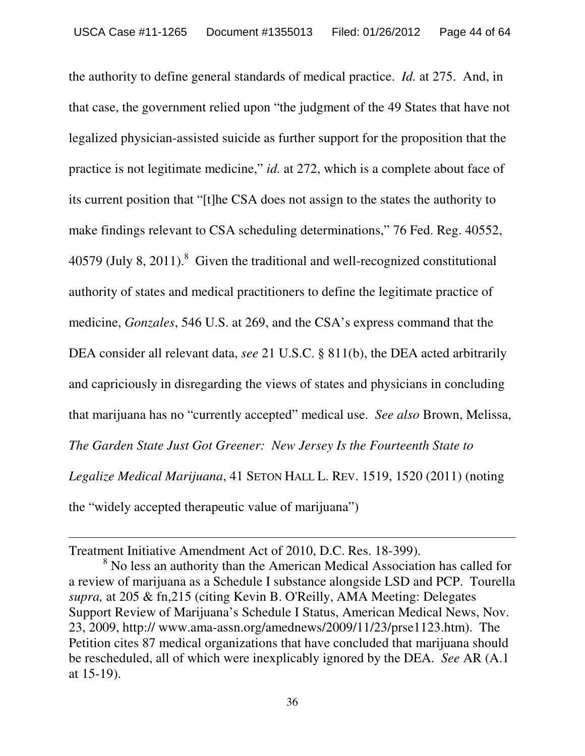the authority to define general standards of medical practice. *Id.* at 275. And, in that case, the government relied upon "the judgment of the 49 States that have not legalized physician-assisted suicide as further support for the proposition that the practice is not legitimate medicine," *id.* at 272, which is a complete about face of its current position that "[t]he CSA does not assign to the states the authority to make findings relevant to CSA scheduling determinations," 76 Fed. Reg. 40552, 40579 (July 8, 2011).[8] Given the traditional and well-recognized constitutional authority of states and medical practitioners to define the legitimate practice of medicine, *Gonzales*, 546 U.S. at 269, and the CSA's express command that the DEA consider all relevant data, *see* 21 U.S.C. § 811(b), the DEA acted arbitrarily and capriciously in disregarding the views of states and physicians in concluding that marijuana has no "currently accepted" medical use. *See also* Brown, Melissa, *The Garden State Just Got Greener: New Jersey Is the Fourteenth State to Legalize Medical Marijuana*, 41 SETON HALL L. REV. 1519, 1520 (2011) (noting the "widely accepted therapeutic value of marijuana")

---

Treatment Initiative Amendment Act of 2010, D.C. Res. 18-399).

[8] No less an authority than the American Medical Association has called for a review of marijuana as a Schedule I substance alongside LSD and PCP. Tourella *supra,* at 205 & fn,215 (citing Kevin B. O'Reilly, AMA Meeting: Delegates Support Review of Marijuana's Schedule I Status, American Medical News, Nov. 23, 2009, http:// www.ama-assn.org/amednews/2009/11/23/prse1123.htm). The Petition cites 87 medical organizations that have concluded that marijuana should be rescheduled, all of which were inexplicably ignored by the DEA. *See* AR (A.1 at 15-19).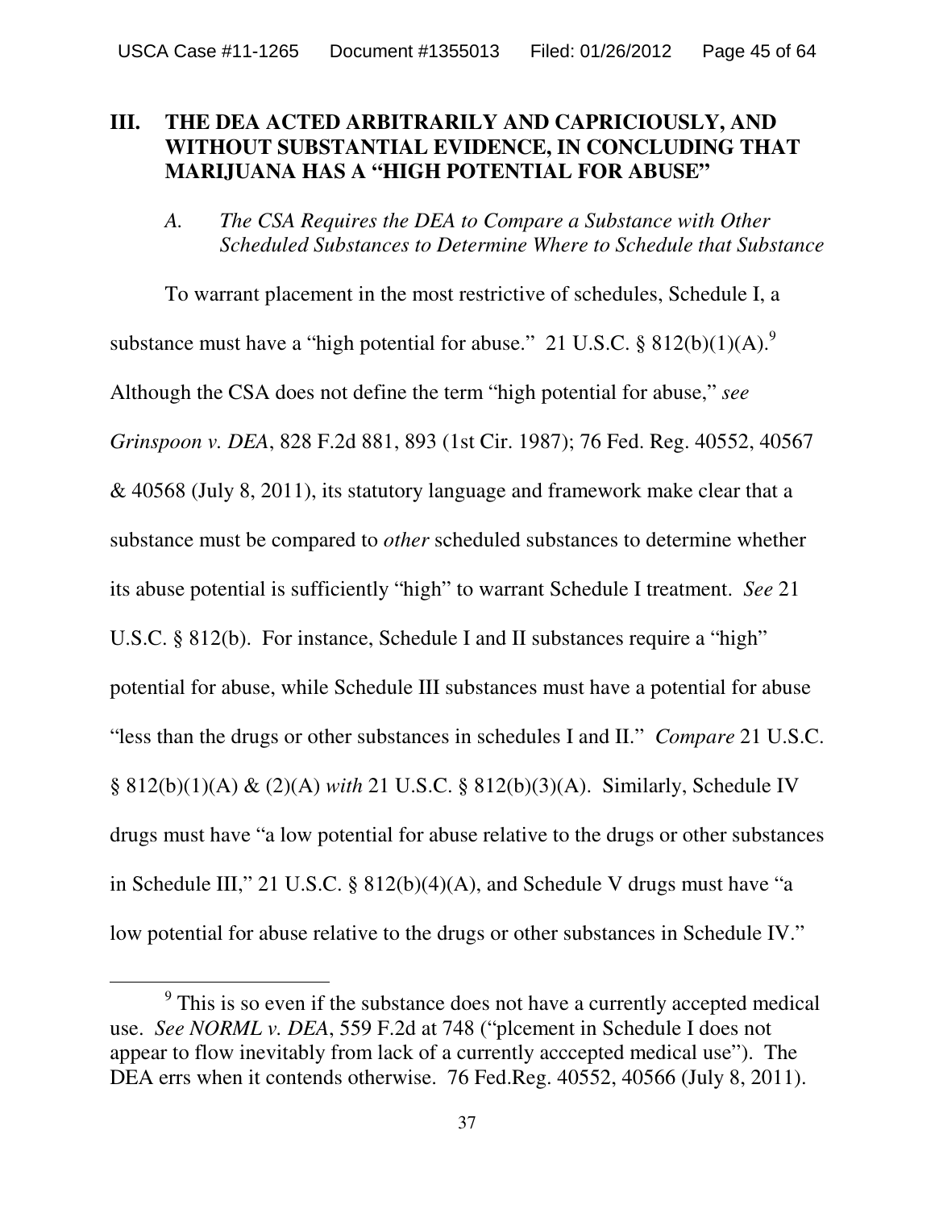## III. THE DEA ACTED ARBITRARILY AND CAPRICIOUSLY, AND WITHOUT SUBSTANTIAL EVIDENCE, IN CONCLUDING THAT MARIJUANA HAS A "HIGH POTENTIAL FOR ABUSE"

### *A. The CSA Requires the DEA to Compare a Substance with Other Scheduled Substances to Determine Where to Schedule that Substance*

To warrant placement in the most restrictive of schedules, Schedule I, a substance must have a "high potential for abuse." 21 U.S.C. § 812(b)(1)(A).[9] Although the CSA does not define the term "high potential for abuse," *see Grinspoon v. DEA*, 828 F.2d 881, 893 (1st Cir. 1987); 76 Fed. Reg. 40552, 40567 & 40568 (July 8, 2011), its statutory language and framework make clear that a substance must be compared to *other* scheduled substances to determine whether its abuse potential is sufficiently "high" to warrant Schedule I treatment. *See* 21 U.S.C. § 812(b). For instance, Schedule I and II substances require a "high" potential for abuse, while Schedule III substances must have a potential for abuse "less than the drugs or other substances in schedules I and II." *Compare* 21 U.S.C. § 812(b)(1)(A) & (2)(A) *with* 21 U.S.C. § 812(b)(3)(A). Similarly, Schedule IV drugs must have "a low potential for abuse relative to the drugs or other substances in Schedule III," 21 U.S.C. § 812(b)(4)(A), and Schedule V drugs must have "a low potential for abuse relative to the drugs or other substances in Schedule IV."

---

[9] This is so even if the substance does not have a currently accepted medical use. *See NORML v. DEA*, 559 F.2d at 748 ("plcement in Schedule I does not appear to flow inevitably from lack of a currently acccepted medical use"). The DEA errs when it contends otherwise. 76 Fed.Reg. 40552, 40566 (July 8, 2011).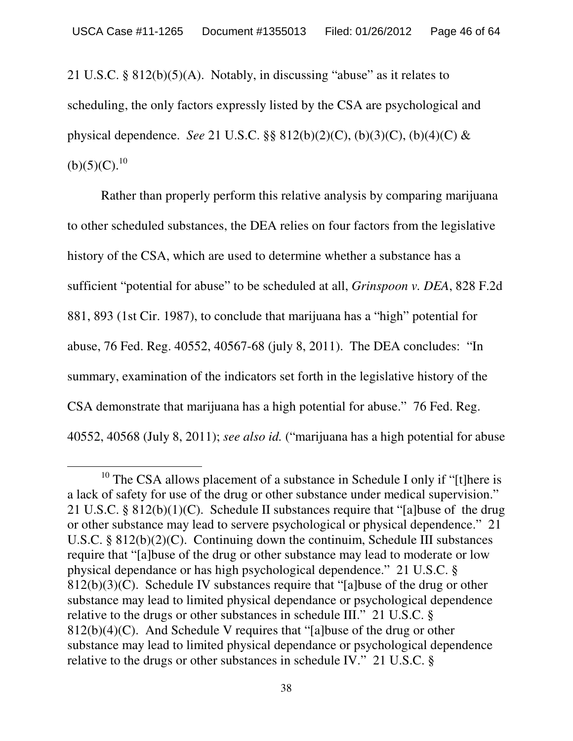21 U.S.C. § 812(b)(5)(A). Notably, in discussing "abuse" as it relates to scheduling, the only factors expressly listed by the CSA are psychological and physical dependence. *See* 21 U.S.C. §§ 812(b)(2)(C), (b)(3)(C), (b)(4)(C) & (b)(5)(C).[10]

Rather than properly perform this relative analysis by comparing marijuana to other scheduled substances, the DEA relies on four factors from the legislative history of the CSA, which are used to determine whether a substance has a sufficient "potential for abuse" to be scheduled at all, *Grinspoon v. DEA*, 828 F.2d 881, 893 (1st Cir. 1987), to conclude that marijuana has a "high" potential for abuse, 76 Fed. Reg. 40552, 40567-68 (july 8, 2011). The DEA concludes: "In summary, examination of the indicators set forth in the legislative history of the CSA demonstrate that marijuana has a high potential for abuse." 76 Fed. Reg. 40552, 40568 (July 8, 2011); *see also id.* ("marijuana has a high potential for abuse

---

[10] The CSA allows placement of a substance in Schedule I only if "[t]here is a lack of safety for use of the drug or other substance under medical supervision." 21 U.S.C. § 812(b)(1)(C). Schedule II substances require that "[a]buse of the drug or other substance may lead to servere psychological or physical dependence." 21 U.S.C. § 812(b)(2)(C). Continuing down the continuim, Schedule III substances require that "[a]buse of the drug or other substance may lead to moderate or low physical dependance or has high psychological dependence." 21 U.S.C. § 812(b)(3)(C). Schedule IV substances require that "[a]buse of the drug or other substance may lead to limited physical dependance or psychological dependence relative to the drugs or other substances in schedule III." 21 U.S.C. § 812(b)(4)(C). And Schedule V requires that "[a]buse of the drug or other substance may lead to limited physical dependance or psychological dependence relative to the drugs or other substances in schedule IV." 21 U.S.C. §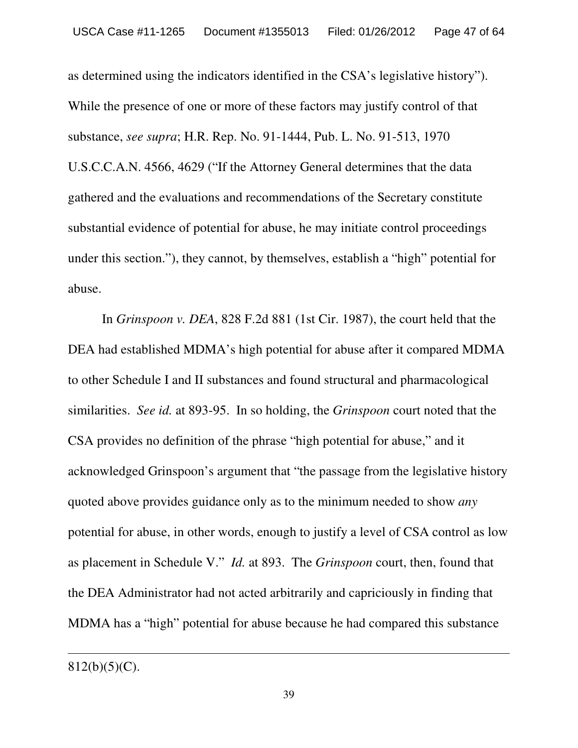as determined using the indicators identified in the CSA's legislative history"). While the presence of one or more of these factors may justify control of that substance, *see supra*; H.R. Rep. No. 91-1444, Pub. L. No. 91-513, 1970 U.S.C.C.A.N. 4566, 4629 ("If the Attorney General determines that the data gathered and the evaluations and recommendations of the Secretary constitute substantial evidence of potential for abuse, he may initiate control proceedings under this section."), they cannot, by themselves, establish a "high" potential for abuse.

In *Grinspoon v. DEA*, 828 F.2d 881 (1st Cir. 1987), the court held that the DEA had established MDMA's high potential for abuse after it compared MDMA to other Schedule I and II substances and found structural and pharmacological similarities. *See id.* at 893-95. In so holding, the *Grinspoon* court noted that the CSA provides no definition of the phrase "high potential for abuse," and it acknowledged Grinspoon's argument that "the passage from the legislative history quoted above provides guidance only as to the minimum needed to show *any* potential for abuse, in other words, enough to justify a level of CSA control as low as placement in Schedule V." *Id.* at 893. The *Grinspoon* court, then, found that the DEA Administrator had not acted arbitrarily and capriciously in finding that MDMA has a "high" potential for abuse because he had compared this substance

---

812(b)(5)(C).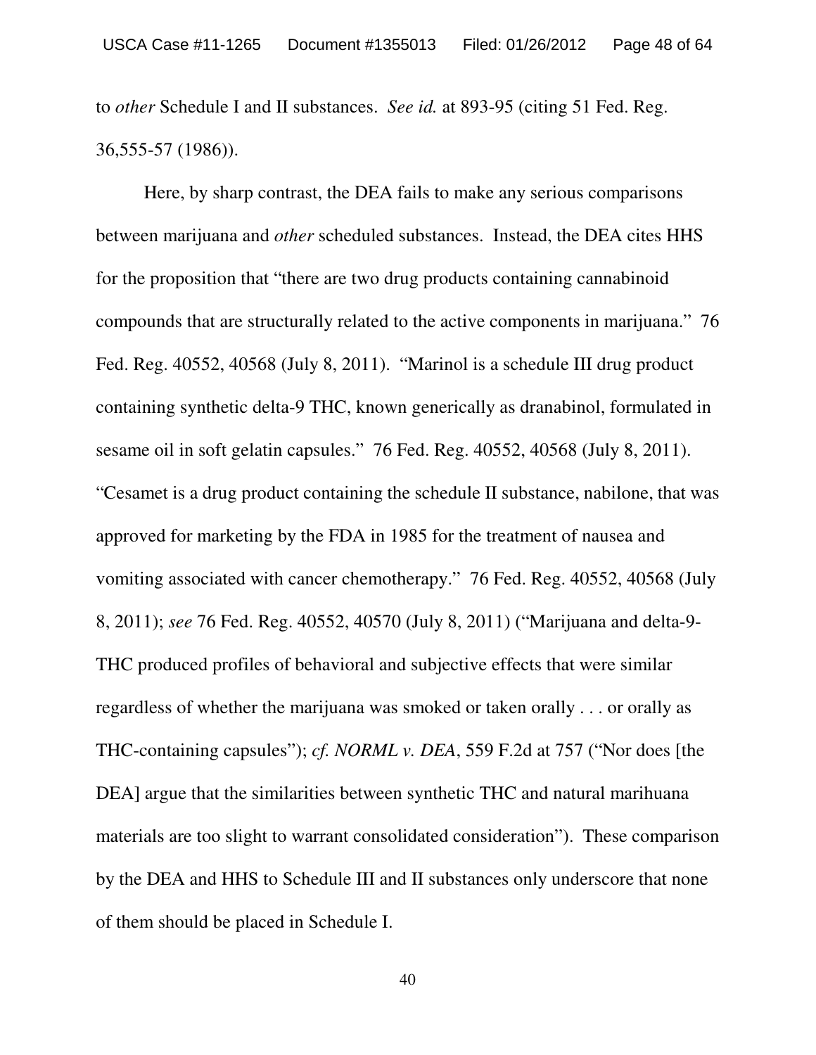to *other* Schedule I and II substances. *See id.* at 893-95 (citing 51 Fed. Reg. 36,555-57 (1986)).

Here, by sharp contrast, the DEA fails to make any serious comparisons between marijuana and *other* scheduled substances. Instead, the DEA cites HHS for the proposition that "there are two drug products containing cannabinoid compounds that are structurally related to the active components in marijuana." 76 Fed. Reg. 40552, 40568 (July 8, 2011). "Marinol is a schedule III drug product containing synthetic delta-9 THC, known generically as dranabinol, formulated in sesame oil in soft gelatin capsules." 76 Fed. Reg. 40552, 40568 (July 8, 2011). "Cesamet is a drug product containing the schedule II substance, nabilone, that was approved for marketing by the FDA in 1985 for the treatment of nausea and vomiting associated with cancer chemotherapy." 76 Fed. Reg. 40552, 40568 (July 8, 2011); *see* 76 Fed. Reg. 40552, 40570 (July 8, 2011) ("Marijuana and delta-9-THC produced profiles of behavioral and subjective effects that were similar regardless of whether the marijuana was smoked or taken orally . . . or orally as THC-containing capsules"); *cf. NORML v. DEA*, 559 F.2d at 757 ("Nor does [the DEA] argue that the similarities between synthetic THC and natural marihuana materials are too slight to warrant consolidated consideration"). These comparison by the DEA and HHS to Schedule III and II substances only underscore that none of them should be placed in Schedule I.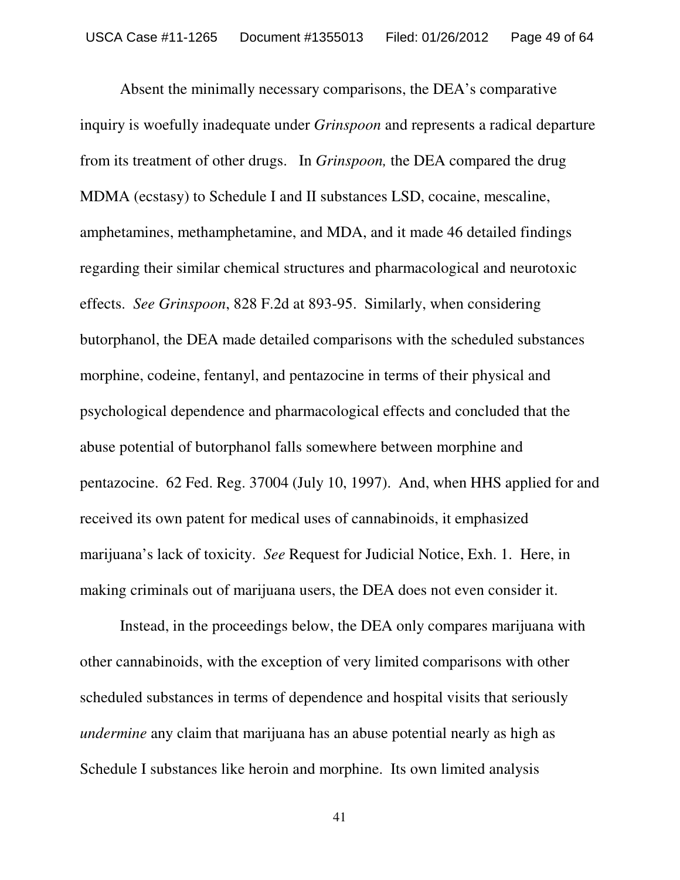Absent the minimally necessary comparisons, the DEA's comparative inquiry is woefully inadequate under *Grinspoon* and represents a radical departure from its treatment of other drugs. In *Grinspoon,* the DEA compared the drug MDMA (ecstasy) to Schedule I and II substances LSD, cocaine, mescaline, amphetamines, methamphetamine, and MDA, and it made 46 detailed findings regarding their similar chemical structures and pharmacological and neurotoxic effects. *See Grinspoon*, 828 F.2d at 893-95. Similarly, when considering butorphanol, the DEA made detailed comparisons with the scheduled substances morphine, codeine, fentanyl, and pentazocine in terms of their physical and psychological dependence and pharmacological effects and concluded that the abuse potential of butorphanol falls somewhere between morphine and pentazocine. 62 Fed. Reg. 37004 (July 10, 1997). And, when HHS applied for and received its own patent for medical uses of cannabinoids, it emphasized marijuana's lack of toxicity. *See* Request for Judicial Notice, Exh. 1. Here, in making criminals out of marijuana users, the DEA does not even consider it.

Instead, in the proceedings below, the DEA only compares marijuana with other cannabinoids, with the exception of very limited comparisons with other scheduled substances in terms of dependence and hospital visits that seriously *undermine* any claim that marijuana has an abuse potential nearly as high as Schedule I substances like heroin and morphine. Its own limited analysis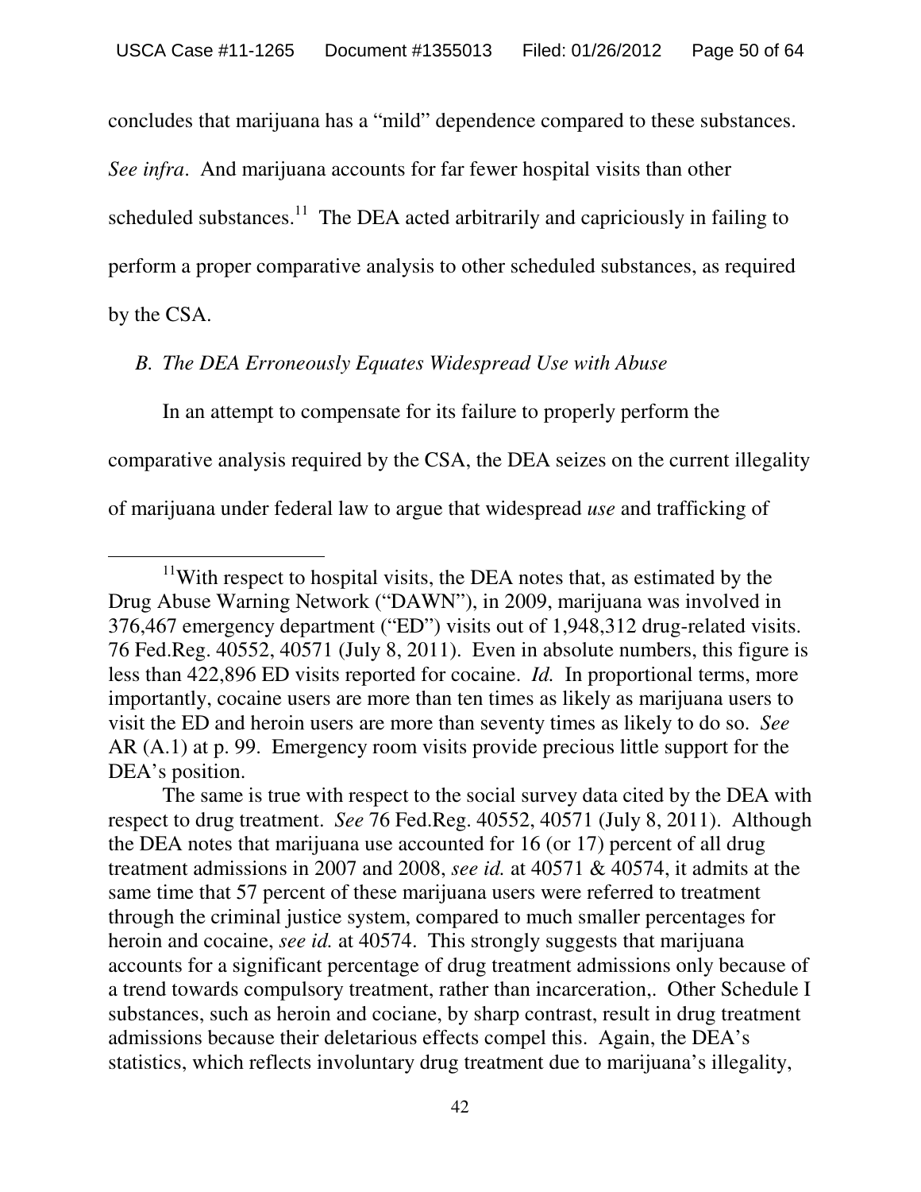concludes that marijuana has a "mild" dependence compared to these substances. *See infra*. And marijuana accounts for far fewer hospital visits than other scheduled substances.[11] The DEA acted arbitrarily and capriciously in failing to perform a proper comparative analysis to other scheduled substances, as required by the CSA.

*B. The DEA Erroneously Equates Widespread Use with Abuse*

In an attempt to compensate for its failure to properly perform the comparative analysis required by the CSA, the DEA seizes on the current illegality of marijuana under federal law to argue that widespread *use* and trafficking of

---

[11]With respect to hospital visits, the DEA notes that, as estimated by the Drug Abuse Warning Network ("DAWN"), in 2009, marijuana was involved in 376,467 emergency department ("ED") visits out of 1,948,312 drug-related visits. 76 Fed.Reg. 40552, 40571 (July 8, 2011). Even in absolute numbers, this figure is less than 422,896 ED visits reported for cocaine. *Id.* In proportional terms, more importantly, cocaine users are more than ten times as likely as marijuana users to visit the ED and heroin users are more than seventy times as likely to do so. *See* AR (A.1) at p. 99. Emergency room visits provide precious little support for the DEA's position.

The same is true with respect to the social survey data cited by the DEA with respect to drug treatment. *See* 76 Fed.Reg. 40552, 40571 (July 8, 2011). Although the DEA notes that marijuana use accounted for 16 (or 17) percent of all drug treatment admissions in 2007 and 2008, *see id.* at 40571 & 40574, it admits at the same time that 57 percent of these marijuana users were referred to treatment through the criminal justice system, compared to much smaller percentages for heroin and cocaine, *see id.* at 40574. This strongly suggests that marijuana accounts for a significant percentage of drug treatment admissions only because of a trend towards compulsory treatment, rather than incarceration,. Other Schedule I substances, such as heroin and cociane, by sharp contrast, result in drug treatment admissions because their deletarious effects compel this. Again, the DEA's statistics, which reflects involuntary drug treatment due to marijuana's illegality,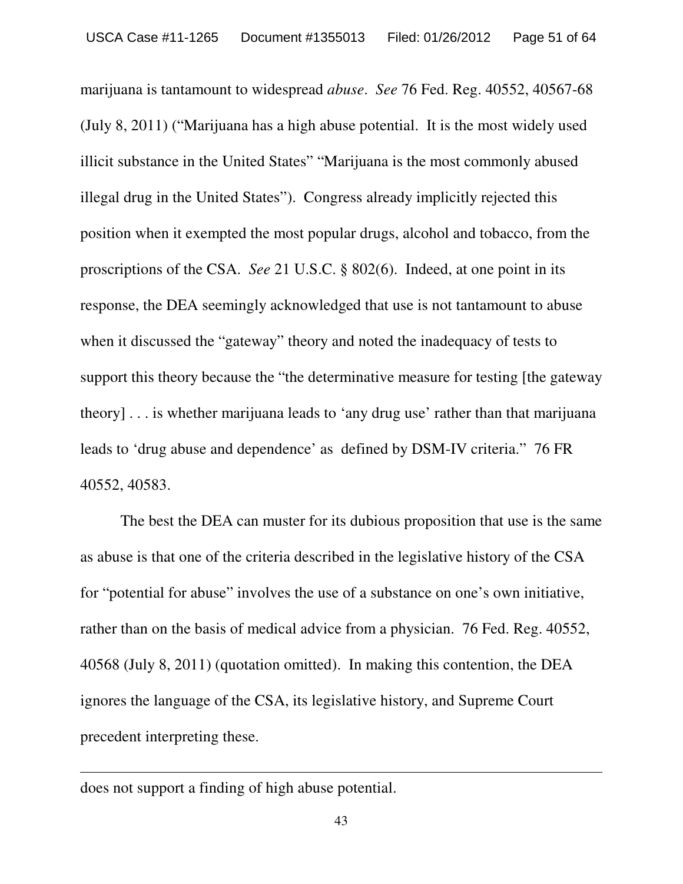marijuana is tantamount to widespread *abuse*. *See* 76 Fed. Reg. 40552, 40567-68 (July 8, 2011) ("Marijuana has a high abuse potential. It is the most widely used illicit substance in the United States" "Marijuana is the most commonly abused illegal drug in the United States"). Congress already implicitly rejected this position when it exempted the most popular drugs, alcohol and tobacco, from the proscriptions of the CSA. *See* 21 U.S.C. § 802(6). Indeed, at one point in its response, the DEA seemingly acknowledged that use is not tantamount to abuse when it discussed the "gateway" theory and noted the inadequacy of tests to support this theory because the "the determinative measure for testing [the gateway theory] . . . is whether marijuana leads to 'any drug use' rather than that marijuana leads to 'drug abuse and dependence' as defined by DSM-IV criteria." 76 FR 40552, 40583.

The best the DEA can muster for its dubious proposition that use is the same as abuse is that one of the criteria described in the legislative history of the CSA for "potential for abuse" involves the use of a substance on one's own initiative, rather than on the basis of medical advice from a physician. 76 Fed. Reg. 40552, 40568 (July 8, 2011) (quotation omitted). In making this contention, the DEA ignores the language of the CSA, its legislative history, and Supreme Court precedent interpreting these.

---

does not support a finding of high abuse potential.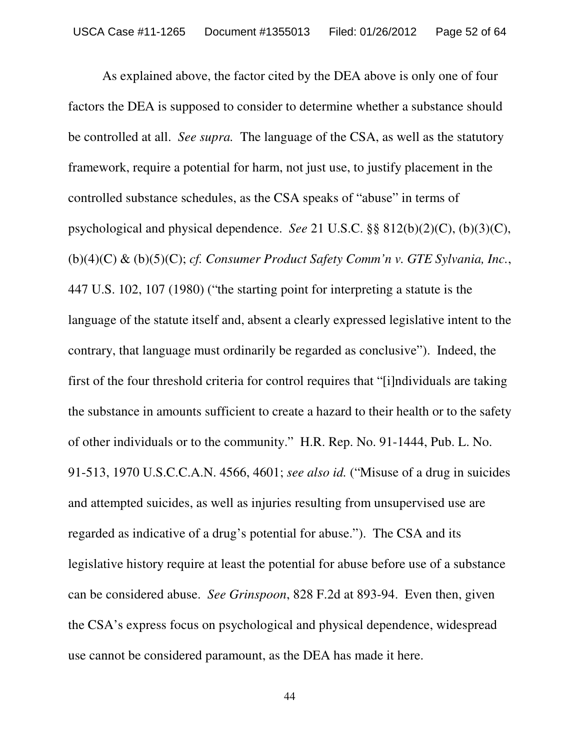As explained above, the factor cited by the DEA above is only one of four factors the DEA is supposed to consider to determine whether a substance should be controlled at all. *See supra.* The language of the CSA, as well as the statutory framework, require a potential for harm, not just use, to justify placement in the controlled substance schedules, as the CSA speaks of "abuse" in terms of psychological and physical dependence. *See* 21 U.S.C. §§ 812(b)(2)(C), (b)(3)(C), (b)(4)(C) & (b)(5)(C); *cf. Consumer Product Safety Comm'n v. GTE Sylvania, Inc.*, 447 U.S. 102, 107 (1980) ("the starting point for interpreting a statute is the language of the statute itself and, absent a clearly expressed legislative intent to the contrary, that language must ordinarily be regarded as conclusive"). Indeed, the first of the four threshold criteria for control requires that "[i]ndividuals are taking the substance in amounts sufficient to create a hazard to their health or to the safety of other individuals or to the community." H.R. Rep. No. 91-1444, Pub. L. No. 91-513, 1970 U.S.C.C.A.N. 4566, 4601; *see also id.* ("Misuse of a drug in suicides and attempted suicides, as well as injuries resulting from unsupervised use are regarded as indicative of a drug's potential for abuse."). The CSA and its legislative history require at least the potential for abuse before use of a substance can be considered abuse. *See Grinspoon*, 828 F.2d at 893-94. Even then, given the CSA's express focus on psychological and physical dependence, widespread use cannot be considered paramount, as the DEA has made it here.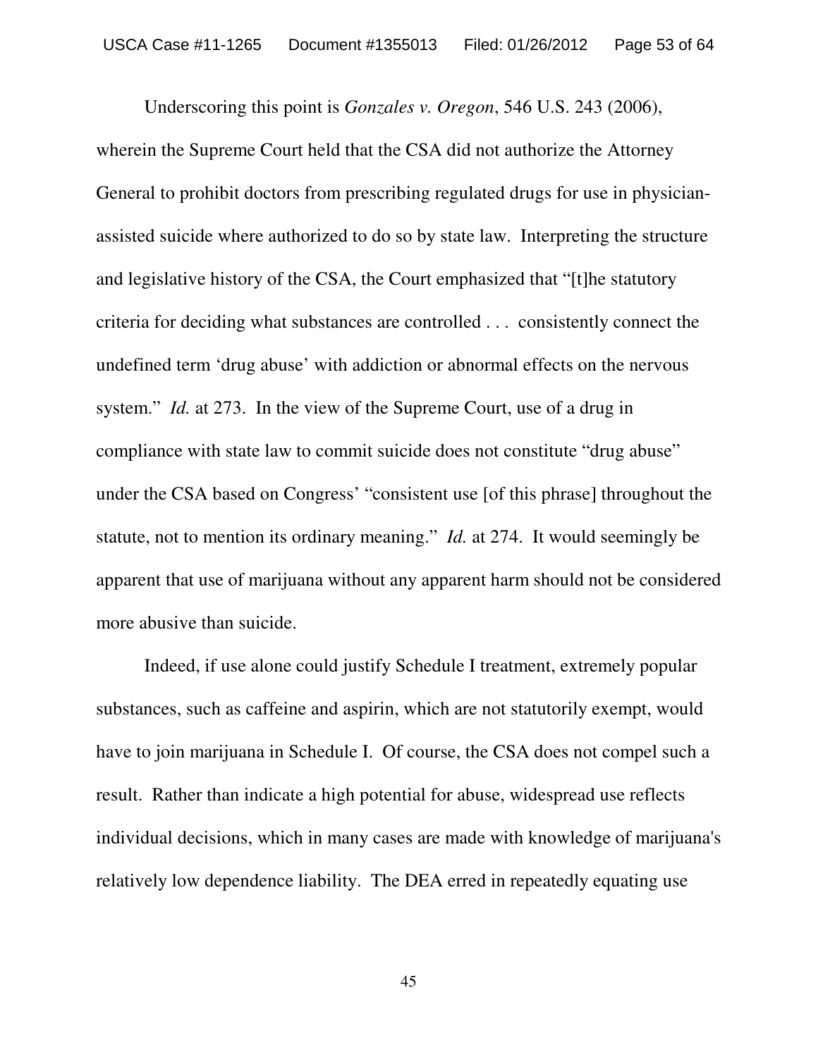Underscoring this point is *Gonzales v. Oregon*, 546 U.S. 243 (2006), wherein the Supreme Court held that the CSA did not authorize the Attorney General to prohibit doctors from prescribing regulated drugs for use in physician-assisted suicide where authorized to do so by state law. Interpreting the structure and legislative history of the CSA, the Court emphasized that "[t]he statutory criteria for deciding what substances are controlled . . . consistently connect the undefined term 'drug abuse' with addiction or abnormal effects on the nervous system." *Id.* at 273. In the view of the Supreme Court, use of a drug in compliance with state law to commit suicide does not constitute "drug abuse" under the CSA based on Congress' "consistent use [of this phrase] throughout the statute, not to mention its ordinary meaning." *Id.* at 274. It would seemingly be apparent that use of marijuana without any apparent harm should not be considered more abusive than suicide.

Indeed, if use alone could justify Schedule I treatment, extremely popular substances, such as caffeine and aspirin, which are not statutorily exempt, would have to join marijuana in Schedule I. Of course, the CSA does not compel such a result. Rather than indicate a high potential for abuse, widespread use reflects individual decisions, which in many cases are made with knowledge of marijuana's relatively low dependence liability. The DEA erred in repeatedly equating use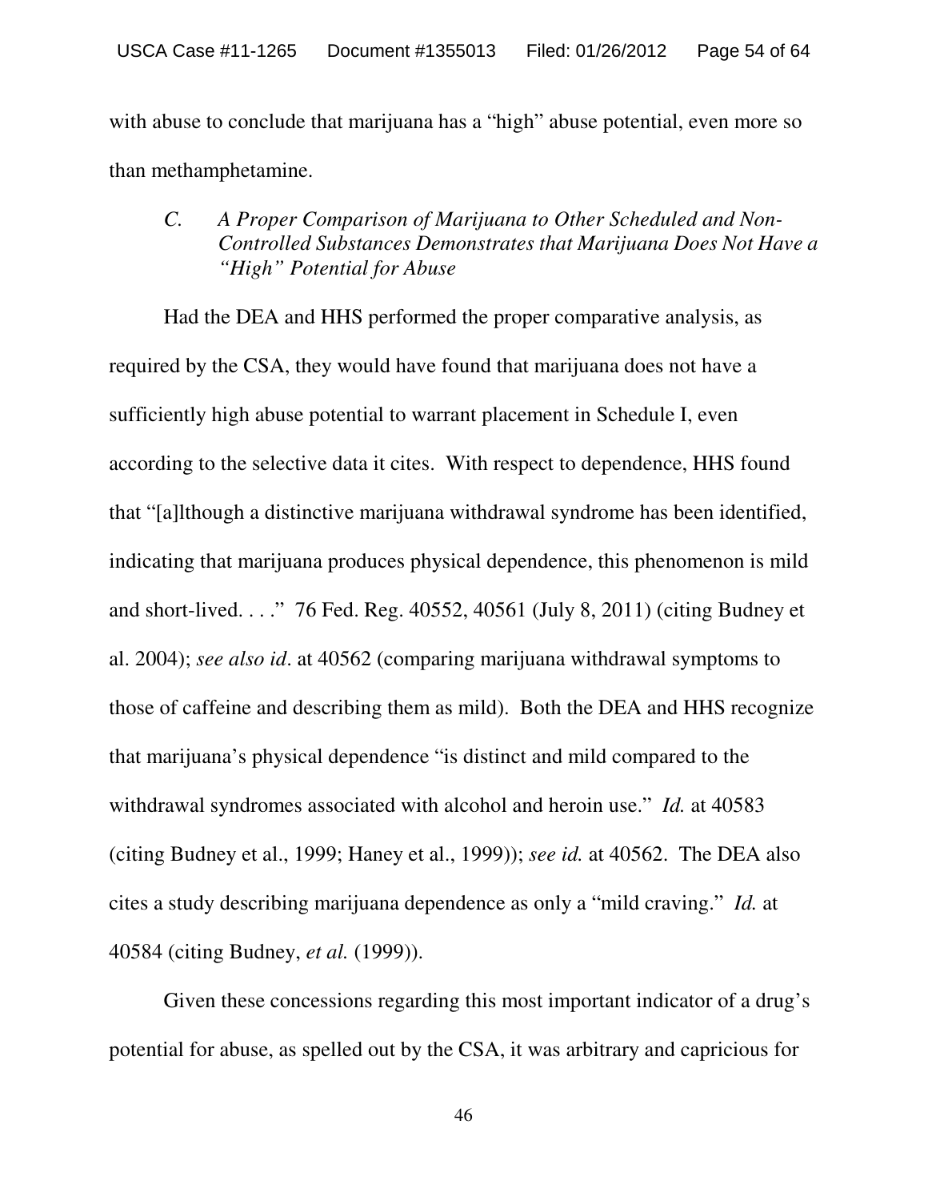with abuse to conclude that marijuana has a "high" abuse potential, even more so than methamphetamine.

### *C. A Proper Comparison of Marijuana to Other Scheduled and Non-Controlled Substances Demonstrates that Marijuana Does Not Have a "High" Potential for Abuse*

Had the DEA and HHS performed the proper comparative analysis, as required by the CSA, they would have found that marijuana does not have a sufficiently high abuse potential to warrant placement in Schedule I, even according to the selective data it cites. With respect to dependence, HHS found that "[a]lthough a distinctive marijuana withdrawal syndrome has been identified, indicating that marijuana produces physical dependence, this phenomenon is mild and short-lived. . . ." 76 Fed. Reg. 40552, 40561 (July 8, 2011) (citing Budney et al. 2004); *see also id*. at 40562 (comparing marijuana withdrawal symptoms to those of caffeine and describing them as mild). Both the DEA and HHS recognize that marijuana's physical dependence "is distinct and mild compared to the withdrawal syndromes associated with alcohol and heroin use." *Id.* at 40583 (citing Budney et al., 1999; Haney et al., 1999)); *see id.* at 40562. The DEA also cites a study describing marijuana dependence as only a "mild craving." *Id.* at 40584 (citing Budney, *et al.* (1999)).

Given these concessions regarding this most important indicator of a drug's potential for abuse, as spelled out by the CSA, it was arbitrary and capricious for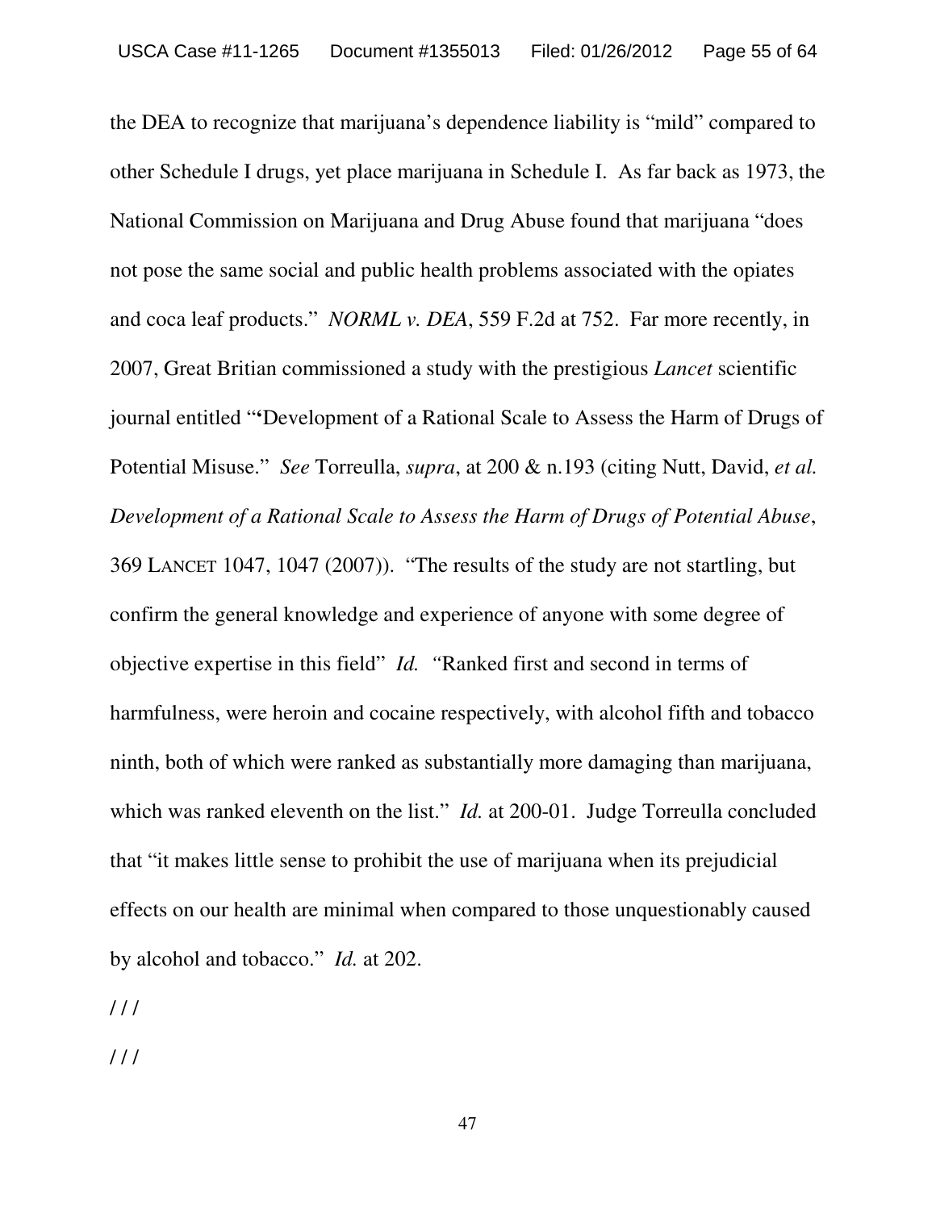the DEA to recognize that marijuana's dependence liability is "mild" compared to other Schedule I drugs, yet place marijuana in Schedule I. As far back as 1973, the National Commission on Marijuana and Drug Abuse found that marijuana "does not pose the same social and public health problems associated with the opiates and coca leaf products." *NORML v. DEA*, 559 F.2d at 752. Far more recently, in 2007, Great Britian commissioned a study with the prestigious *Lancet* scientific journal entitled "**"**Development of a Rational Scale to Assess the Harm of Drugs of Potential Misuse." *See* Torreulla, *supra*, at 200 & n.193 (citing Nutt, David, *et al. Development of a Rational Scale to Assess the Harm of Drugs of Potential Abuse*, 369 LANCET 1047, 1047 (2007)). "The results of the study are not startling, but confirm the general knowledge and experience of anyone with some degree of objective expertise in this field" *Id.* "Ranked first and second in terms of harmfulness, were heroin and cocaine respectively, with alcohol fifth and tobacco ninth, both of which were ranked as substantially more damaging than marijuana, which was ranked eleventh on the list." *Id.* at 200-01. Judge Torreulla concluded that "it makes little sense to prohibit the use of marijuana when its prejudicial effects on our health are minimal when compared to those unquestionably caused by alcohol and tobacco." *Id.* at 202.

/ / /

/ / /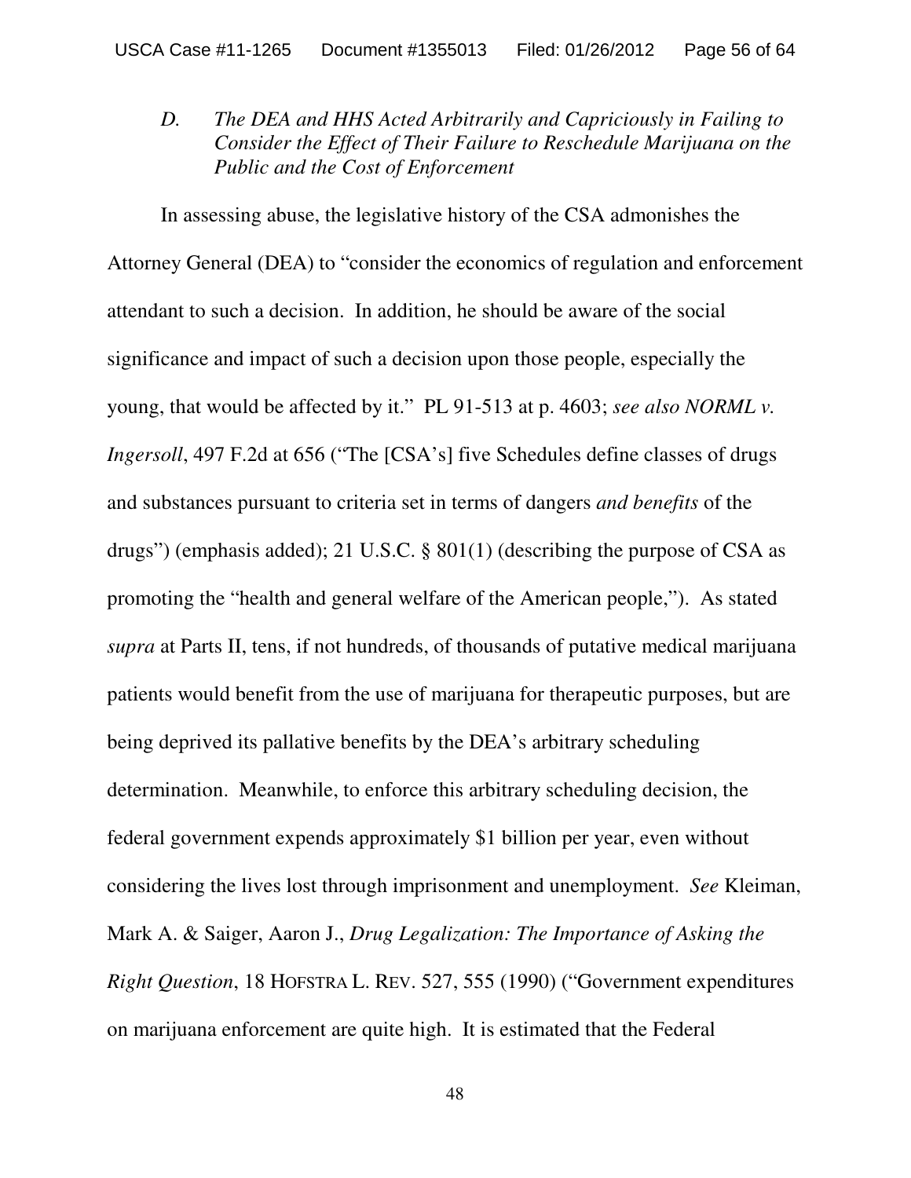### *D. The DEA and HHS Acted Arbitrarily and Capriciously in Failing to Consider the Effect of Their Failure to Reschedule Marijuana on the Public and the Cost of Enforcement*

In assessing abuse, the legislative history of the CSA admonishes the Attorney General (DEA) to "consider the economics of regulation and enforcement attendant to such a decision. In addition, he should be aware of the social significance and impact of such a decision upon those people, especially the young, that would be affected by it." PL 91-513 at p. 4603; *see also NORML v. Ingersoll*, 497 F.2d at 656 ("The [CSA's] five Schedules define classes of drugs and substances pursuant to criteria set in terms of dangers *and benefits* of the drugs") (emphasis added); 21 U.S.C. § 801(1) (describing the purpose of CSA as promoting the "health and general welfare of the American people,"). As stated *supra* at Parts II, tens, if not hundreds, of thousands of putative medical marijuana patients would benefit from the use of marijuana for therapeutic purposes, but are being deprived its pallative benefits by the DEA's arbitrary scheduling determination. Meanwhile, to enforce this arbitrary scheduling decision, the federal government expends approximately $1 billion per year, even without considering the lives lost through imprisonment and unemployment. *See* Kleiman, Mark A. & Saiger, Aaron J., *Drug Legalization: The Importance of Asking the Right Question*, 18 HOFSTRA L. REV. 527, 555 (1990) ("Government expenditures on marijuana enforcement are quite high. It is estimated that the Federal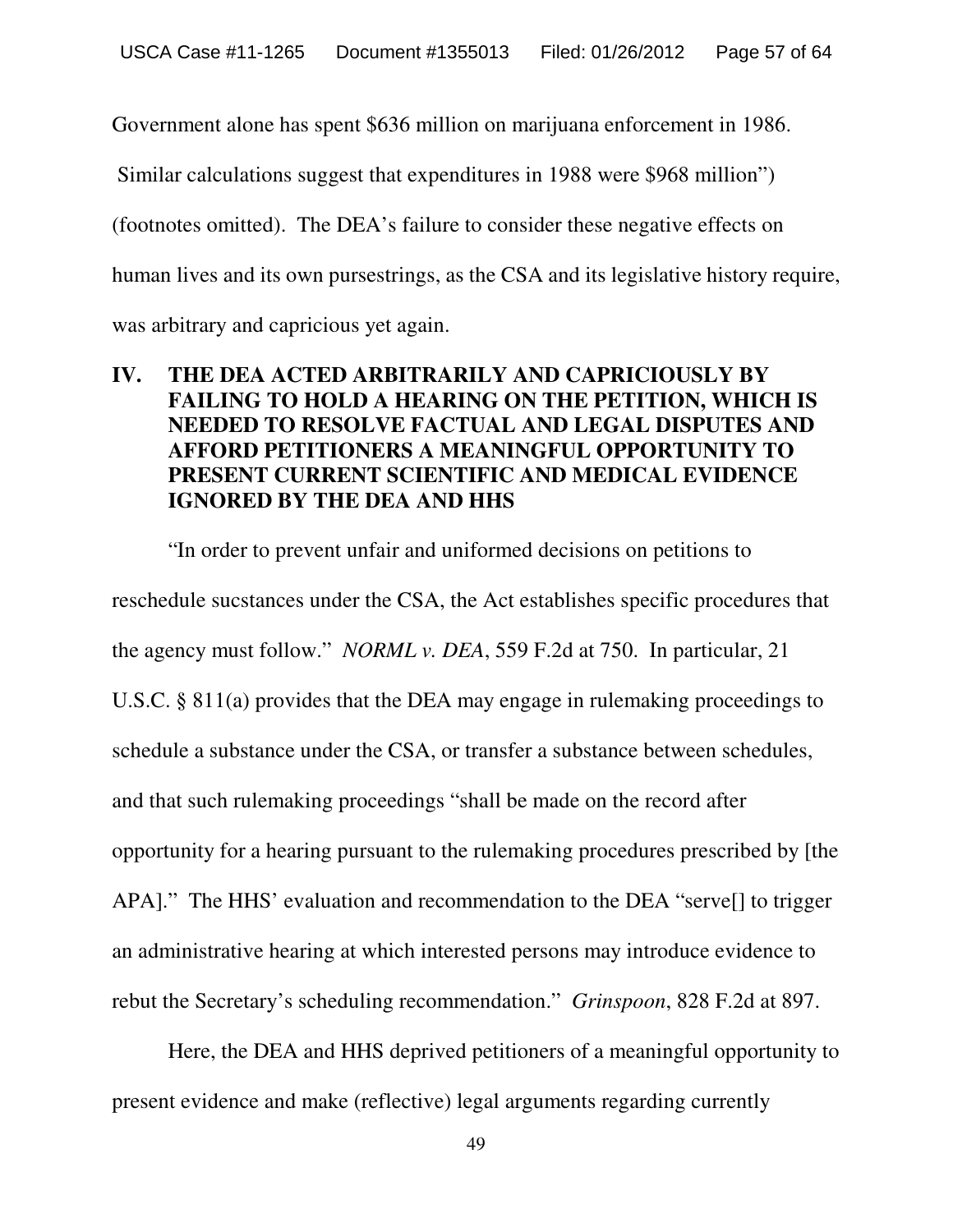Government alone has spent $636 million on marijuana enforcement in 1986.
Similar calculations suggest that expenditures in 1988 were $968 million") (footnotes omitted). The DEA's failure to consider these negative effects on human lives and its own pursestrings, as the CSA and its legislative history require, was arbitrary and capricious yet again.

## IV. THE DEA ACTED ARBITRARILY AND CAPRICIOUSLY BY FAILING TO HOLD A HEARING ON THE PETITION, WHICH IS NEEDED TO RESOLVE FACTUAL AND LEGAL DISPUTES AND AFFORD PETITIONERS A MEANINGFUL OPPORTUNITY TO PRESENT CURRENT SCIENTIFIC AND MEDICAL EVIDENCE IGNORED BY THE DEA AND HHS

"In order to prevent unfair and uniformed decisions on petitions to reschedule sucstances under the CSA, the Act establishes specific procedures that the agency must follow." *NORML v. DEA*, 559 F.2d at 750. In particular, 21 U.S.C. § 811(a) provides that the DEA may engage in rulemaking proceedings to schedule a substance under the CSA, or transfer a substance between schedules, and that such rulemaking proceedings "shall be made on the record after opportunity for a hearing pursuant to the rulemaking procedures prescribed by [the APA]." The HHS' evaluation and recommendation to the DEA "serve[] to trigger an administrative hearing at which interested persons may introduce evidence to rebut the Secretary's scheduling recommendation." *Grinspoon*, 828 F.2d at 897.

Here, the DEA and HHS deprived petitioners of a meaningful opportunity to present evidence and make (reflective) legal arguments regarding currently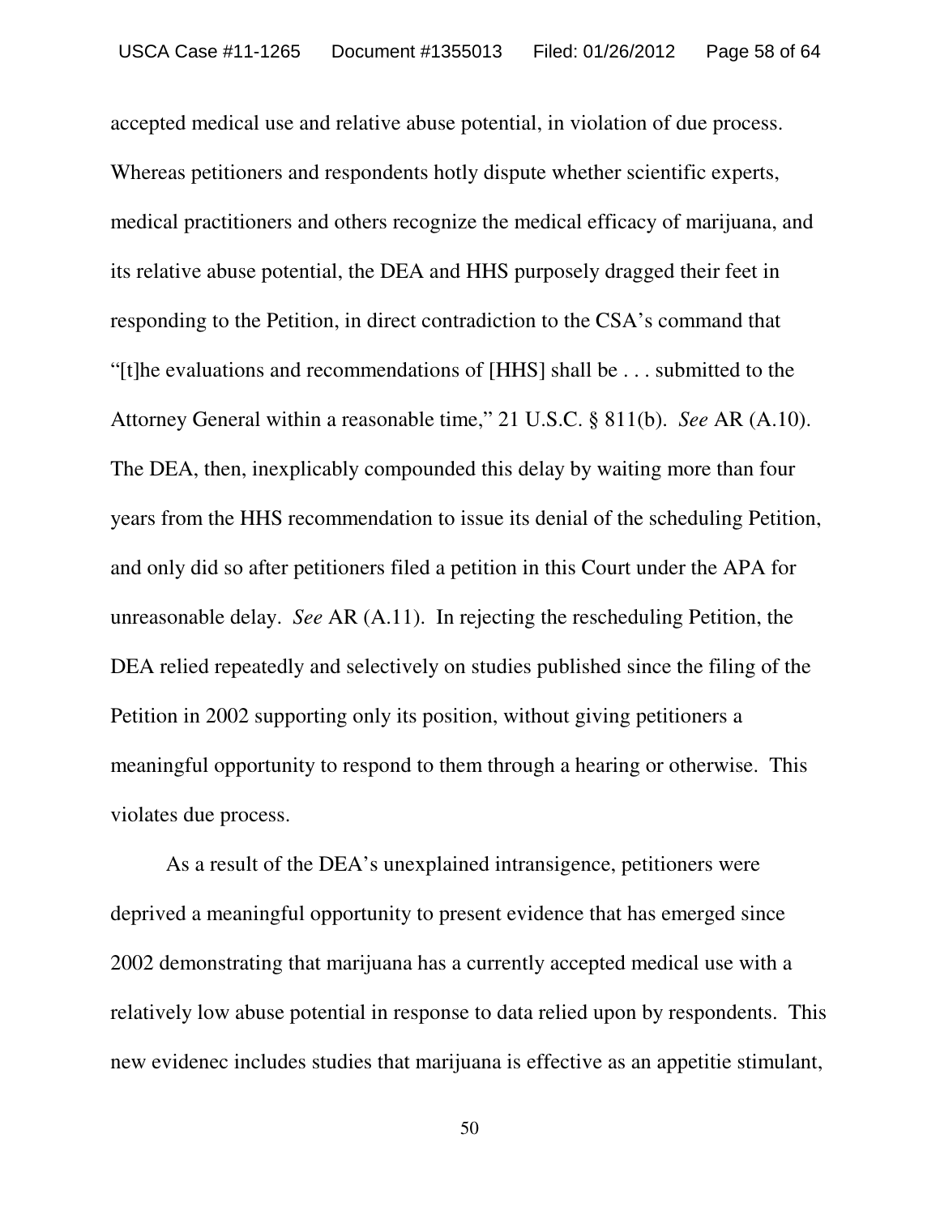accepted medical use and relative abuse potential, in violation of due process. Whereas petitioners and respondents hotly dispute whether scientific experts, medical practitioners and others recognize the medical efficacy of marijuana, and its relative abuse potential, the DEA and HHS purposely dragged their feet in responding to the Petition, in direct contradiction to the CSA's command that "[t]he evaluations and recommendations of [HHS] shall be . . . submitted to the Attorney General within a reasonable time," 21 U.S.C. § 811(b). *See* AR (A.10). The DEA, then, inexplicably compounded this delay by waiting more than four years from the HHS recommendation to issue its denial of the scheduling Petition, and only did so after petitioners filed a petition in this Court under the APA for unreasonable delay. *See* AR (A.11). In rejecting the rescheduling Petition, the DEA relied repeatedly and selectively on studies published since the filing of the Petition in 2002 supporting only its position, without giving petitioners a meaningful opportunity to respond to them through a hearing or otherwise. This violates due process.

As a result of the DEA's unexplained intransigence, petitioners were deprived a meaningful opportunity to present evidence that has emerged since 2002 demonstrating that marijuana has a currently accepted medical use with a relatively low abuse potential in response to data relied upon by respondents. This new evidenec includes studies that marijuana is effective as an appetitie stimulant,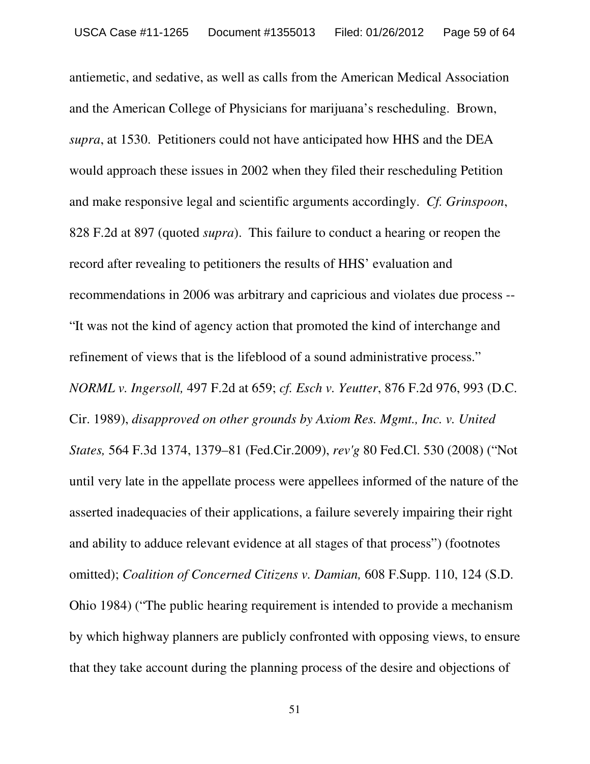antiemetic, and sedative, as well as calls from the American Medical Association and the American College of Physicians for marijuana's rescheduling. Brown, *supra*, at 1530. Petitioners could not have anticipated how HHS and the DEA would approach these issues in 2002 when they filed their rescheduling Petition and make responsive legal and scientific arguments accordingly. *Cf. Grinspoon*, 828 F.2d at 897 (quoted *supra*). This failure to conduct a hearing or reopen the record after revealing to petitioners the results of HHS' evaluation and recommendations in 2006 was arbitrary and capricious and violates due process -- "It was not the kind of agency action that promoted the kind of interchange and refinement of views that is the lifeblood of a sound administrative process." *NORML v. Ingersoll,* 497 F.2d at 659; *cf. Esch v. Yeutter*, 876 F.2d 976, 993 (D.C. Cir. 1989), *disapproved on other grounds by Axiom Res. Mgmt., Inc. v. United States,* 564 F.3d 1374, 1379–81 (Fed.Cir.2009), *rev'g* 80 Fed.Cl. 530 (2008) ("Not until very late in the appellate process were appellees informed of the nature of the asserted inadequacies of their applications, a failure severely impairing their right and ability to adduce relevant evidence at all stages of that process") (footnotes omitted); *Coalition of Concerned Citizens v. Damian,* 608 F.Supp. 110, 124 (S.D. Ohio 1984) ("The public hearing requirement is intended to provide a mechanism by which highway planners are publicly confronted with opposing views, to ensure that they take account during the planning process of the desire and objections of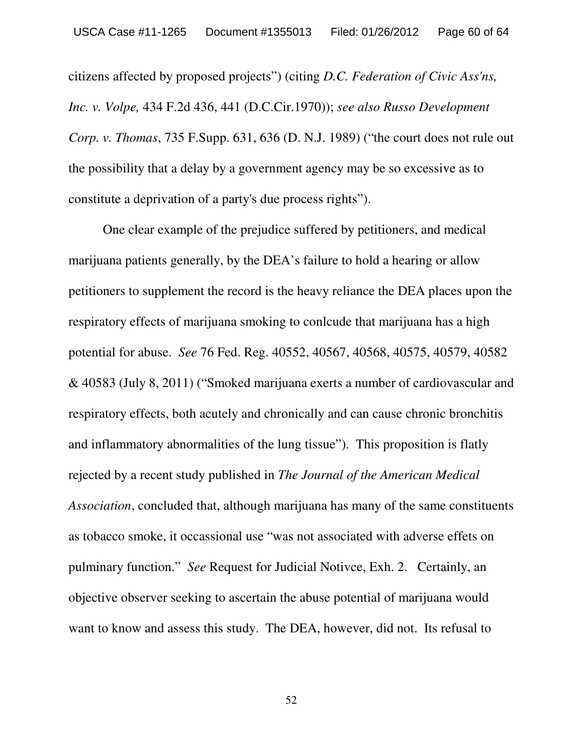citizens affected by proposed projects") (citing *D.C. Federation of Civic Ass'ns, Inc. v. Volpe,* 434 F.2d 436, 441 (D.C.Cir.1970)); *see also Russo Development Corp. v. Thomas*, 735 F.Supp. 631, 636 (D. N.J. 1989) ("the court does not rule out the possibility that a delay by a government agency may be so excessive as to constitute a deprivation of a party's due process rights").

One clear example of the prejudice suffered by petitioners, and medical marijuana patients generally, by the DEA's failure to hold a hearing or allow petitioners to supplement the record is the heavy reliance the DEA places upon the respiratory effects of marijuana smoking to conlcude that marijuana has a high potential for abuse. *See* 76 Fed. Reg. 40552, 40567, 40568, 40575, 40579, 40582 & 40583 (July 8, 2011) ("Smoked marijuana exerts a number of cardiovascular and respiratory effects, both acutely and chronically and can cause chronic bronchitis and inflammatory abnormalities of the lung tissue"). This proposition is flatly rejected by a recent study published in *The Journal of the American Medical Association*, concluded that, although marijuana has many of the same constituents as tobacco smoke, it occassional use "was not associated with adverse effets on pulminary function." *See* Request for Judicial Notivce, Exh. 2. Certainly, an objective observer seeking to ascertain the abuse potential of marijuana would want to know and assess this study. The DEA, however, did not. Its refusal to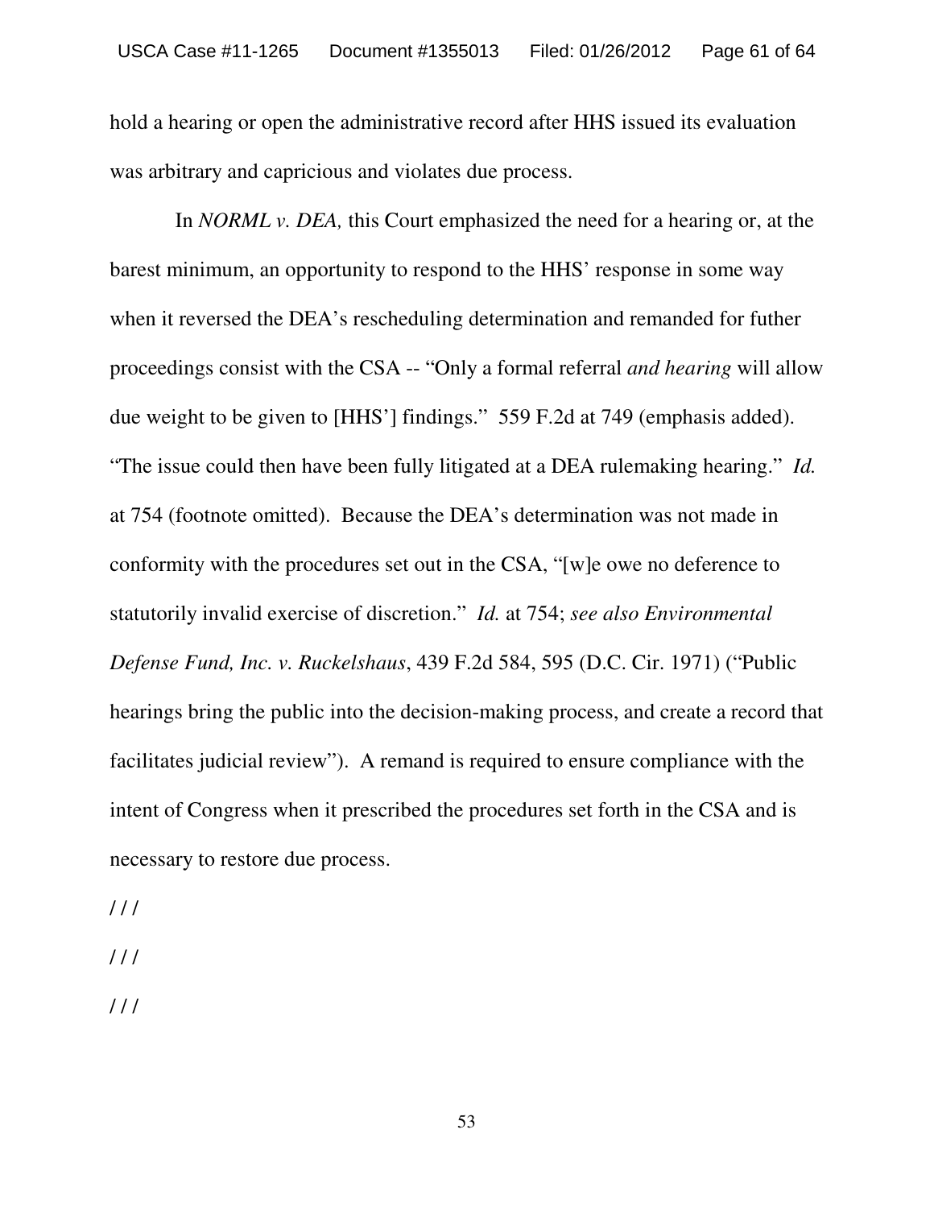hold a hearing or open the administrative record after HHS issued its evaluation was arbitrary and capricious and violates due process.

In *NORML v. DEA,* this Court emphasized the need for a hearing or, at the barest minimum, an opportunity to respond to the HHS' response in some way when it reversed the DEA's rescheduling determination and remanded for futher proceedings consist with the CSA -- "Only a formal referral *and hearing* will allow due weight to be given to [HHS'] findings." 559 F.2d at 749 (emphasis added). "The issue could then have been fully litigated at a DEA rulemaking hearing." *Id.* at 754 (footnote omitted). Because the DEA's determination was not made in conformity with the procedures set out in the CSA, "[w]e owe no deference to statutorily invalid exercise of discretion." *Id.* at 754; *see also Environmental Defense Fund, Inc. v. Ruckelshaus*, 439 F.2d 584, 595 (D.C. Cir. 1971) ("Public hearings bring the public into the decision-making process, and create a record that facilitates judicial review"). A remand is required to ensure compliance with the intent of Congress when it prescribed the procedures set forth in the CSA and is necessary to restore due process.

/ / /

/ / /

/ / /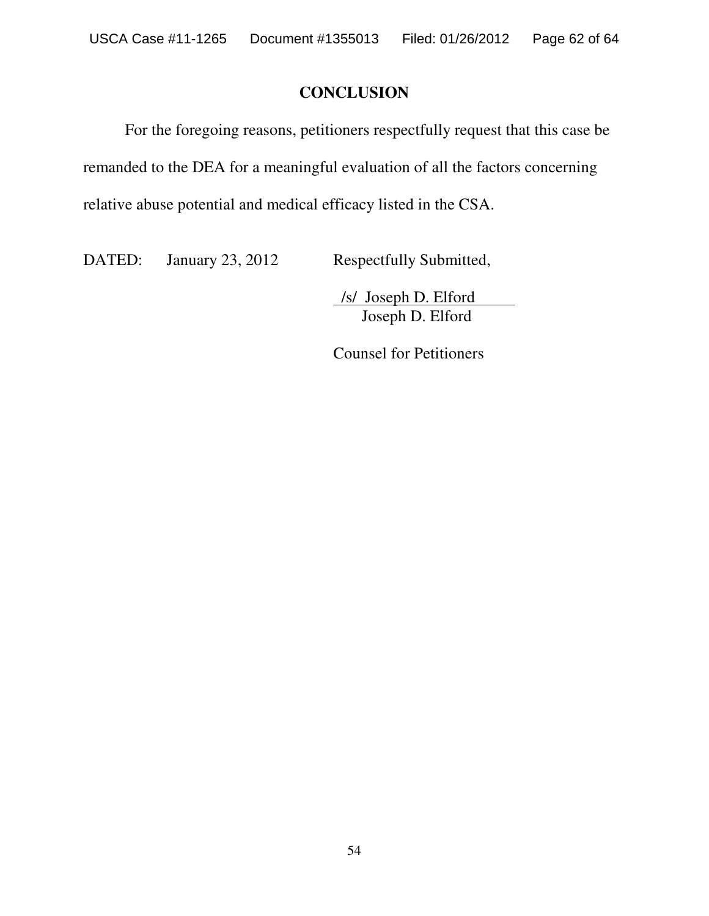## CONCLUSION

For the foregoing reasons, petitioners respectfully request that this case be remanded to the DEA for a meaningful evaluation of all the factors concerning relative abuse potential and medical efficacy listed in the CSA.

DATED: January 23, 2012

Respectfully Submitted,

/s/ Joseph D. Elford
Joseph D. Elford

Counsel for Petitioners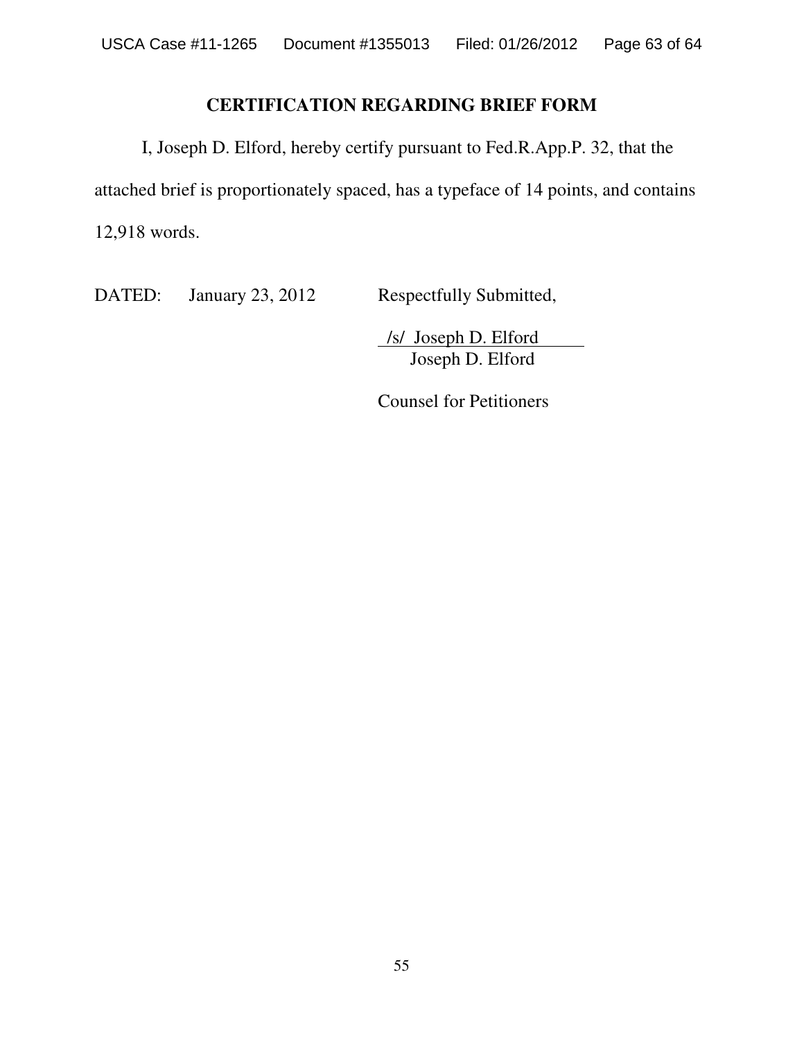## CERTIFICATION REGARDING BRIEF FORM

I, Joseph D. Elford, hereby certify pursuant to Fed.R.App.P. 32, that the attached brief is proportionately spaced, has a typeface of 14 points, and contains 12,918 words.

DATED: January 23, 2012

Respectfully Submitted,

/s/ Joseph D. Elford
Joseph D. Elford

Counsel for Petitioners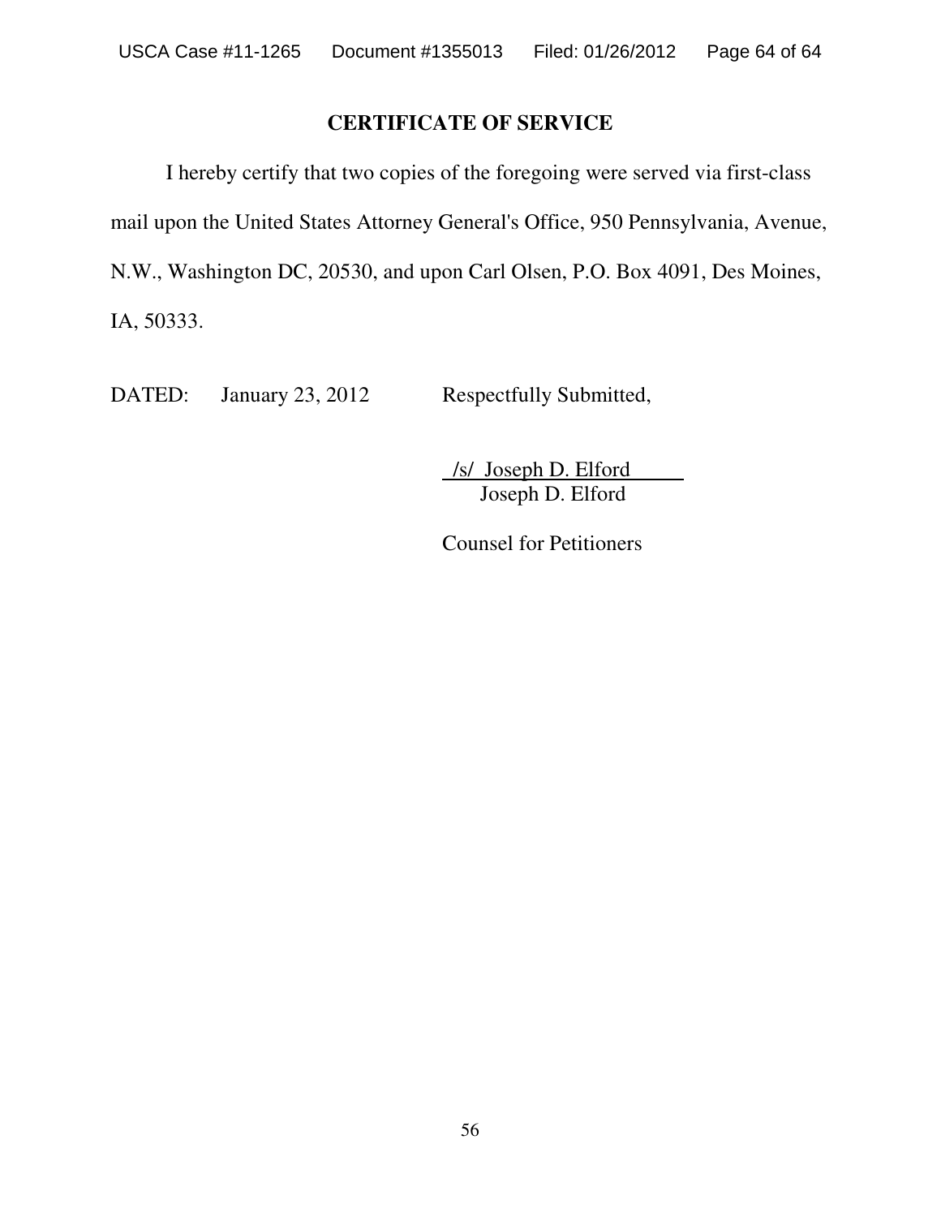## CERTIFICATE OF SERVICE

I hereby certify that two copies of the foregoing were served via first-class mail upon the United States Attorney General's Office, 950 Pennsylvania, Avenue, N.W., Washington DC, 20530, and upon Carl Olsen, P.O. Box 4091, Des Moines, IA, 50333.

DATED: January 23, 2012 Respectfully Submitted,

/s/ Joseph D. Elford
Joseph D. Elford

Counsel for Petitioners